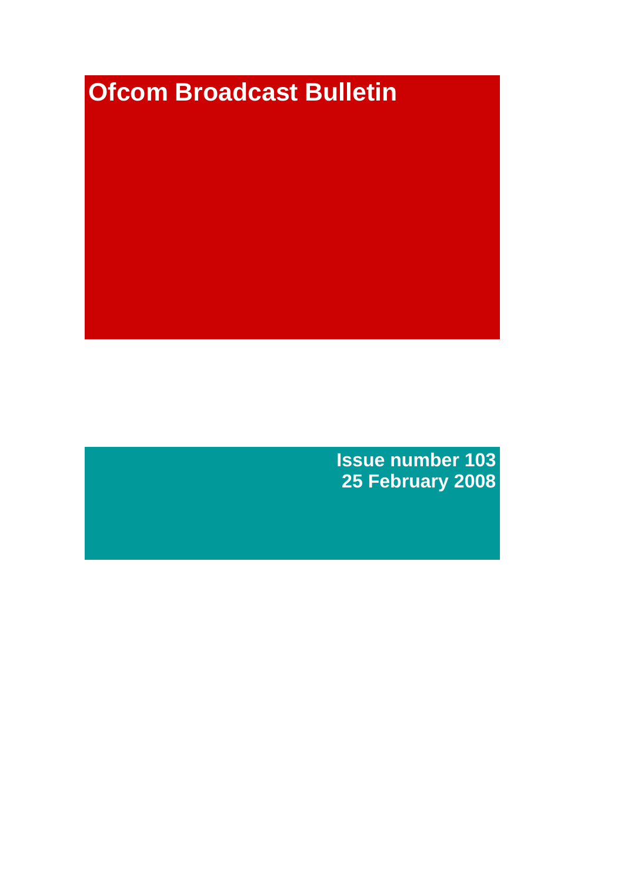# Ofcom Broadcast Bulletin

**Issue number 103**
**25 February 2008**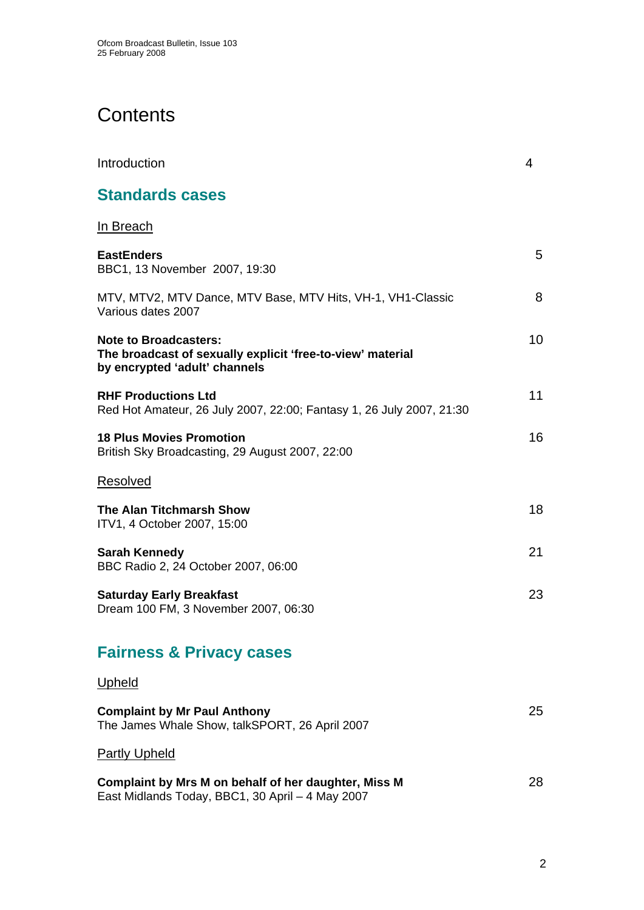# Contents

Introduction 4

## Standards cases

In Breach

**EastEnders**
BBC1, 13 November 2007, 19:30 5

MTV, MTV2, MTV Dance, MTV Base, MTV Hits, VH-1, VH1-Classic
Various dates 2007 8

**Note to Broadcasters:**
**The broadcast of sexually explicit 'free-to-view' material by encrypted 'adult' channels** 10

**RHF Productions Ltd**
Red Hot Amateur, 26 July 2007, 22:00; Fantasy 1, 26 July 2007, 21:30 11

**18 Plus Movies Promotion**
British Sky Broadcasting, 29 August 2007, 22:00 16

Resolved

**The Alan Titchmarsh Show**
ITV1, 4 October 2007, 15:00 18

**Sarah Kennedy**
BBC Radio 2, 24 October 2007, 06:00 21

**Saturday Early Breakfast**
Dream 100 FM, 3 November 2007, 06:30 23

## Fairness & Privacy cases

Upheld

**Complaint by Mr Paul Anthony**
The James Whale Show, talkSPORT, 26 April 2007 25

Partly Upheld

**Complaint by Mrs M on behalf of her daughter, Miss M**
East Midlands Today, BBC1, 30 April – 4 May 2007 28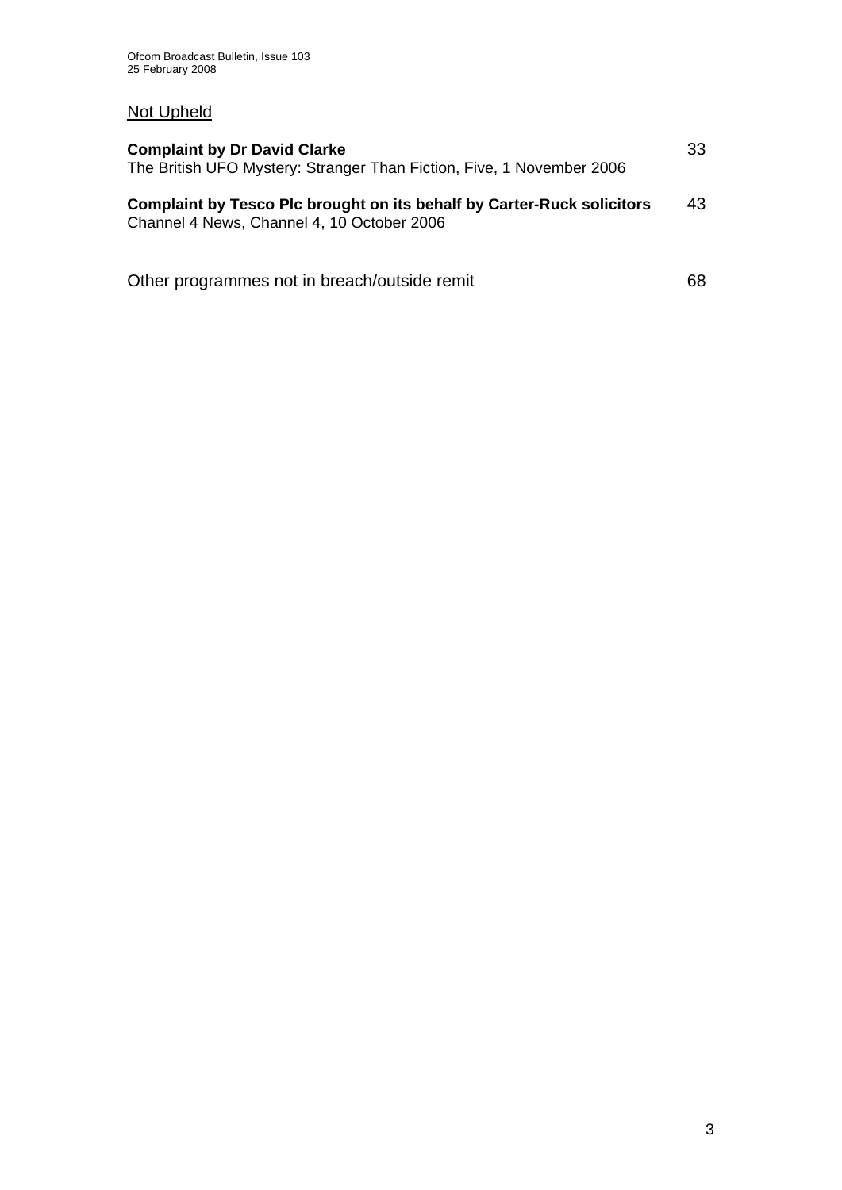## Not Upheld

**Complaint by Dr David Clarke** 33
The British UFO Mystery: Stranger Than Fiction, Five, 1 November 2006

**Complaint by Tesco Plc brought on its behalf by Carter-Ruck solicitors** 43
Channel 4 News, Channel 4, 10 October 2006

Other programmes not in breach/outside remit 68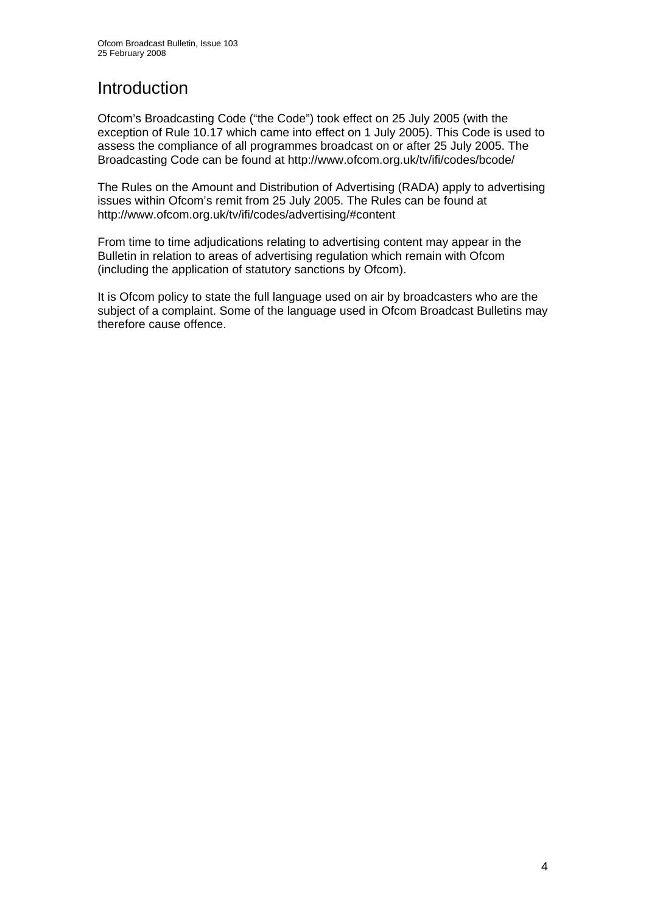# Introduction

Ofcom's Broadcasting Code ("the Code") took effect on 25 July 2005 (with the exception of Rule 10.17 which came into effect on 1 July 2005). This Code is used to assess the compliance of all programmes broadcast on or after 25 July 2005. The Broadcasting Code can be found at http://www.ofcom.org.uk/tv/ifi/codes/bcode/

The Rules on the Amount and Distribution of Advertising (RADA) apply to advertising issues within Ofcom's remit from 25 July 2005. The Rules can be found at http://www.ofcom.org.uk/tv/ifi/codes/advertising/#content

From time to time adjudications relating to advertising content may appear in the Bulletin in relation to areas of advertising regulation which remain with Ofcom (including the application of statutory sanctions by Ofcom).

It is Ofcom policy to state the full language used on air by broadcasters who are the subject of a complaint. Some of the language used in Ofcom Broadcast Bulletins may therefore cause offence.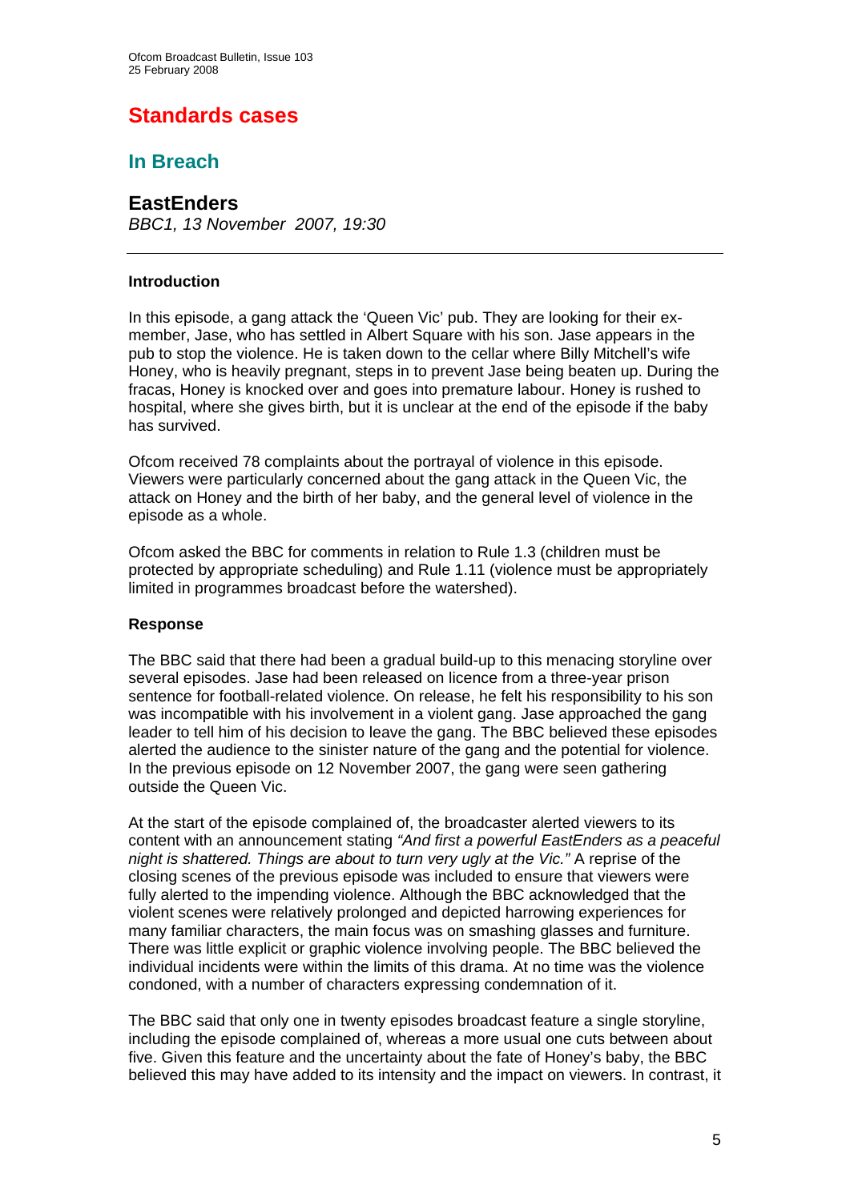# Standards cases

## In Breach

### EastEnders

*BBC1, 13 November 2007, 19:30*

---

**Introduction**

In this episode, a gang attack the 'Queen Vic' pub. They are looking for their ex-member, Jase, who has settled in Albert Square with his son. Jase appears in the pub to stop the violence. He is taken down to the cellar where Billy Mitchell's wife Honey, who is heavily pregnant, steps in to prevent Jase being beaten up. During the fracas, Honey is knocked over and goes into premature labour. Honey is rushed to hospital, where she gives birth, but it is unclear at the end of the episode if the baby has survived.

Ofcom received 78 complaints about the portrayal of violence in this episode. Viewers were particularly concerned about the gang attack in the Queen Vic, the attack on Honey and the birth of her baby, and the general level of violence in the episode as a whole.

Ofcom asked the BBC for comments in relation to Rule 1.3 (children must be protected by appropriate scheduling) and Rule 1.11 (violence must be appropriately limited in programmes broadcast before the watershed).

**Response**

The BBC said that there had been a gradual build-up to this menacing storyline over several episodes. Jase had been released on licence from a three-year prison sentence for football-related violence. On release, he felt his responsibility to his son was incompatible with his involvement in a violent gang. Jase approached the gang leader to tell him of his decision to leave the gang. The BBC believed these episodes alerted the audience to the sinister nature of the gang and the potential for violence. In the previous episode on 12 November 2007, the gang were seen gathering outside the Queen Vic.

At the start of the episode complained of, the broadcaster alerted viewers to its content with an announcement stating *"And first a powerful EastEnders as a peaceful night is shattered. Things are about to turn very ugly at the Vic."* A reprise of the closing scenes of the previous episode was included to ensure that viewers were fully alerted to the impending violence. Although the BBC acknowledged that the violent scenes were relatively prolonged and depicted harrowing experiences for many familiar characters, the main focus was on smashing glasses and furniture. There was little explicit or graphic violence involving people. The BBC believed the individual incidents were within the limits of this drama. At no time was the violence condoned, with a number of characters expressing condemnation of it.

The BBC said that only one in twenty episodes broadcast feature a single storyline, including the episode complained of, whereas a more usual one cuts between about five. Given this feature and the uncertainty about the fate of Honey's baby, the BBC believed this may have added to its intensity and the impact on viewers. In contrast, it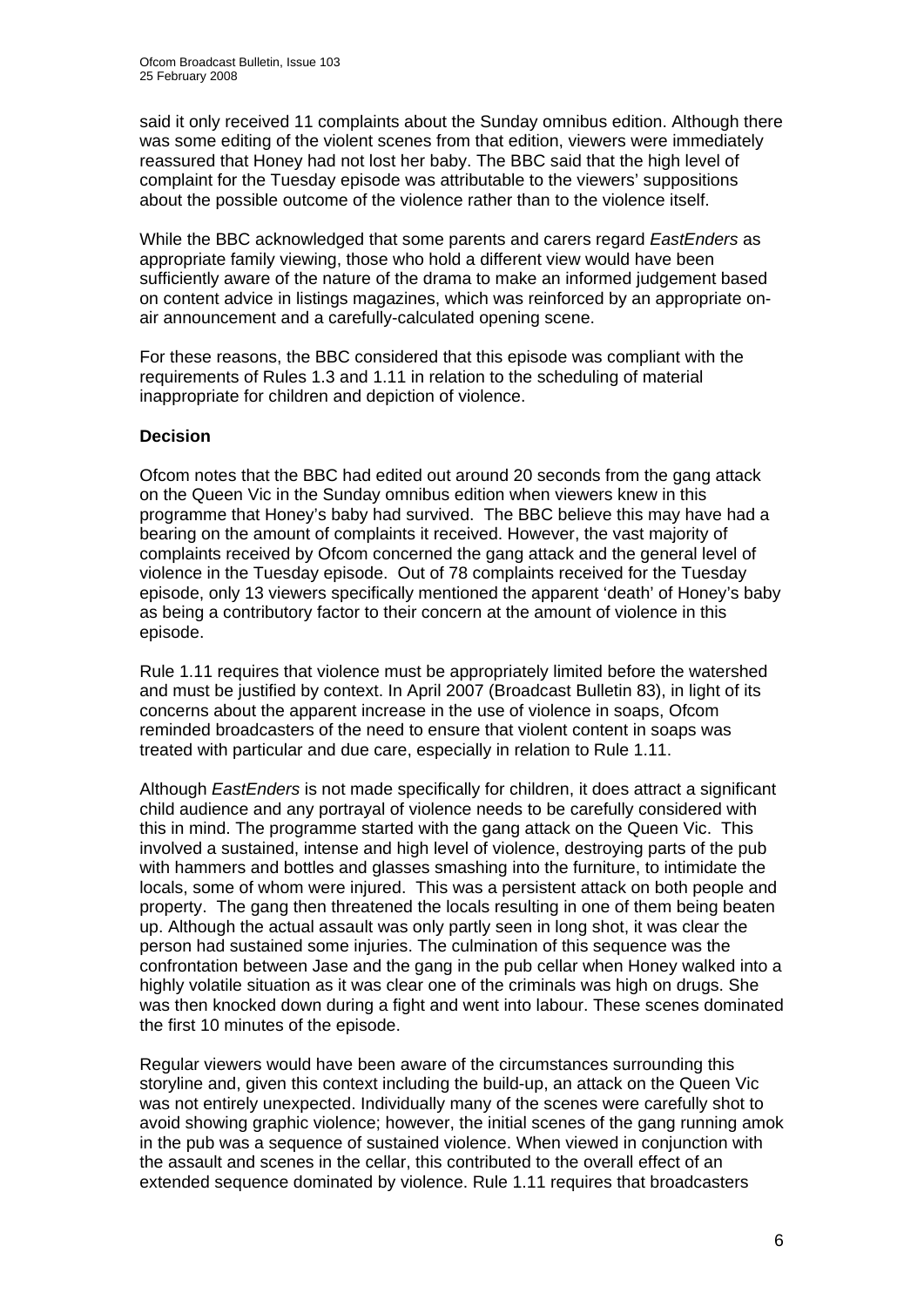said it only received 11 complaints about the Sunday omnibus edition. Although there was some editing of the violent scenes from that edition, viewers were immediately reassured that Honey had not lost her baby. The BBC said that the high level of complaint for the Tuesday episode was attributable to the viewers' suppositions about the possible outcome of the violence rather than to the violence itself.

While the BBC acknowledged that some parents and carers regard *EastEnders* as appropriate family viewing, those who hold a different view would have been sufficiently aware of the nature of the drama to make an informed judgement based on content advice in listings magazines, which was reinforced by an appropriate on-air announcement and a carefully-calculated opening scene.

For these reasons, the BBC considered that this episode was compliant with the requirements of Rules 1.3 and 1.11 in relation to the scheduling of material inappropriate for children and depiction of violence.

**Decision**

Ofcom notes that the BBC had edited out around 20 seconds from the gang attack on the Queen Vic in the Sunday omnibus edition when viewers knew in this programme that Honey's baby had survived. The BBC believe this may have had a bearing on the amount of complaints it received. However, the vast majority of complaints received by Ofcom concerned the gang attack and the general level of violence in the Tuesday episode. Out of 78 complaints received for the Tuesday episode, only 13 viewers specifically mentioned the apparent 'death' of Honey's baby as being a contributory factor to their concern at the amount of violence in this episode.

Rule 1.11 requires that violence must be appropriately limited before the watershed and must be justified by context. In April 2007 (Broadcast Bulletin 83), in light of its concerns about the apparent increase in the use of violence in soaps, Ofcom reminded broadcasters of the need to ensure that violent content in soaps was treated with particular and due care, especially in relation to Rule 1.11.

Although *EastEnders* is not made specifically for children, it does attract a significant child audience and any portrayal of violence needs to be carefully considered with this in mind. The programme started with the gang attack on the Queen Vic. This involved a sustained, intense and high level of violence, destroying parts of the pub with hammers and bottles and glasses smashing into the furniture, to intimidate the locals, some of whom were injured. This was a persistent attack on both people and property. The gang then threatened the locals resulting in one of them being beaten up. Although the actual assault was only partly seen in long shot, it was clear the person had sustained some injuries. The culmination of this sequence was the confrontation between Jase and the gang in the pub cellar when Honey walked into a highly volatile situation as it was clear one of the criminals was high on drugs. She was then knocked down during a fight and went into labour. These scenes dominated the first 10 minutes of the episode.

Regular viewers would have been aware of the circumstances surrounding this storyline and, given this context including the build-up, an attack on the Queen Vic was not entirely unexpected. Individually many of the scenes were carefully shot to avoid showing graphic violence; however, the initial scenes of the gang running amok in the pub was a sequence of sustained violence. When viewed in conjunction with the assault and scenes in the cellar, this contributed to the overall effect of an extended sequence dominated by violence. Rule 1.11 requires that broadcasters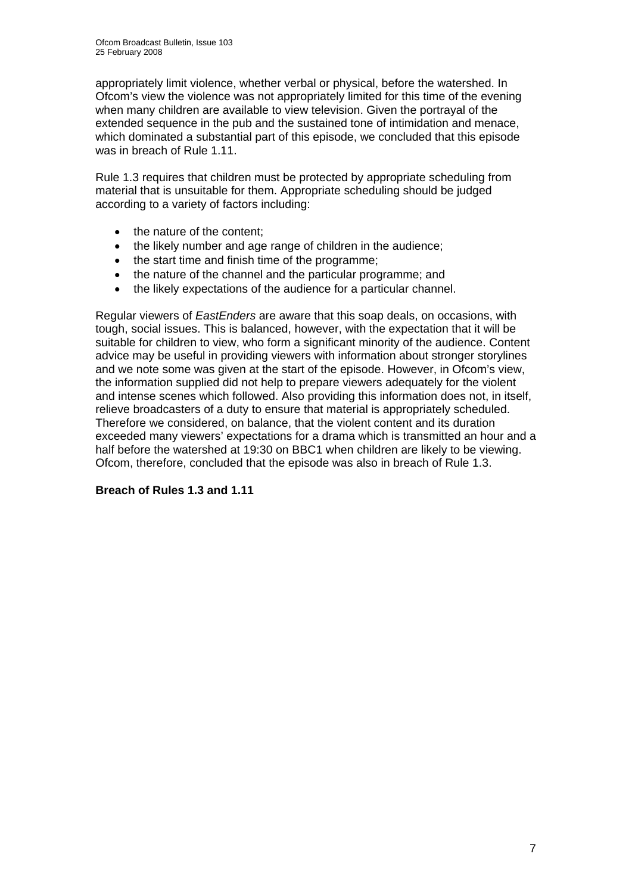appropriately limit violence, whether verbal or physical, before the watershed. In Ofcom's view the violence was not appropriately limited for this time of the evening when many children are available to view television. Given the portrayal of the extended sequence in the pub and the sustained tone of intimidation and menace, which dominated a substantial part of this episode, we concluded that this episode was in breach of Rule 1.11.

Rule 1.3 requires that children must be protected by appropriate scheduling from material that is unsuitable for them. Appropriate scheduling should be judged according to a variety of factors including:

- the nature of the content;
- the likely number and age range of children in the audience;
- the start time and finish time of the programme;
- the nature of the channel and the particular programme; and
- the likely expectations of the audience for a particular channel.

Regular viewers of *EastEnders* are aware that this soap deals, on occasions, with tough, social issues. This is balanced, however, with the expectation that it will be suitable for children to view, who form a significant minority of the audience. Content advice may be useful in providing viewers with information about stronger storylines and we note some was given at the start of the episode. However, in Ofcom's view, the information supplied did not help to prepare viewers adequately for the violent and intense scenes which followed. Also providing this information does not, in itself, relieve broadcasters of a duty to ensure that material is appropriately scheduled. Therefore we considered, on balance, that the violent content and its duration exceeded many viewers' expectations for a drama which is transmitted an hour and a half before the watershed at 19:30 on BBC1 when children are likely to be viewing. Ofcom, therefore, concluded that the episode was also in breach of Rule 1.3.

**Breach of Rules 1.3 and 1.11**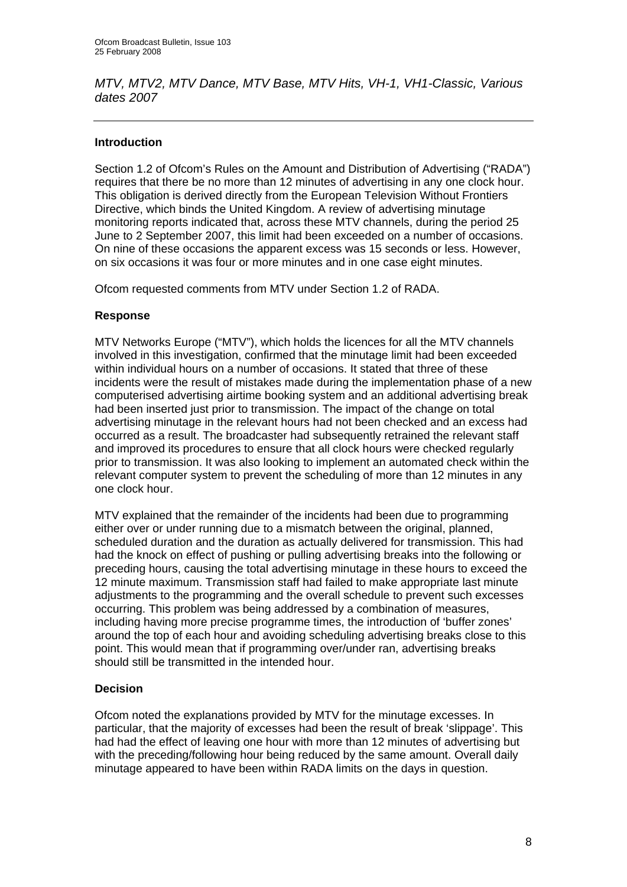*MTV, MTV2, MTV Dance, MTV Base, MTV Hits, VH-1, VH1-Classic, Various dates 2007*

---

**Introduction**

Section 1.2 of Ofcom's Rules on the Amount and Distribution of Advertising ("RADA") requires that there be no more than 12 minutes of advertising in any one clock hour. This obligation is derived directly from the European Television Without Frontiers Directive, which binds the United Kingdom. A review of advertising minutage monitoring reports indicated that, across these MTV channels, during the period 25 June to 2 September 2007, this limit had been exceeded on a number of occasions. On nine of these occasions the apparent excess was 15 seconds or less. However, on six occasions it was four or more minutes and in one case eight minutes.

Ofcom requested comments from MTV under Section 1.2 of RADA.

**Response**

MTV Networks Europe ("MTV"), which holds the licences for all the MTV channels involved in this investigation, confirmed that the minutage limit had been exceeded within individual hours on a number of occasions. It stated that three of these incidents were the result of mistakes made during the implementation phase of a new computerised advertising airtime booking system and an additional advertising break had been inserted just prior to transmission. The impact of the change on total advertising minutage in the relevant hours had not been checked and an excess had occurred as a result. The broadcaster had subsequently retrained the relevant staff and improved its procedures to ensure that all clock hours were checked regularly prior to transmission. It was also looking to implement an automated check within the relevant computer system to prevent the scheduling of more than 12 minutes in any one clock hour.

MTV explained that the remainder of the incidents had been due to programming either over or under running due to a mismatch between the original, planned, scheduled duration and the duration as actually delivered for transmission. This had had the knock on effect of pushing or pulling advertising breaks into the following or preceding hours, causing the total advertising minutage in these hours to exceed the 12 minute maximum. Transmission staff had failed to make appropriate last minute adjustments to the programming and the overall schedule to prevent such excesses occurring. This problem was being addressed by a combination of measures, including having more precise programme times, the introduction of 'buffer zones' around the top of each hour and avoiding scheduling advertising breaks close to this point. This would mean that if programming over/under ran, advertising breaks should still be transmitted in the intended hour.

**Decision**

Ofcom noted the explanations provided by MTV for the minutage excesses. In particular, that the majority of excesses had been the result of break 'slippage'. This had had the effect of leaving one hour with more than 12 minutes of advertising but with the preceding/following hour being reduced by the same amount. Overall daily minutage appeared to have been within RADA limits on the days in question.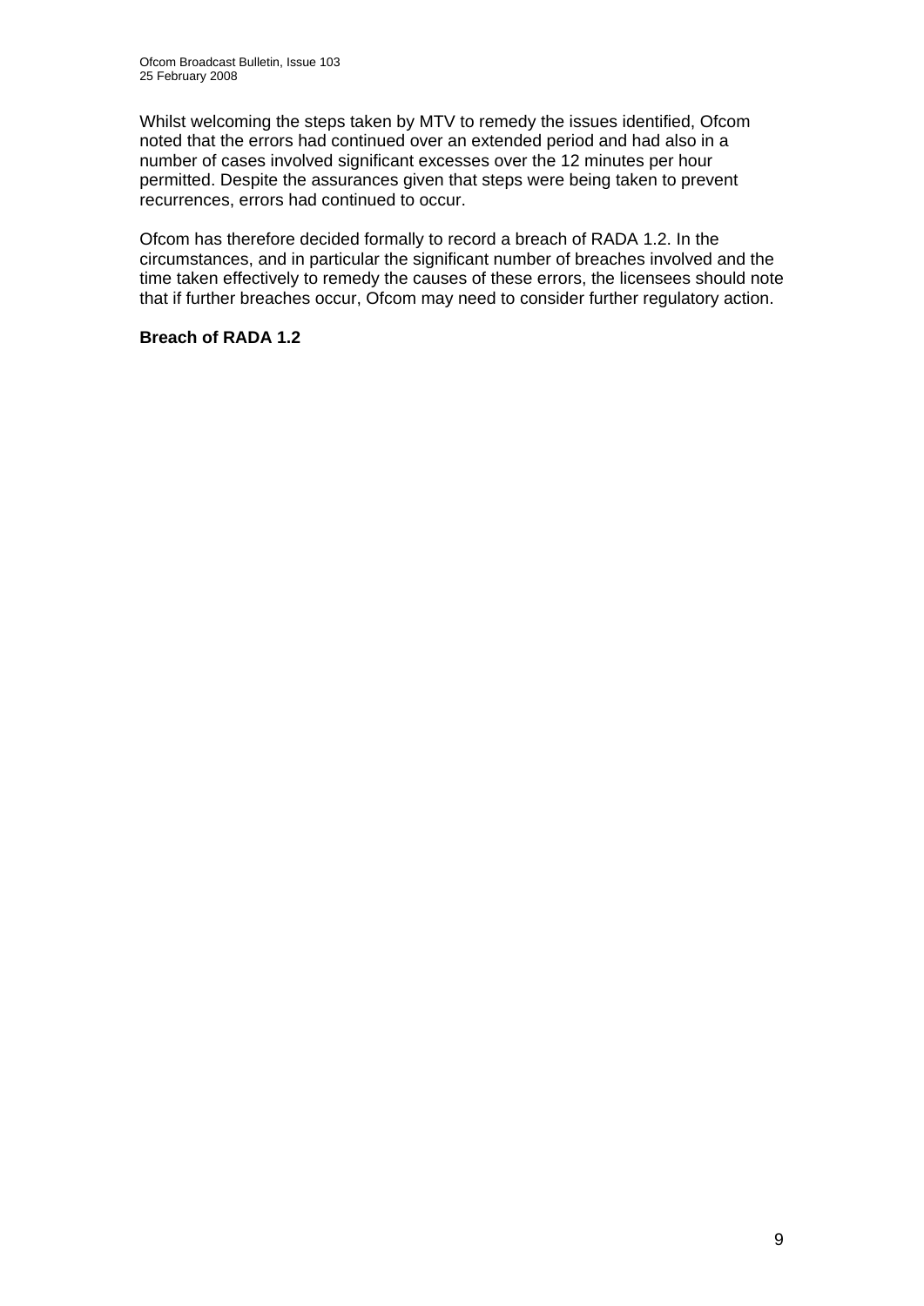Whilst welcoming the steps taken by MTV to remedy the issues identified, Ofcom noted that the errors had continued over an extended period and had also in a number of cases involved significant excesses over the 12 minutes per hour permitted. Despite the assurances given that steps were being taken to prevent recurrences, errors had continued to occur.

Ofcom has therefore decided formally to record a breach of RADA 1.2. In the circumstances, and in particular the significant number of breaches involved and the time taken effectively to remedy the causes of these errors, the licensees should note that if further breaches occur, Ofcom may need to consider further regulatory action.

**Breach of RADA 1.2**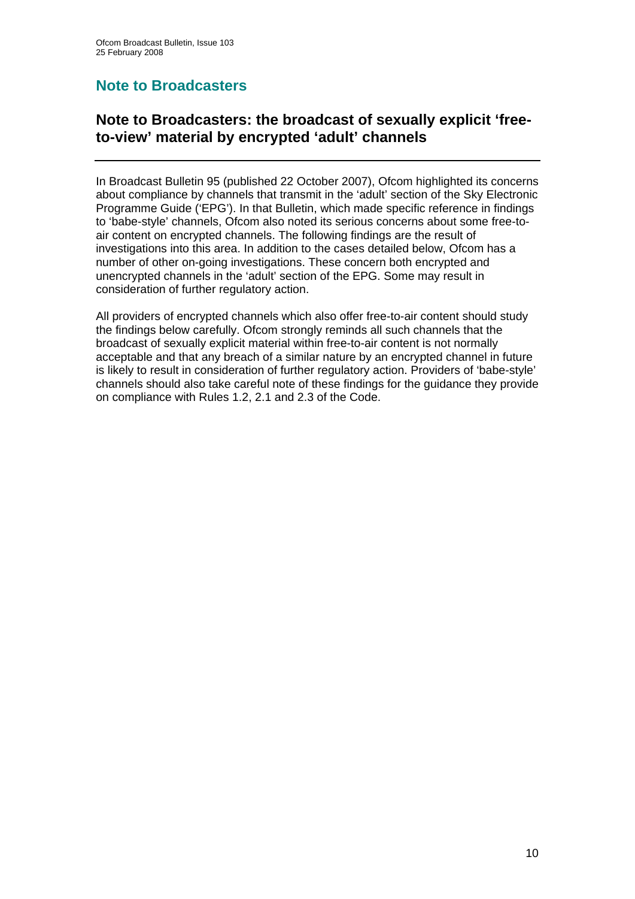## Note to Broadcasters

### Note to Broadcasters: the broadcast of sexually explicit 'free-to-view' material by encrypted 'adult' channels

---

In Broadcast Bulletin 95 (published 22 October 2007), Ofcom highlighted its concerns about compliance by channels that transmit in the 'adult' section of the Sky Electronic Programme Guide ('EPG'). In that Bulletin, which made specific reference in findings to 'babe-style' channels, Ofcom also noted its serious concerns about some free-to-air content on encrypted channels. The following findings are the result of investigations into this area. In addition to the cases detailed below, Ofcom has a number of other on-going investigations. These concern both encrypted and unencrypted channels in the 'adult' section of the EPG. Some may result in consideration of further regulatory action.

All providers of encrypted channels which also offer free-to-air content should study the findings below carefully. Ofcom strongly reminds all such channels that the broadcast of sexually explicit material within free-to-air content is not normally acceptable and that any breach of a similar nature by an encrypted channel in future is likely to result in consideration of further regulatory action. Providers of 'babe-style' channels should also take careful note of these findings for the guidance they provide on compliance with Rules 1.2, 2.1 and 2.3 of the Code.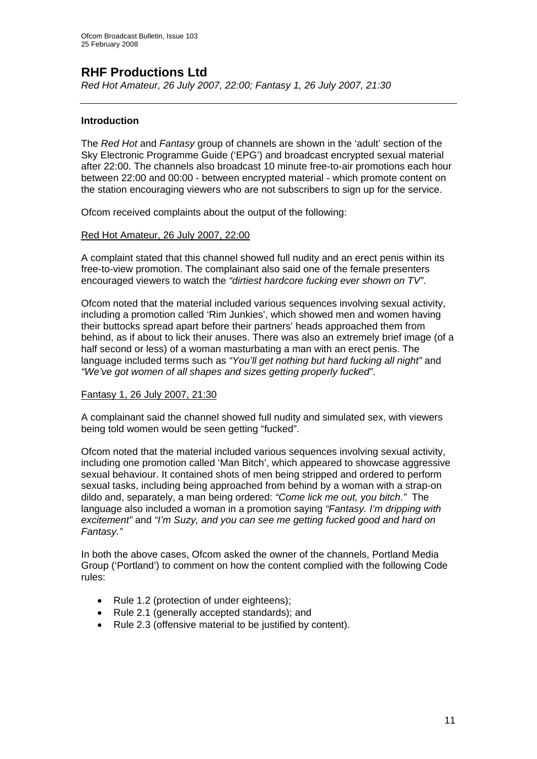## RHF Productions Ltd

*Red Hot Amateur, 26 July 2007, 22:00; Fantasy 1, 26 July 2007, 21:30*

---

**Introduction**

The *Red Hot* and *Fantasy* group of channels are shown in the 'adult' section of the Sky Electronic Programme Guide ('EPG') and broadcast encrypted sexual material after 22:00. The channels also broadcast 10 minute free-to-air promotions each hour between 22:00 and 00:00 - between encrypted material - which promote content on the station encouraging viewers who are not subscribers to sign up for the service.

Ofcom received complaints about the output of the following:

Red Hot Amateur, 26 July 2007, 22:00

A complaint stated that this channel showed full nudity and an erect penis within its free-to-view promotion. The complainant also said one of the female presenters encouraged viewers to watch the *"dirtiest hardcore fucking ever shown on TV"*.

Ofcom noted that the material included various sequences involving sexual activity, including a promotion called 'Rim Junkies', which showed men and women having their buttocks spread apart before their partners' heads approached them from behind, as if about to lick their anuses. There was also an extremely brief image (of a half second or less) of a woman masturbating a man with an erect penis. The language included terms such as *"You'll get nothing but hard fucking all night"* and *"We've got women of all shapes and sizes getting properly fucked"*.

Fantasy 1, 26 July 2007, 21:30

A complainant said the channel showed full nudity and simulated sex, with viewers being told women would be seen getting "fucked".

Ofcom noted that the material included various sequences involving sexual activity, including one promotion called 'Man Bitch', which appeared to showcase aggressive sexual behaviour. It contained shots of men being stripped and ordered to perform sexual tasks, including being approached from behind by a woman with a strap-on dildo and, separately, a man being ordered: *"Come lick me out, you bitch."* The language also included a woman in a promotion saying *"Fantasy. I'm dripping with excitement"* and *"I'm Suzy, and you can see me getting fucked good and hard on Fantasy."*

In both the above cases, Ofcom asked the owner of the channels, Portland Media Group ('Portland') to comment on how the content complied with the following Code rules:

- Rule 1.2 (protection of under eighteens);
- Rule 2.1 (generally accepted standards); and
- Rule 2.3 (offensive material to be justified by content).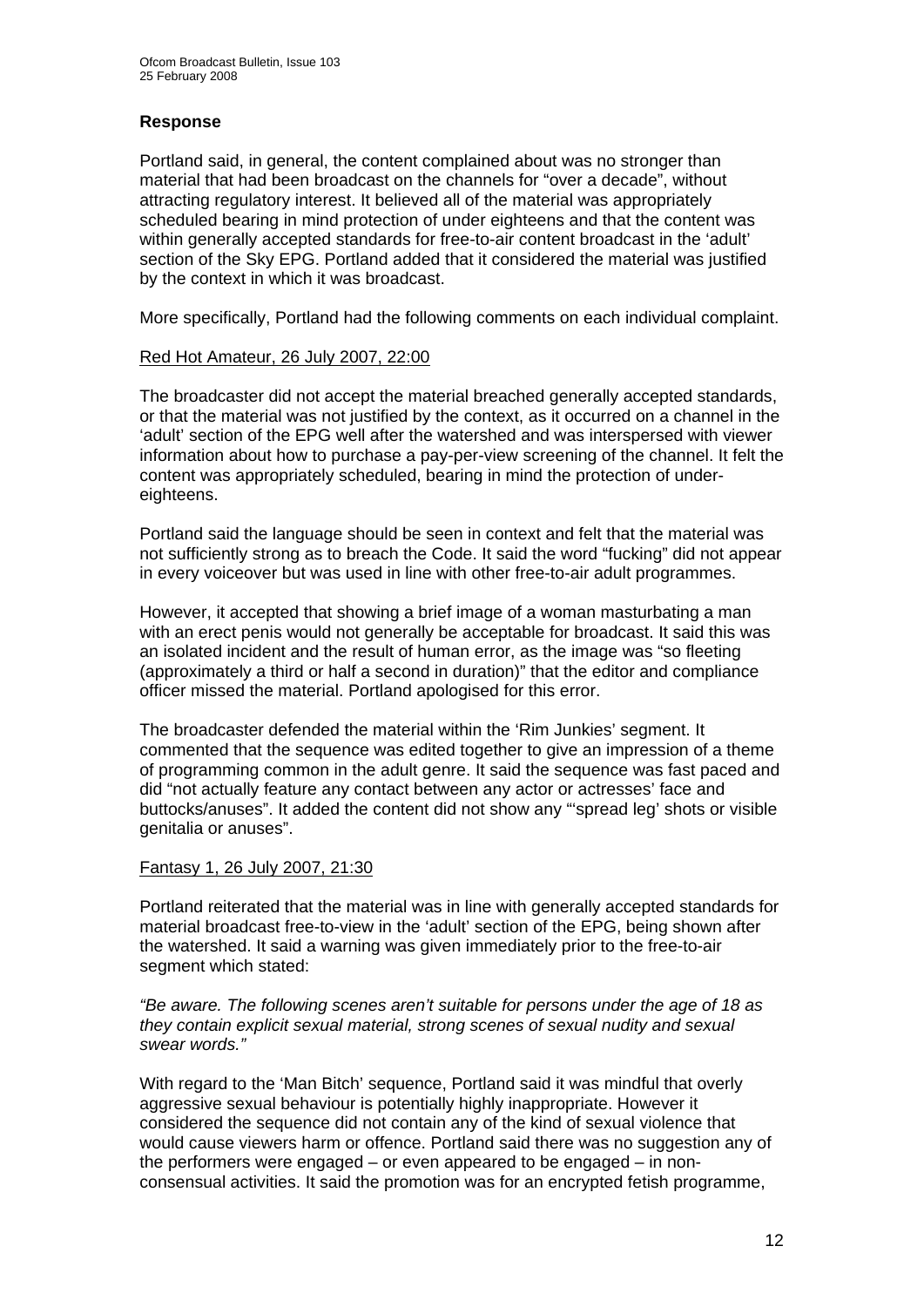## Response

Portland said, in general, the content complained about was no stronger than material that had been broadcast on the channels for "over a decade", without attracting regulatory interest. It believed all of the material was appropriately scheduled bearing in mind protection of under eighteens and that the content was within generally accepted standards for free-to-air content broadcast in the 'adult' section of the Sky EPG. Portland added that it considered the material was justified by the context in which it was broadcast.

More specifically, Portland had the following comments on each individual complaint.

Red Hot Amateur, 26 July 2007, 22:00

The broadcaster did not accept the material breached generally accepted standards, or that the material was not justified by the context, as it occurred on a channel in the 'adult' section of the EPG well after the watershed and was interspersed with viewer information about how to purchase a pay-per-view screening of the channel. It felt the content was appropriately scheduled, bearing in mind the protection of under-eighteens.

Portland said the language should be seen in context and felt that the material was not sufficiently strong as to breach the Code. It said the word "fucking" did not appear in every voiceover but was used in line with other free-to-air adult programmes.

However, it accepted that showing a brief image of a woman masturbating a man with an erect penis would not generally be acceptable for broadcast. It said this was an isolated incident and the result of human error, as the image was "so fleeting (approximately a third or half a second in duration)" that the editor and compliance officer missed the material. Portland apologised for this error.

The broadcaster defended the material within the 'Rim Junkies' segment. It commented that the sequence was edited together to give an impression of a theme of programming common in the adult genre. It said the sequence was fast paced and did "not actually feature any contact between any actor or actresses' face and buttocks/anuses". It added the content did not show any "'spread leg' shots or visible genitalia or anuses".

Fantasy 1, 26 July 2007, 21:30

Portland reiterated that the material was in line with generally accepted standards for material broadcast free-to-view in the 'adult' section of the EPG, being shown after the watershed. It said a warning was given immediately prior to the free-to-air segment which stated:

*"Be aware. The following scenes aren't suitable for persons under the age of 18 as they contain explicit sexual material, strong scenes of sexual nudity and sexual swear words."*

With regard to the 'Man Bitch' sequence, Portland said it was mindful that overly aggressive sexual behaviour is potentially highly inappropriate. However it considered the sequence did not contain any of the kind of sexual violence that would cause viewers harm or offence. Portland said there was no suggestion any of the performers were engaged – or even appeared to be engaged – in non-consensual activities. It said the promotion was for an encrypted fetish programme,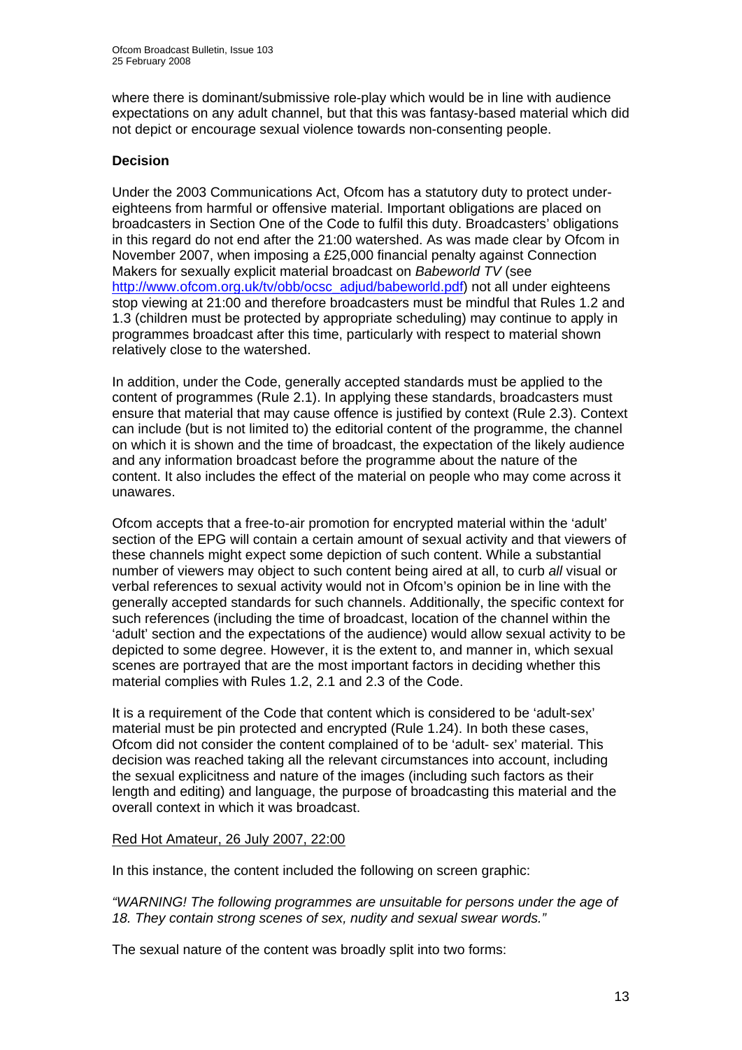where there is dominant/submissive role-play which would be in line with audience expectations on any adult channel, but that this was fantasy-based material which did not depict or encourage sexual violence towards non-consenting people.

**Decision**

Under the 2003 Communications Act, Ofcom has a statutory duty to protect under-eighteens from harmful or offensive material. Important obligations are placed on broadcasters in Section One of the Code to fulfil this duty. Broadcasters' obligations in this regard do not end after the 21:00 watershed. As was made clear by Ofcom in November 2007, when imposing a £25,000 financial penalty against Connection Makers for sexually explicit material broadcast on *Babeworld TV* (see http://www.ofcom.org.uk/tv/obb/ocsc_adjud/babeworld.pdf) not all under eighteens stop viewing at 21:00 and therefore broadcasters must be mindful that Rules 1.2 and 1.3 (children must be protected by appropriate scheduling) may continue to apply in programmes broadcast after this time, particularly with respect to material shown relatively close to the watershed.

In addition, under the Code, generally accepted standards must be applied to the content of programmes (Rule 2.1). In applying these standards, broadcasters must ensure that material that may cause offence is justified by context (Rule 2.3). Context can include (but is not limited to) the editorial content of the programme, the channel on which it is shown and the time of broadcast, the expectation of the likely audience and any information broadcast before the programme about the nature of the content. It also includes the effect of the material on people who may come across it unawares.

Ofcom accepts that a free-to-air promotion for encrypted material within the 'adult' section of the EPG will contain a certain amount of sexual activity and that viewers of these channels might expect some depiction of such content. While a substantial number of viewers may object to such content being aired at all, to curb *all* visual or verbal references to sexual activity would not in Ofcom's opinion be in line with the generally accepted standards for such channels. Additionally, the specific context for such references (including the time of broadcast, location of the channel within the 'adult' section and the expectations of the audience) would allow sexual activity to be depicted to some degree. However, it is the extent to, and manner in, which sexual scenes are portrayed that are the most important factors in deciding whether this material complies with Rules 1.2, 2.1 and 2.3 of the Code.

It is a requirement of the Code that content which is considered to be 'adult-sex' material must be pin protected and encrypted (Rule 1.24). In both these cases, Ofcom did not consider the content complained of to be 'adult- sex' material. This decision was reached taking all the relevant circumstances into account, including the sexual explicitness and nature of the images (including such factors as their length and editing) and language, the purpose of broadcasting this material and the overall context in which it was broadcast.

Red Hot Amateur, 26 July 2007, 22:00

In this instance, the content included the following on screen graphic:

*"WARNING! The following programmes are unsuitable for persons under the age of 18. They contain strong scenes of sex, nudity and sexual swear words."*

The sexual nature of the content was broadly split into two forms: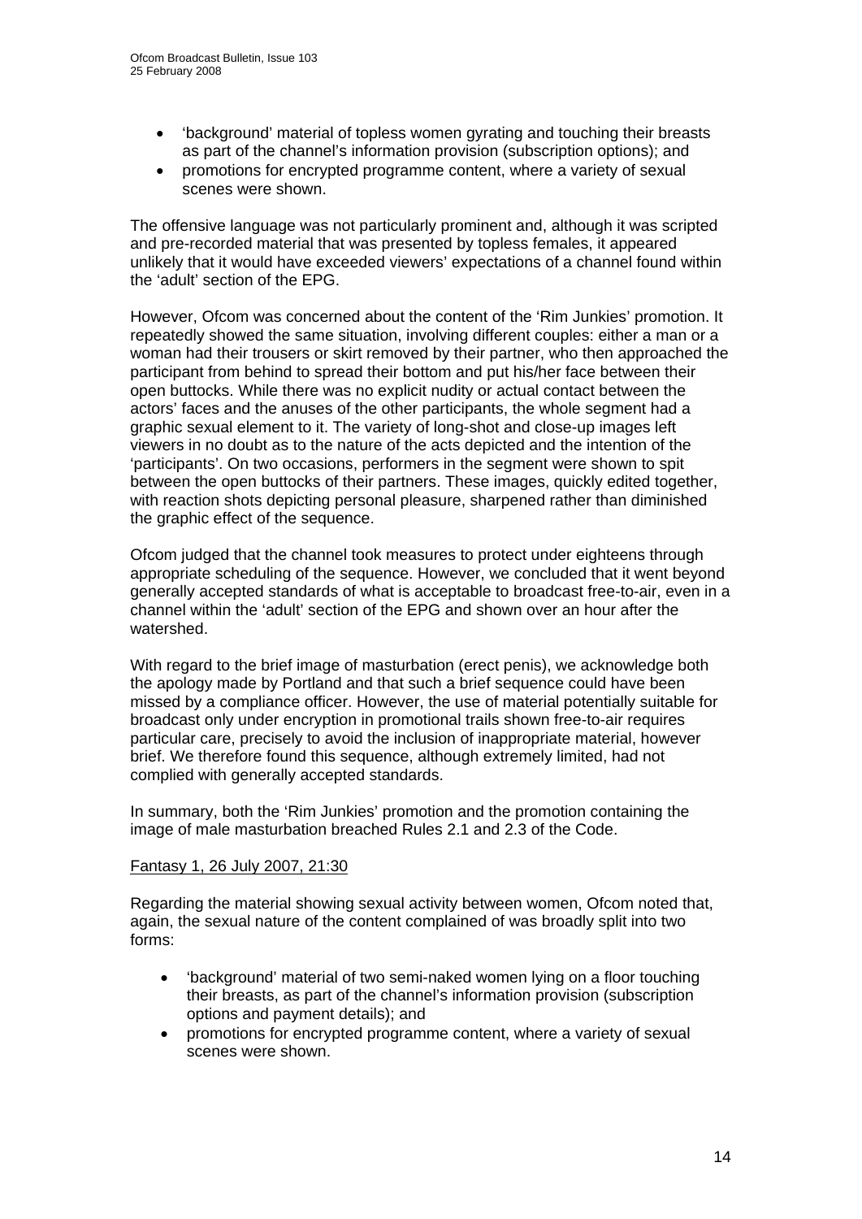- 'background' material of topless women gyrating and touching their breasts as part of the channel's information provision (subscription options); and
- promotions for encrypted programme content, where a variety of sexual scenes were shown.

The offensive language was not particularly prominent and, although it was scripted and pre-recorded material that was presented by topless females, it appeared unlikely that it would have exceeded viewers' expectations of a channel found within the 'adult' section of the EPG.

However, Ofcom was concerned about the content of the 'Rim Junkies' promotion. It repeatedly showed the same situation, involving different couples: either a man or a woman had their trousers or skirt removed by their partner, who then approached the participant from behind to spread their bottom and put his/her face between their open buttocks. While there was no explicit nudity or actual contact between the actors' faces and the anuses of the other participants, the whole segment had a graphic sexual element to it. The variety of long-shot and close-up images left viewers in no doubt as to the nature of the acts depicted and the intention of the 'participants'. On two occasions, performers in the segment were shown to spit between the open buttocks of their partners. These images, quickly edited together, with reaction shots depicting personal pleasure, sharpened rather than diminished the graphic effect of the sequence.

Ofcom judged that the channel took measures to protect under eighteens through appropriate scheduling of the sequence. However, we concluded that it went beyond generally accepted standards of what is acceptable to broadcast free-to-air, even in a channel within the 'adult' section of the EPG and shown over an hour after the watershed.

With regard to the brief image of masturbation (erect penis), we acknowledge both the apology made by Portland and that such a brief sequence could have been missed by a compliance officer. However, the use of material potentially suitable for broadcast only under encryption in promotional trails shown free-to-air requires particular care, precisely to avoid the inclusion of inappropriate material, however brief. We therefore found this sequence, although extremely limited, had not complied with generally accepted standards.

In summary, both the 'Rim Junkies' promotion and the promotion containing the image of male masturbation breached Rules 2.1 and 2.3 of the Code.

Fantasy 1, 26 July 2007, 21:30

Regarding the material showing sexual activity between women, Ofcom noted that, again, the sexual nature of the content complained of was broadly split into two forms:

- 'background' material of two semi-naked women lying on a floor touching their breasts, as part of the channel's information provision (subscription options and payment details); and
- promotions for encrypted programme content, where a variety of sexual scenes were shown.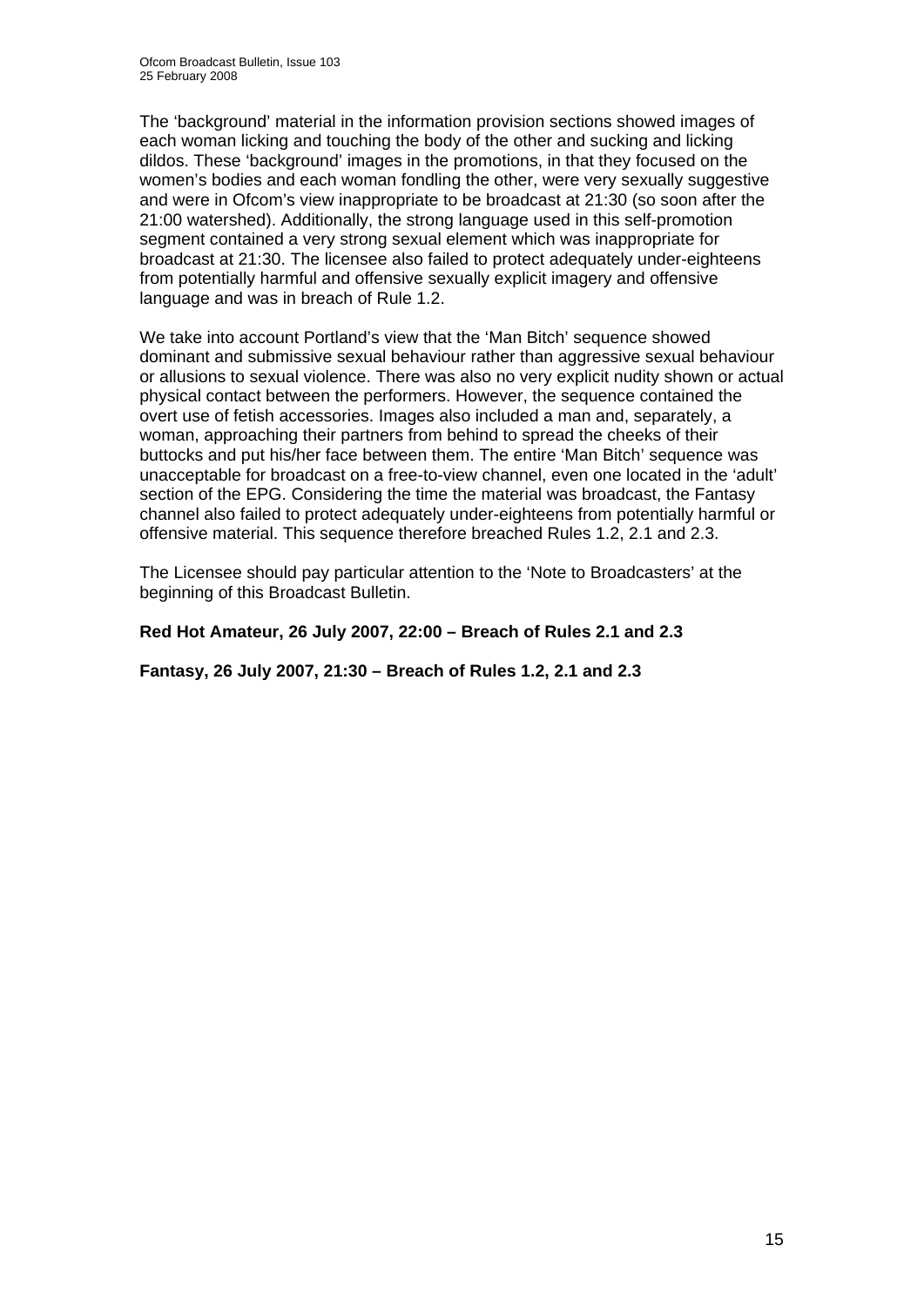The 'background' material in the information provision sections showed images of each woman licking and touching the body of the other and sucking and licking dildos. These 'background' images in the promotions, in that they focused on the women's bodies and each woman fondling the other, were very sexually suggestive and were in Ofcom's view inappropriate to be broadcast at 21:30 (so soon after the 21:00 watershed). Additionally, the strong language used in this self-promotion segment contained a very strong sexual element which was inappropriate for broadcast at 21:30. The licensee also failed to protect adequately under-eighteens from potentially harmful and offensive sexually explicit imagery and offensive language and was in breach of Rule 1.2.

We take into account Portland's view that the 'Man Bitch' sequence showed dominant and submissive sexual behaviour rather than aggressive sexual behaviour or allusions to sexual violence. There was also no very explicit nudity shown or actual physical contact between the performers. However, the sequence contained the overt use of fetish accessories. Images also included a man and, separately, a woman, approaching their partners from behind to spread the cheeks of their buttocks and put his/her face between them. The entire 'Man Bitch' sequence was unacceptable for broadcast on a free-to-view channel, even one located in the 'adult' section of the EPG. Considering the time the material was broadcast, the Fantasy channel also failed to protect adequately under-eighteens from potentially harmful or offensive material. This sequence therefore breached Rules 1.2, 2.1 and 2.3.

The Licensee should pay particular attention to the 'Note to Broadcasters' at the beginning of this Broadcast Bulletin.

**Red Hot Amateur, 26 July 2007, 22:00 – Breach of Rules 2.1 and 2.3**

**Fantasy, 26 July 2007, 21:30 – Breach of Rules 1.2, 2.1 and 2.3**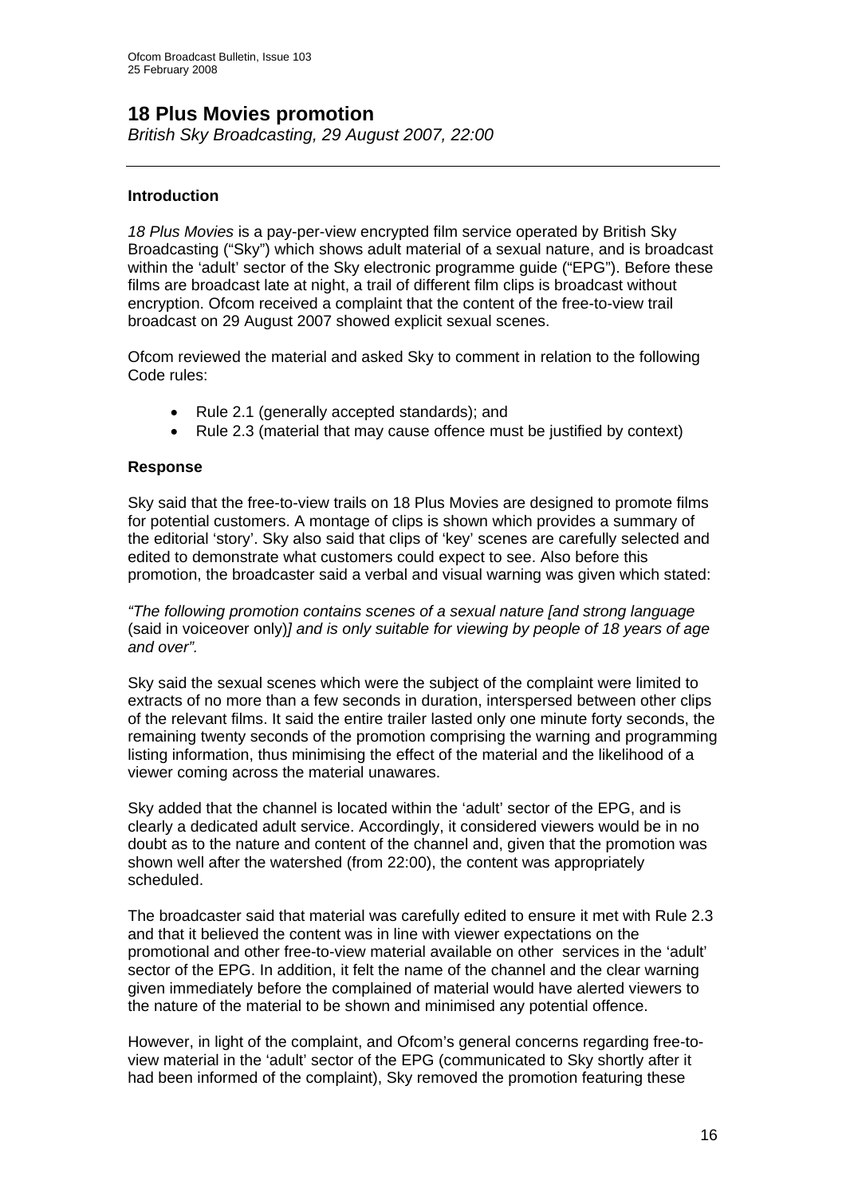## 18 Plus Movies promotion

*British Sky Broadcasting, 29 August 2007, 22:00*

---

### Introduction

*18 Plus Movies* is a pay-per-view encrypted film service operated by British Sky Broadcasting ("Sky") which shows adult material of a sexual nature, and is broadcast within the 'adult' sector of the Sky electronic programme guide ("EPG"). Before these films are broadcast late at night, a trail of different film clips is broadcast without encryption. Ofcom received a complaint that the content of the free-to-view trail broadcast on 29 August 2007 showed explicit sexual scenes.

Ofcom reviewed the material and asked Sky to comment in relation to the following Code rules:

- Rule 2.1 (generally accepted standards); and
- Rule 2.3 (material that may cause offence must be justified by context)

### Response

Sky said that the free-to-view trails on 18 Plus Movies are designed to promote films for potential customers. A montage of clips is shown which provides a summary of the editorial 'story'. Sky also said that clips of 'key' scenes are carefully selected and edited to demonstrate what customers could expect to see. Also before this promotion, the broadcaster said a verbal and visual warning was given which stated:

*"The following promotion contains scenes of a sexual nature [and strong language* (said in voiceover only)*] and is only suitable for viewing by people of 18 years of age and over".*

Sky said the sexual scenes which were the subject of the complaint were limited to extracts of no more than a few seconds in duration, interspersed between other clips of the relevant films. It said the entire trailer lasted only one minute forty seconds, the remaining twenty seconds of the promotion comprising the warning and programming listing information, thus minimising the effect of the material and the likelihood of a viewer coming across the material unawares.

Sky added that the channel is located within the 'adult' sector of the EPG, and is clearly a dedicated adult service. Accordingly, it considered viewers would be in no doubt as to the nature and content of the channel and, given that the promotion was shown well after the watershed (from 22:00), the content was appropriately scheduled.

The broadcaster said that material was carefully edited to ensure it met with Rule 2.3 and that it believed the content was in line with viewer expectations on the promotional and other free-to-view material available on other services in the 'adult' sector of the EPG. In addition, it felt the name of the channel and the clear warning given immediately before the complained of material would have alerted viewers to the nature of the material to be shown and minimised any potential offence.

However, in light of the complaint, and Ofcom's general concerns regarding free-to-view material in the 'adult' sector of the EPG (communicated to Sky shortly after it had been informed of the complaint), Sky removed the promotion featuring these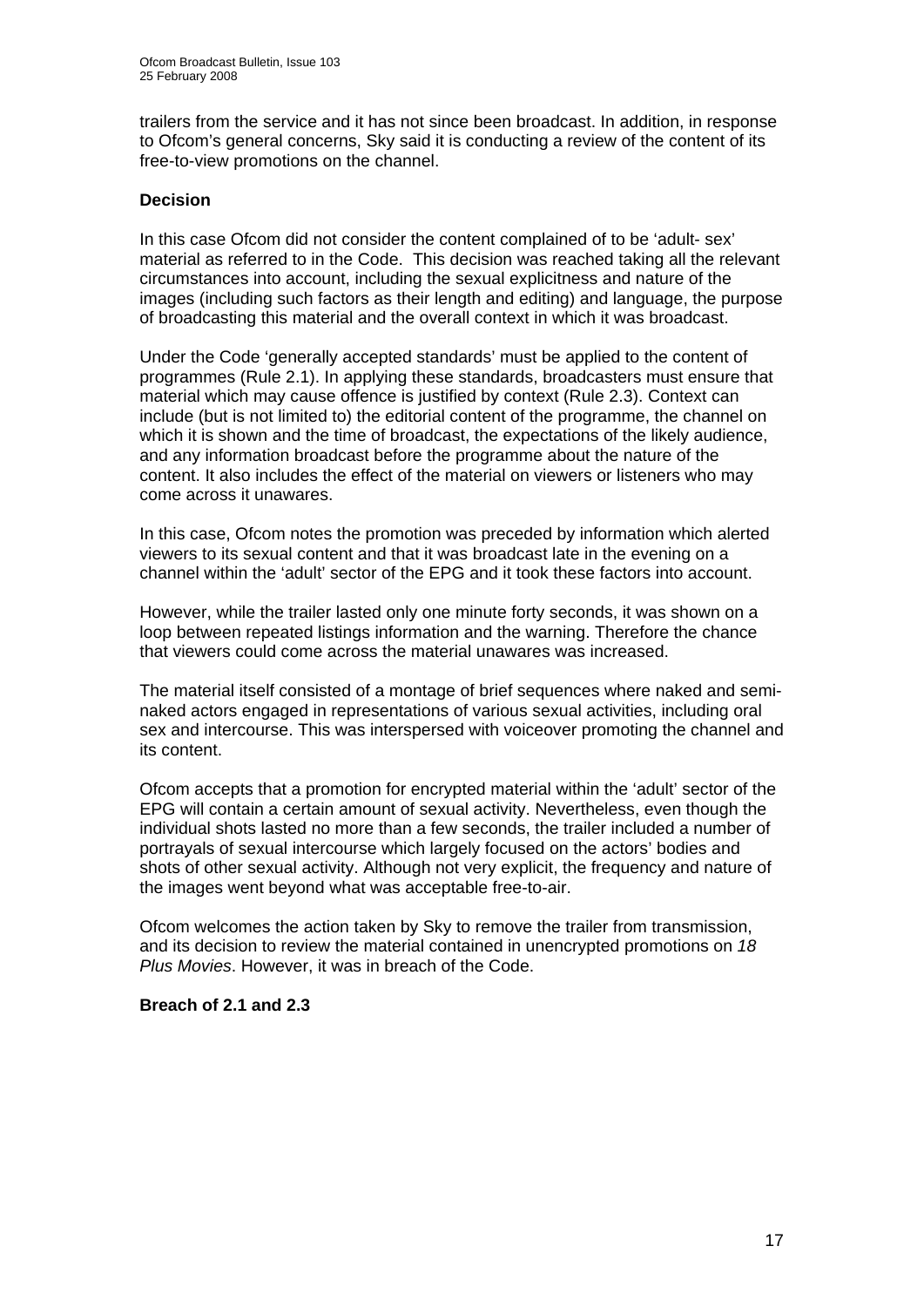trailers from the service and it has not since been broadcast. In addition, in response to Ofcom's general concerns, Sky said it is conducting a review of the content of its free-to-view promotions on the channel.

**Decision**

In this case Ofcom did not consider the content complained of to be 'adult- sex' material as referred to in the Code. This decision was reached taking all the relevant circumstances into account, including the sexual explicitness and nature of the images (including such factors as their length and editing) and language, the purpose of broadcasting this material and the overall context in which it was broadcast.

Under the Code 'generally accepted standards' must be applied to the content of programmes (Rule 2.1). In applying these standards, broadcasters must ensure that material which may cause offence is justified by context (Rule 2.3). Context can include (but is not limited to) the editorial content of the programme, the channel on which it is shown and the time of broadcast, the expectations of the likely audience, and any information broadcast before the programme about the nature of the content. It also includes the effect of the material on viewers or listeners who may come across it unawares.

In this case, Ofcom notes the promotion was preceded by information which alerted viewers to its sexual content and that it was broadcast late in the evening on a channel within the 'adult' sector of the EPG and it took these factors into account.

However, while the trailer lasted only one minute forty seconds, it was shown on a loop between repeated listings information and the warning. Therefore the chance that viewers could come across the material unawares was increased.

The material itself consisted of a montage of brief sequences where naked and semi-naked actors engaged in representations of various sexual activities, including oral sex and intercourse. This was interspersed with voiceover promoting the channel and its content.

Ofcom accepts that a promotion for encrypted material within the 'adult' sector of the EPG will contain a certain amount of sexual activity. Nevertheless, even though the individual shots lasted no more than a few seconds, the trailer included a number of portrayals of sexual intercourse which largely focused on the actors' bodies and shots of other sexual activity. Although not very explicit, the frequency and nature of the images went beyond what was acceptable free-to-air.

Ofcom welcomes the action taken by Sky to remove the trailer from transmission, and its decision to review the material contained in unencrypted promotions on *18 Plus Movies*. However, it was in breach of the Code.

**Breach of 2.1 and 2.3**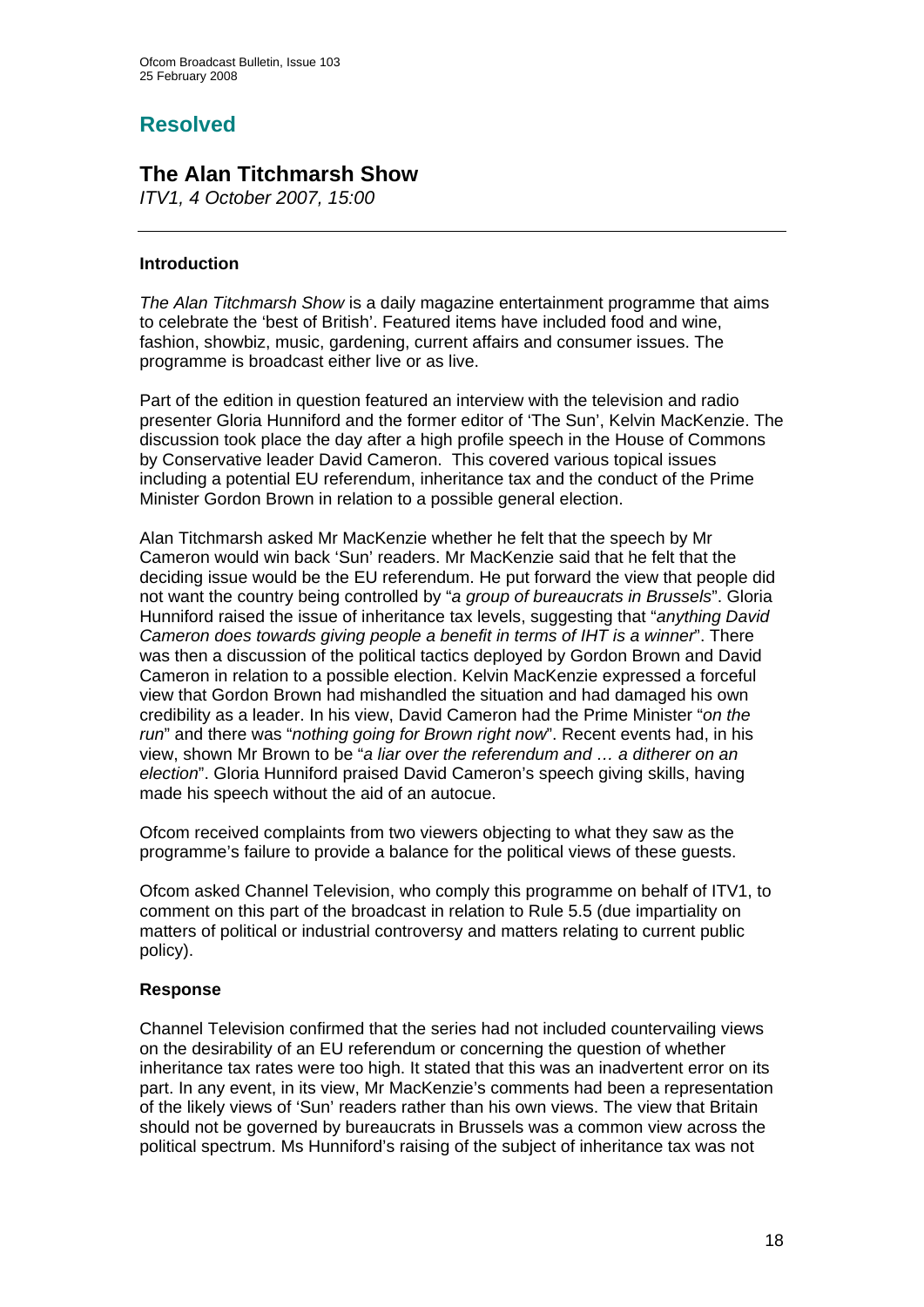## Resolved

### The Alan Titchmarsh Show

*ITV1, 4 October 2007, 15:00*

---

#### Introduction

*The Alan Titchmarsh Show* is a daily magazine entertainment programme that aims to celebrate the 'best of British'. Featured items have included food and wine, fashion, showbiz, music, gardening, current affairs and consumer issues. The programme is broadcast either live or as live.

Part of the edition in question featured an interview with the television and radio presenter Gloria Hunniford and the former editor of 'The Sun', Kelvin MacKenzie. The discussion took place the day after a high profile speech in the House of Commons by Conservative leader David Cameron. This covered various topical issues including a potential EU referendum, inheritance tax and the conduct of the Prime Minister Gordon Brown in relation to a possible general election.

Alan Titchmarsh asked Mr MacKenzie whether he felt that the speech by Mr Cameron would win back 'Sun' readers. Mr MacKenzie said that he felt that the deciding issue would be the EU referendum. He put forward the view that people did not want the country being controlled by "*a group of bureaucrats in Brussels*". Gloria Hunniford raised the issue of inheritance tax levels, suggesting that "*anything David Cameron does towards giving people a benefit in terms of IHT is a winner*". There was then a discussion of the political tactics deployed by Gordon Brown and David Cameron in relation to a possible election. Kelvin MacKenzie expressed a forceful view that Gordon Brown had mishandled the situation and had damaged his own credibility as a leader. In his view, David Cameron had the Prime Minister "*on the run*" and there was "*nothing going for Brown right now*". Recent events had, in his view, shown Mr Brown to be "*a liar over the referendum and … a ditherer on an election*". Gloria Hunniford praised David Cameron's speech giving skills, having made his speech without the aid of an autocue.

Ofcom received complaints from two viewers objecting to what they saw as the programme's failure to provide a balance for the political views of these guests.

Ofcom asked Channel Television, who comply this programme on behalf of ITV1, to comment on this part of the broadcast in relation to Rule 5.5 (due impartiality on matters of political or industrial controversy and matters relating to current public policy).

#### Response

Channel Television confirmed that the series had not included countervailing views on the desirability of an EU referendum or concerning the question of whether inheritance tax rates were too high. It stated that this was an inadvertent error on its part. In any event, in its view, Mr MacKenzie's comments had been a representation of the likely views of 'Sun' readers rather than his own views. The view that Britain should not be governed by bureaucrats in Brussels was a common view across the political spectrum. Ms Hunniford's raising of the subject of inheritance tax was not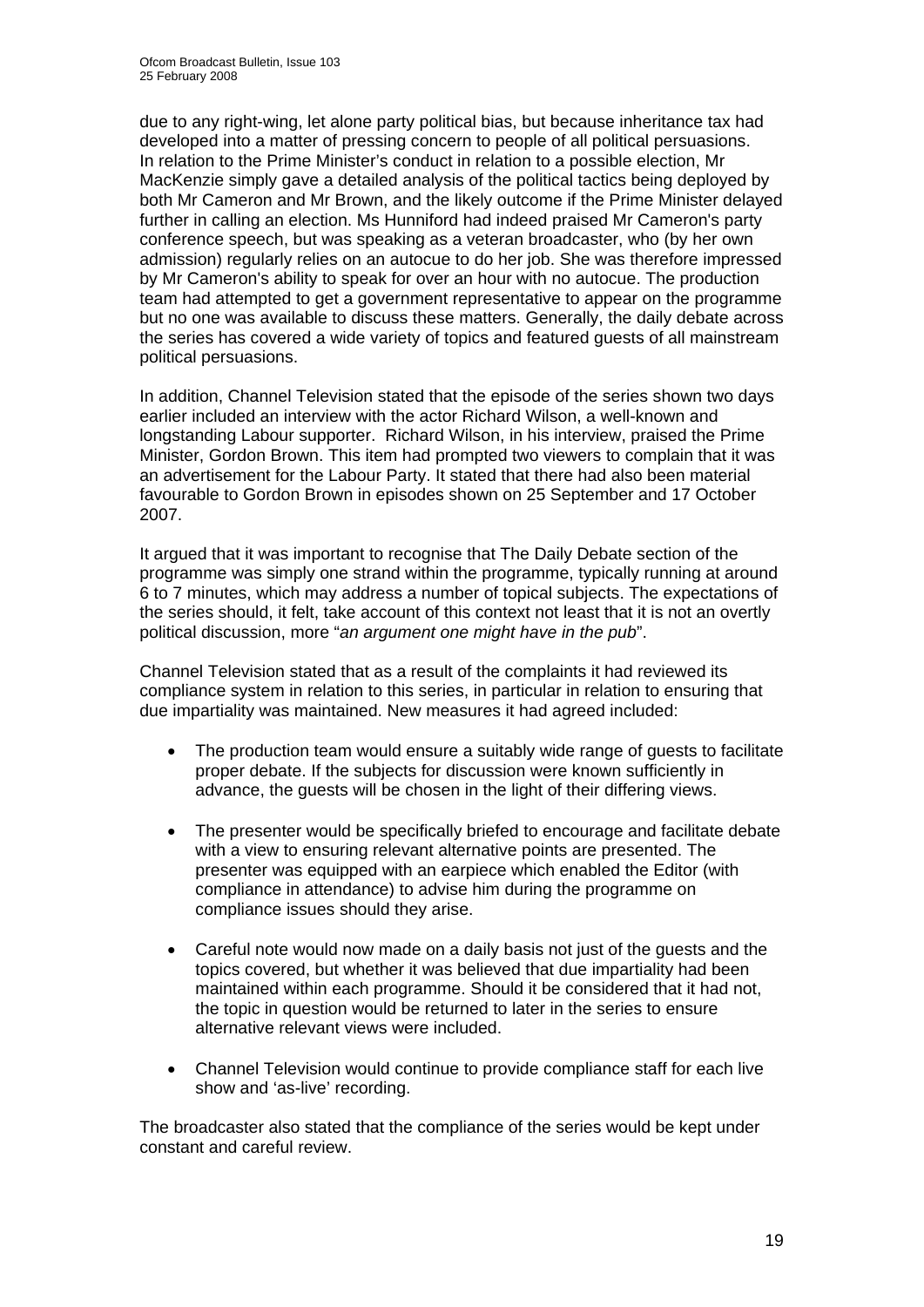due to any right-wing, let alone party political bias, but because inheritance tax had developed into a matter of pressing concern to people of all political persuasions. In relation to the Prime Minister's conduct in relation to a possible election, Mr MacKenzie simply gave a detailed analysis of the political tactics being deployed by both Mr Cameron and Mr Brown, and the likely outcome if the Prime Minister delayed further in calling an election. Ms Hunniford had indeed praised Mr Cameron's party conference speech, but was speaking as a veteran broadcaster, who (by her own admission) regularly relies on an autocue to do her job. She was therefore impressed by Mr Cameron's ability to speak for over an hour with no autocue. The production team had attempted to get a government representative to appear on the programme but no one was available to discuss these matters. Generally, the daily debate across the series has covered a wide variety of topics and featured guests of all mainstream political persuasions.

In addition, Channel Television stated that the episode of the series shown two days earlier included an interview with the actor Richard Wilson, a well-known and longstanding Labour supporter. Richard Wilson, in his interview, praised the Prime Minister, Gordon Brown. This item had prompted two viewers to complain that it was an advertisement for the Labour Party. It stated that there had also been material favourable to Gordon Brown in episodes shown on 25 September and 17 October 2007.

It argued that it was important to recognise that The Daily Debate section of the programme was simply one strand within the programme, typically running at around 6 to 7 minutes, which may address a number of topical subjects. The expectations of the series should, it felt, take account of this context not least that it is not an overtly political discussion, more "*an argument one might have in the pub*".

Channel Television stated that as a result of the complaints it had reviewed its compliance system in relation to this series, in particular in relation to ensuring that due impartiality was maintained. New measures it had agreed included:

- The production team would ensure a suitably wide range of guests to facilitate proper debate. If the subjects for discussion were known sufficiently in advance, the guests will be chosen in the light of their differing views.
- The presenter would be specifically briefed to encourage and facilitate debate with a view to ensuring relevant alternative points are presented. The presenter was equipped with an earpiece which enabled the Editor (with compliance in attendance) to advise him during the programme on compliance issues should they arise.
- Careful note would now made on a daily basis not just of the guests and the topics covered, but whether it was believed that due impartiality had been maintained within each programme. Should it be considered that it had not, the topic in question would be returned to later in the series to ensure alternative relevant views were included.
- Channel Television would continue to provide compliance staff for each live show and 'as-live' recording.

The broadcaster also stated that the compliance of the series would be kept under constant and careful review.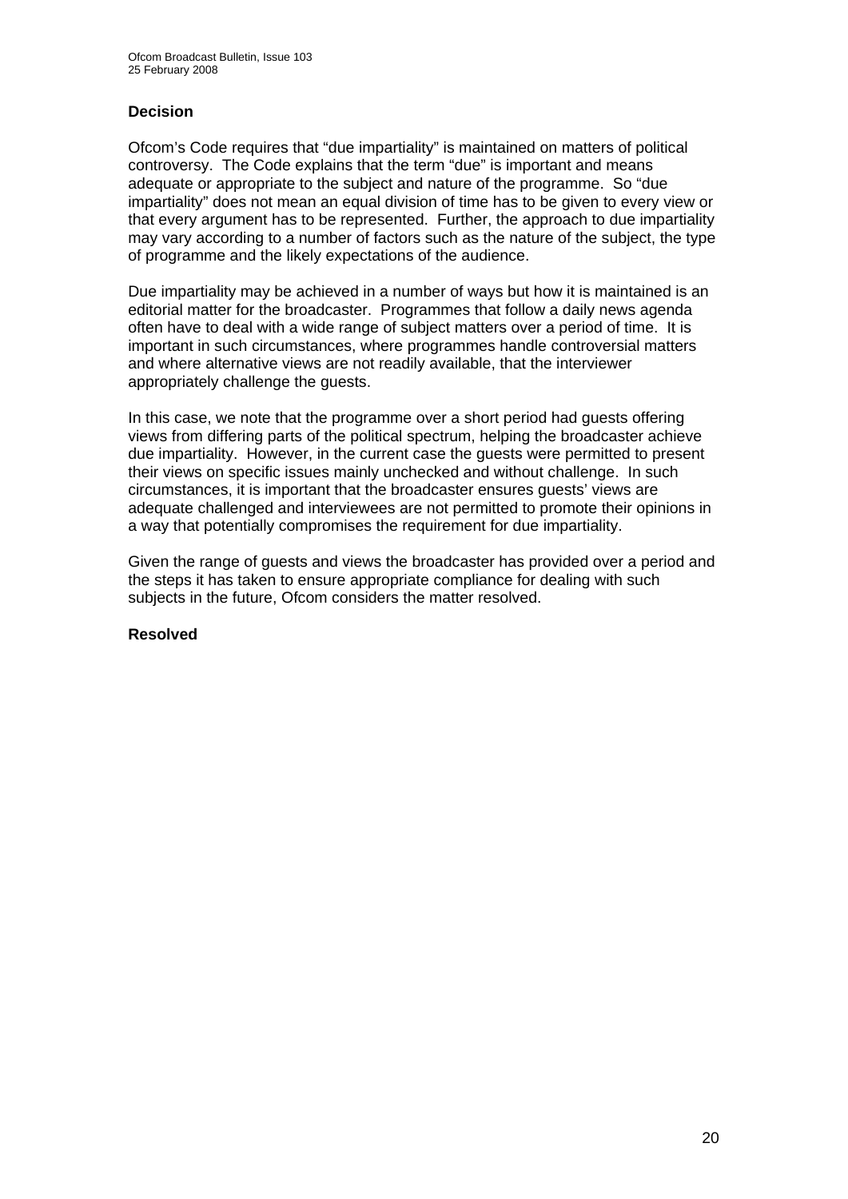### Decision

Ofcom's Code requires that "due impartiality" is maintained on matters of political controversy. The Code explains that the term "due" is important and means adequate or appropriate to the subject and nature of the programme. So "due impartiality" does not mean an equal division of time has to be given to every view or that every argument has to be represented. Further, the approach to due impartiality may vary according to a number of factors such as the nature of the subject, the type of programme and the likely expectations of the audience.

Due impartiality may be achieved in a number of ways but how it is maintained is an editorial matter for the broadcaster. Programmes that follow a daily news agenda often have to deal with a wide range of subject matters over a period of time. It is important in such circumstances, where programmes handle controversial matters and where alternative views are not readily available, that the interviewer appropriately challenge the guests.

In this case, we note that the programme over a short period had guests offering views from differing parts of the political spectrum, helping the broadcaster achieve due impartiality. However, in the current case the guests were permitted to present their views on specific issues mainly unchecked and without challenge. In such circumstances, it is important that the broadcaster ensures guests' views are adequate challenged and interviewees are not permitted to promote their opinions in a way that potentially compromises the requirement for due impartiality.

Given the range of guests and views the broadcaster has provided over a period and the steps it has taken to ensure appropriate compliance for dealing with such subjects in the future, Ofcom considers the matter resolved.

**Resolved**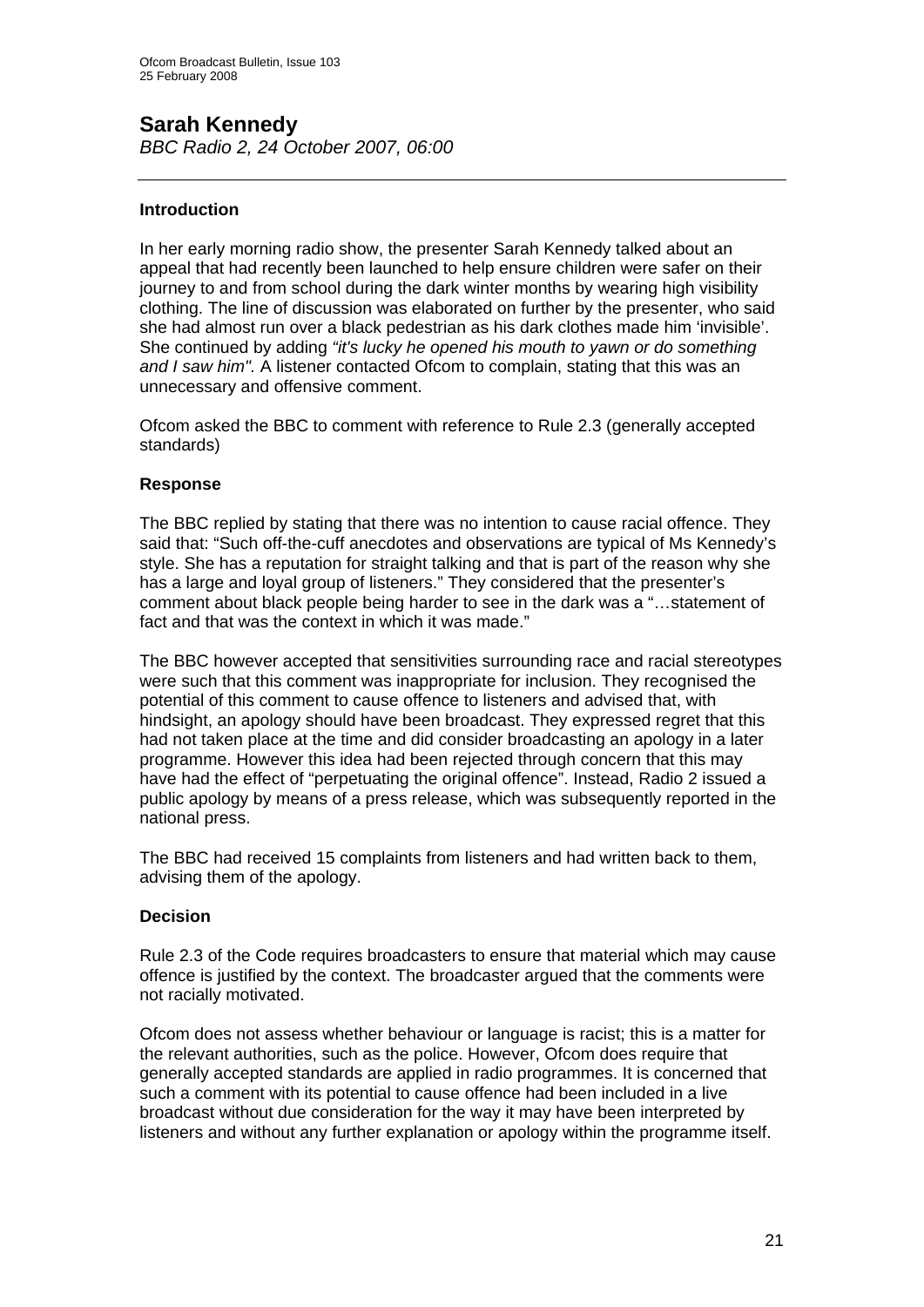## Sarah Kennedy

*BBC Radio 2, 24 October 2007, 06:00*

---

### Introduction

In her early morning radio show, the presenter Sarah Kennedy talked about an appeal that had recently been launched to help ensure children were safer on their journey to and from school during the dark winter months by wearing high visibility clothing. The line of discussion was elaborated on further by the presenter, who said she had almost run over a black pedestrian as his dark clothes made him 'invisible'. She continued by adding *"it's lucky he opened his mouth to yawn or do something and I saw him".* A listener contacted Ofcom to complain, stating that this was an unnecessary and offensive comment.

Ofcom asked the BBC to comment with reference to Rule 2.3 (generally accepted standards)

### Response

The BBC replied by stating that there was no intention to cause racial offence. They said that: "Such off-the-cuff anecdotes and observations are typical of Ms Kennedy's style. She has a reputation for straight talking and that is part of the reason why she has a large and loyal group of listeners." They considered that the presenter's comment about black people being harder to see in the dark was a "…statement of fact and that was the context in which it was made."

The BBC however accepted that sensitivities surrounding race and racial stereotypes were such that this comment was inappropriate for inclusion. They recognised the potential of this comment to cause offence to listeners and advised that, with hindsight, an apology should have been broadcast. They expressed regret that this had not taken place at the time and did consider broadcasting an apology in a later programme. However this idea had been rejected through concern that this may have had the effect of "perpetuating the original offence". Instead, Radio 2 issued a public apology by means of a press release, which was subsequently reported in the national press.

The BBC had received 15 complaints from listeners and had written back to them, advising them of the apology.

### Decision

Rule 2.3 of the Code requires broadcasters to ensure that material which may cause offence is justified by the context. The broadcaster argued that the comments were not racially motivated.

Ofcom does not assess whether behaviour or language is racist; this is a matter for the relevant authorities, such as the police. However, Ofcom does require that generally accepted standards are applied in radio programmes. It is concerned that such a comment with its potential to cause offence had been included in a live broadcast without due consideration for the way it may have been interpreted by listeners and without any further explanation or apology within the programme itself.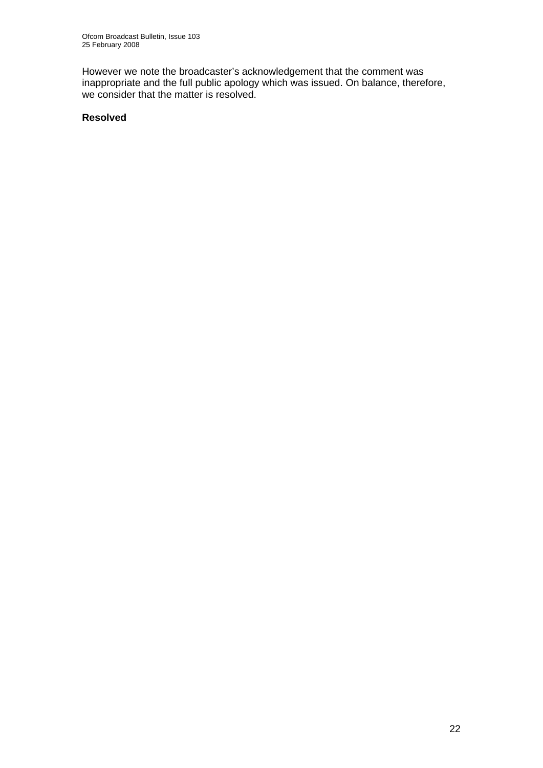However we note the broadcaster's acknowledgement that the comment was inappropriate and the full public apology which was issued. On balance, therefore, we consider that the matter is resolved.

**Resolved**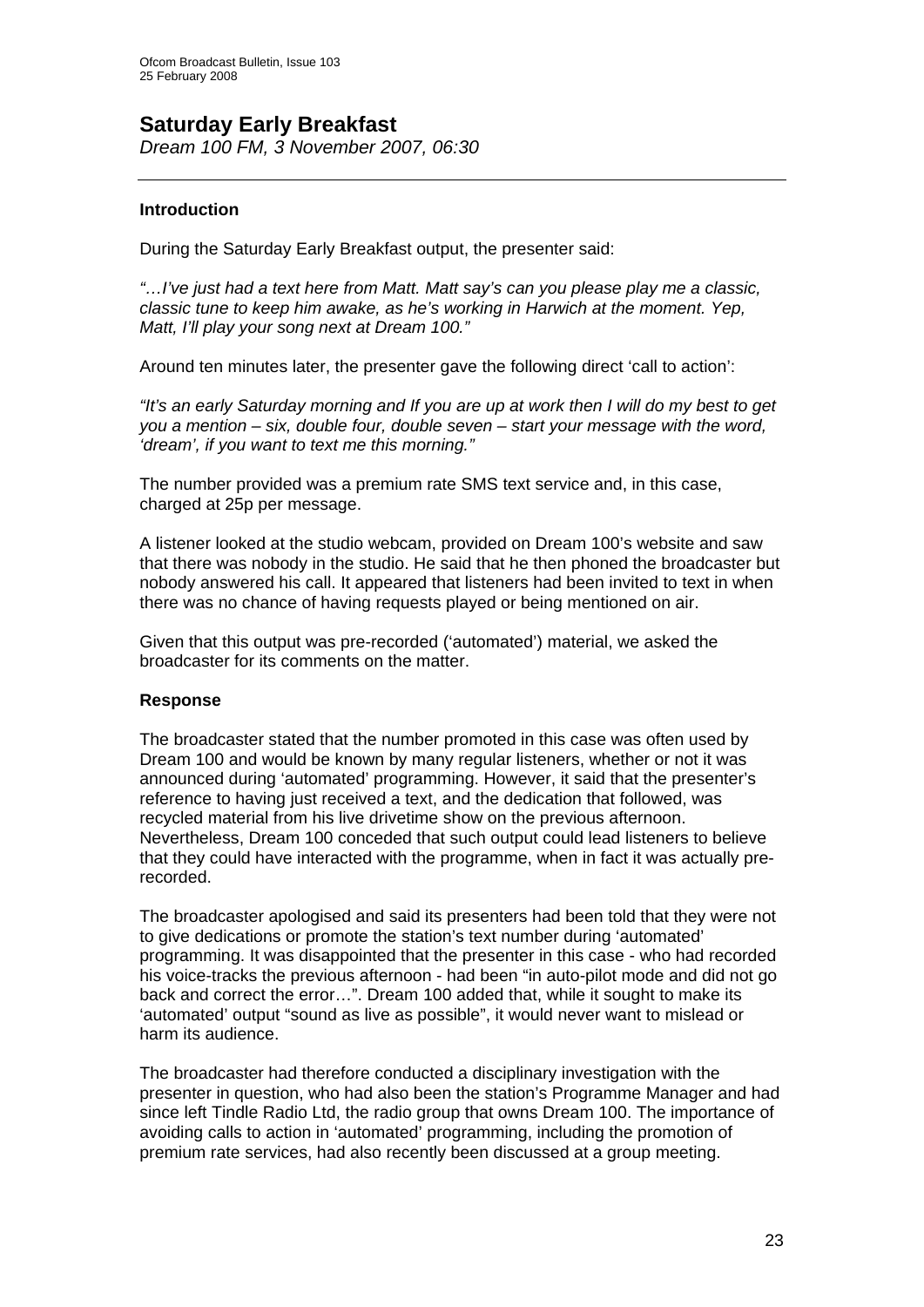## Saturday Early Breakfast

*Dream 100 FM, 3 November 2007, 06:30*

### Introduction

During the Saturday Early Breakfast output, the presenter said:

*"…I've just had a text here from Matt. Matt say's can you please play me a classic, classic tune to keep him awake, as he's working in Harwich at the moment. Yep, Matt, I'll play your song next at Dream 100."*

Around ten minutes later, the presenter gave the following direct 'call to action':

*"It's an early Saturday morning and If you are up at work then I will do my best to get you a mention – six, double four, double seven – start your message with the word, 'dream', if you want to text me this morning."*

The number provided was a premium rate SMS text service and, in this case, charged at 25p per message.

A listener looked at the studio webcam, provided on Dream 100's website and saw that there was nobody in the studio. He said that he then phoned the broadcaster but nobody answered his call. It appeared that listeners had been invited to text in when there was no chance of having requests played or being mentioned on air.

Given that this output was pre-recorded ('automated') material, we asked the broadcaster for its comments on the matter.

### Response

The broadcaster stated that the number promoted in this case was often used by Dream 100 and would be known by many regular listeners, whether or not it was announced during 'automated' programming. However, it said that the presenter's reference to having just received a text, and the dedication that followed, was recycled material from his live drivetime show on the previous afternoon. Nevertheless, Dream 100 conceded that such output could lead listeners to believe that they could have interacted with the programme, when in fact it was actually pre-recorded.

The broadcaster apologised and said its presenters had been told that they were not to give dedications or promote the station's text number during 'automated' programming. It was disappointed that the presenter in this case - who had recorded his voice-tracks the previous afternoon - had been "in auto-pilot mode and did not go back and correct the error…". Dream 100 added that, while it sought to make its 'automated' output "sound as live as possible", it would never want to mislead or harm its audience.

The broadcaster had therefore conducted a disciplinary investigation with the presenter in question, who had also been the station's Programme Manager and had since left Tindle Radio Ltd, the radio group that owns Dream 100. The importance of avoiding calls to action in 'automated' programming, including the promotion of premium rate services, had also recently been discussed at a group meeting.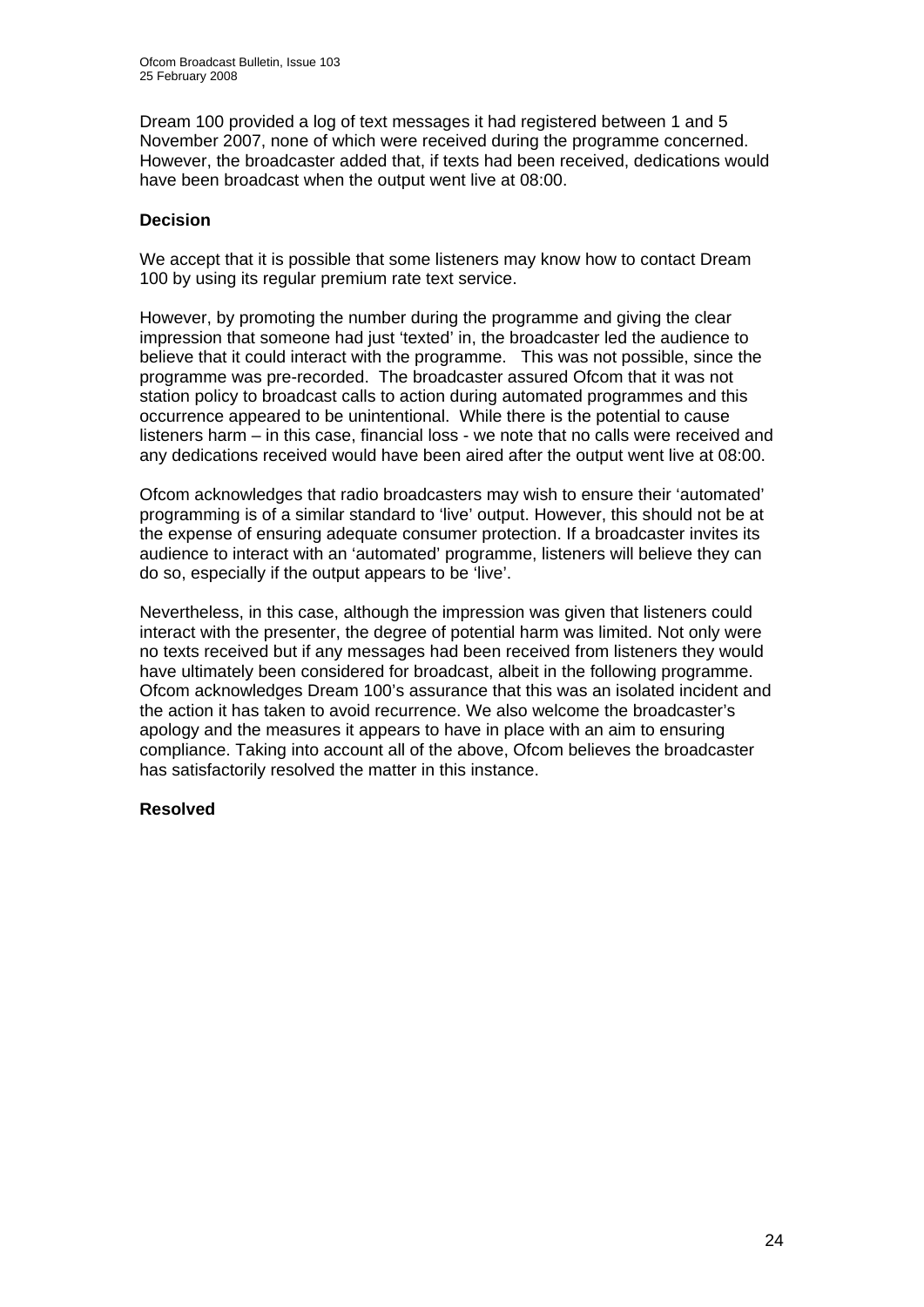Dream 100 provided a log of text messages it had registered between 1 and 5 November 2007, none of which were received during the programme concerned. However, the broadcaster added that, if texts had been received, dedications would have been broadcast when the output went live at 08:00.

**Decision**

We accept that it is possible that some listeners may know how to contact Dream 100 by using its regular premium rate text service.

However, by promoting the number during the programme and giving the clear impression that someone had just 'texted' in, the broadcaster led the audience to believe that it could interact with the programme. This was not possible, since the programme was pre-recorded. The broadcaster assured Ofcom that it was not station policy to broadcast calls to action during automated programmes and this occurrence appeared to be unintentional. While there is the potential to cause listeners harm – in this case, financial loss - we note that no calls were received and any dedications received would have been aired after the output went live at 08:00.

Ofcom acknowledges that radio broadcasters may wish to ensure their 'automated' programming is of a similar standard to 'live' output. However, this should not be at the expense of ensuring adequate consumer protection. If a broadcaster invites its audience to interact with an 'automated' programme, listeners will believe they can do so, especially if the output appears to be 'live'.

Nevertheless, in this case, although the impression was given that listeners could interact with the presenter, the degree of potential harm was limited. Not only were no texts received but if any messages had been received from listeners they would have ultimately been considered for broadcast, albeit in the following programme. Ofcom acknowledges Dream 100's assurance that this was an isolated incident and the action it has taken to avoid recurrence. We also welcome the broadcaster's apology and the measures it appears to have in place with an aim to ensuring compliance. Taking into account all of the above, Ofcom believes the broadcaster has satisfactorily resolved the matter in this instance.

**Resolved**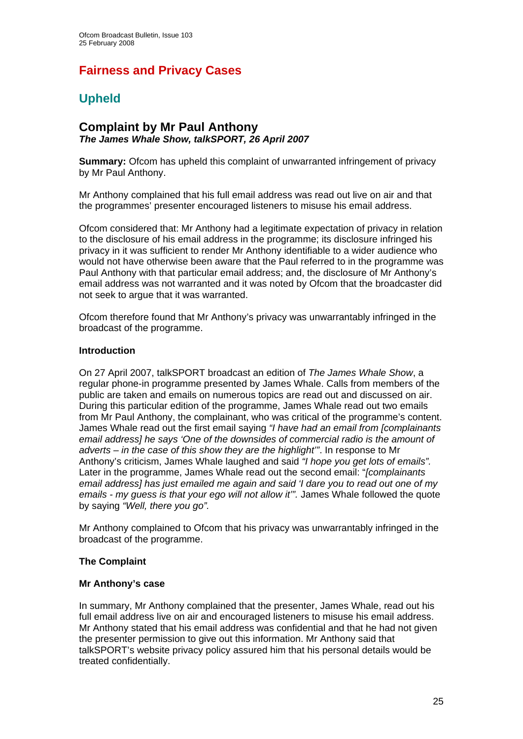# Fairness and Privacy Cases

## Upheld

### Complaint by Mr Paul Anthony
***The James Whale Show, talkSPORT, 26 April 2007***

**Summary:** Ofcom has upheld this complaint of unwarranted infringement of privacy by Mr Paul Anthony.

Mr Anthony complained that his full email address was read out live on air and that the programmes' presenter encouraged listeners to misuse his email address.

Ofcom considered that: Mr Anthony had a legitimate expectation of privacy in relation to the disclosure of his email address in the programme; its disclosure infringed his privacy in it was sufficient to render Mr Anthony identifiable to a wider audience who would not have otherwise been aware that the Paul referred to in the programme was Paul Anthony with that particular email address; and, the disclosure of Mr Anthony's email address was not warranted and it was noted by Ofcom that the broadcaster did not seek to argue that it was warranted.

Ofcom therefore found that Mr Anthony's privacy was unwarrantably infringed in the broadcast of the programme.

**Introduction**

On 27 April 2007, talkSPORT broadcast an edition of *The James Whale Show*, a regular phone-in programme presented by James Whale. Calls from members of the public are taken and emails on numerous topics are read out and discussed on air. During this particular edition of the programme, James Whale read out two emails from Mr Paul Anthony, the complainant, who was critical of the programme's content. James Whale read out the first email saying *"I have had an email from [complainants email address] he says 'One of the downsides of commercial radio is the amount of adverts – in the case of this show they are the highlight'"*. In response to Mr Anthony's criticism, James Whale laughed and said *"I hope you get lots of emails"*. Later in the programme, James Whale read out the second email: "*[complainants email address] has just emailed me again and said 'I dare you to read out one of my emails - my guess is that your ego will not allow it'".* James Whale followed the quote by saying *"Well, there you go".*

Mr Anthony complained to Ofcom that his privacy was unwarrantably infringed in the broadcast of the programme.

**The Complaint**

**Mr Anthony's case**

In summary, Mr Anthony complained that the presenter, James Whale, read out his full email address live on air and encouraged listeners to misuse his email address. Mr Anthony stated that his email address was confidential and that he had not given the presenter permission to give out this information. Mr Anthony said that talkSPORT's website privacy policy assured him that his personal details would be treated confidentially.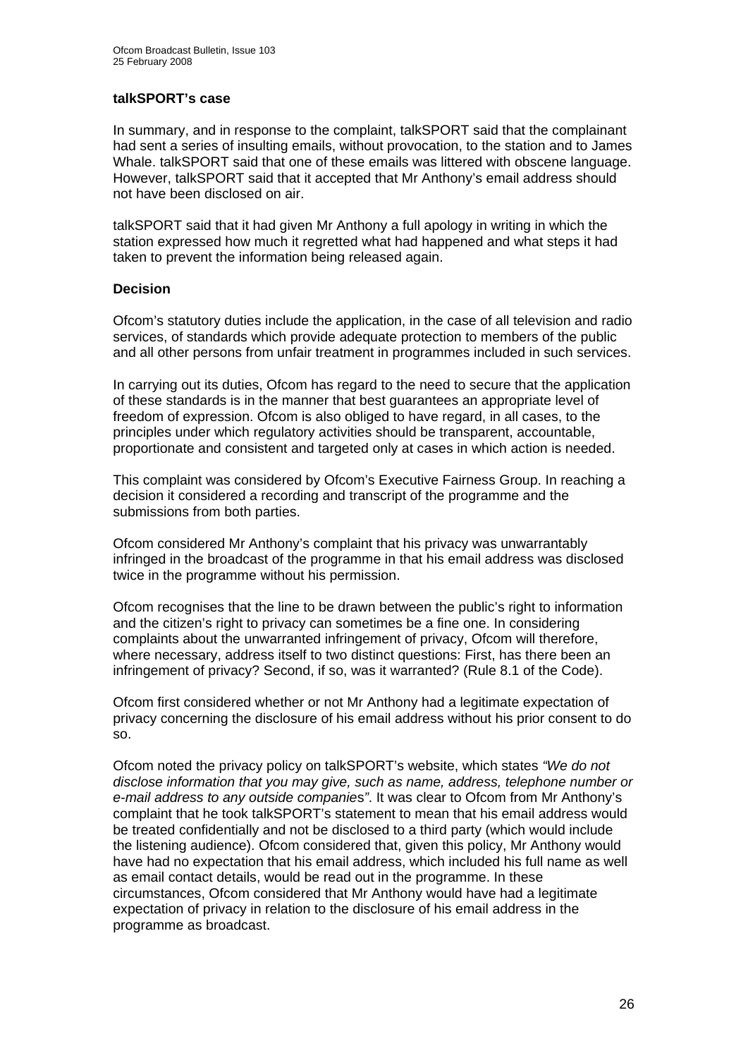**talkSPORT's case**

In summary, and in response to the complaint, talkSPORT said that the complainant had sent a series of insulting emails, without provocation, to the station and to James Whale. talkSPORT said that one of these emails was littered with obscene language. However, talkSPORT said that it accepted that Mr Anthony's email address should not have been disclosed on air.

talkSPORT said that it had given Mr Anthony a full apology in writing in which the station expressed how much it regretted what had happened and what steps it had taken to prevent the information being released again.

**Decision**

Ofcom's statutory duties include the application, in the case of all television and radio services, of standards which provide adequate protection to members of the public and all other persons from unfair treatment in programmes included in such services.

In carrying out its duties, Ofcom has regard to the need to secure that the application of these standards is in the manner that best guarantees an appropriate level of freedom of expression. Ofcom is also obliged to have regard, in all cases, to the principles under which regulatory activities should be transparent, accountable, proportionate and consistent and targeted only at cases in which action is needed.

This complaint was considered by Ofcom's Executive Fairness Group. In reaching a decision it considered a recording and transcript of the programme and the submissions from both parties.

Ofcom considered Mr Anthony's complaint that his privacy was unwarrantably infringed in the broadcast of the programme in that his email address was disclosed twice in the programme without his permission.

Ofcom recognises that the line to be drawn between the public's right to information and the citizen's right to privacy can sometimes be a fine one. In considering complaints about the unwarranted infringement of privacy, Ofcom will therefore, where necessary, address itself to two distinct questions: First, has there been an infringement of privacy? Second, if so, was it warranted? (Rule 8.1 of the Code).

Ofcom first considered whether or not Mr Anthony had a legitimate expectation of privacy concerning the disclosure of his email address without his prior consent to do so.

Ofcom noted the privacy policy on talkSPORT's website, which states *"We do not disclose information that you may give, such as name, address, telephone number or e-mail address to any outside companies"*. It was clear to Ofcom from Mr Anthony's complaint that he took talkSPORT's statement to mean that his email address would be treated confidentially and not be disclosed to a third party (which would include the listening audience). Ofcom considered that, given this policy, Mr Anthony would have had no expectation that his email address, which included his full name as well as email contact details, would be read out in the programme. In these circumstances, Ofcom considered that Mr Anthony would have had a legitimate expectation of privacy in relation to the disclosure of his email address in the programme as broadcast.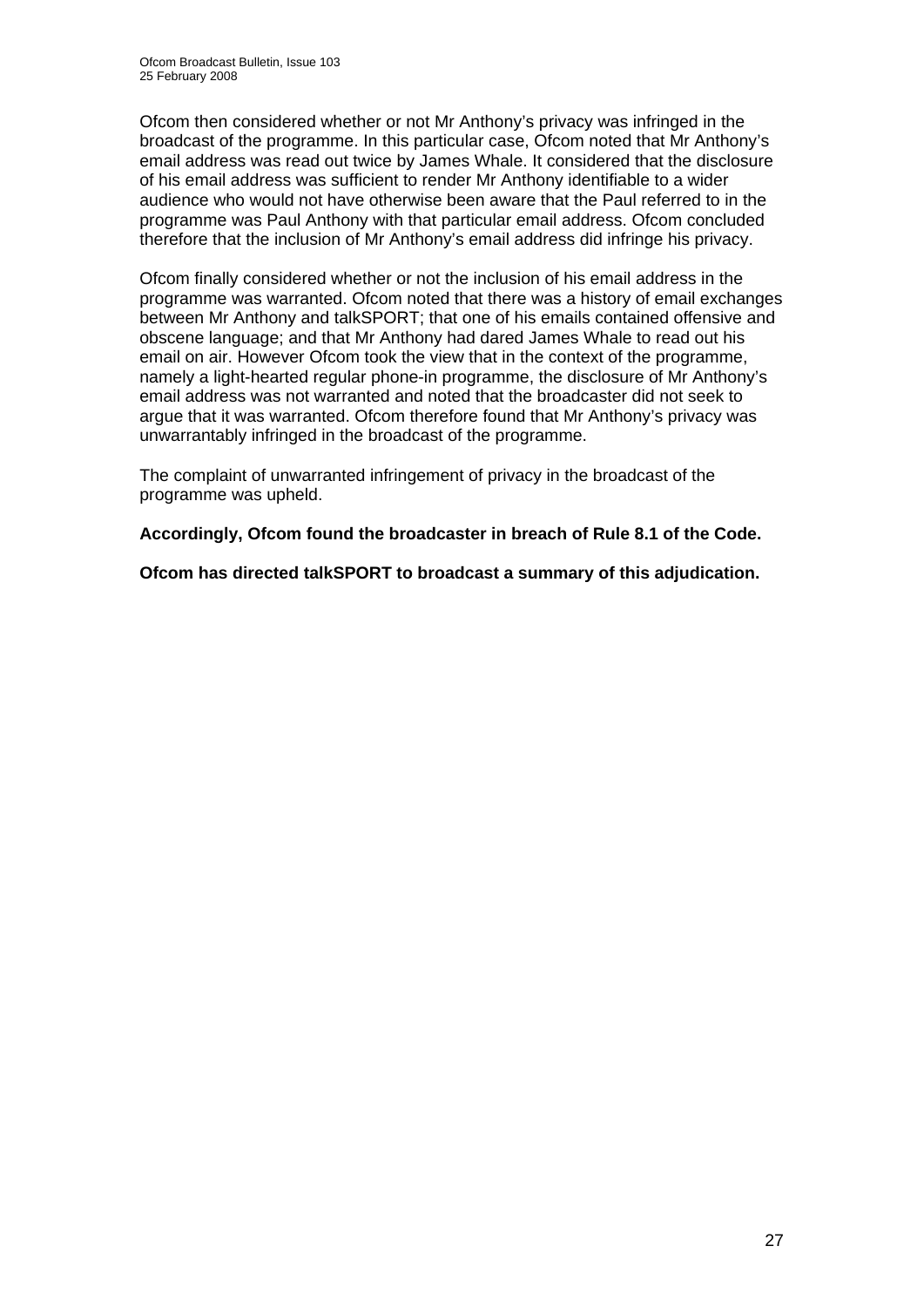Ofcom then considered whether or not Mr Anthony's privacy was infringed in the broadcast of the programme. In this particular case, Ofcom noted that Mr Anthony's email address was read out twice by James Whale. It considered that the disclosure of his email address was sufficient to render Mr Anthony identifiable to a wider audience who would not have otherwise been aware that the Paul referred to in the programme was Paul Anthony with that particular email address. Ofcom concluded therefore that the inclusion of Mr Anthony's email address did infringe his privacy.

Ofcom finally considered whether or not the inclusion of his email address in the programme was warranted. Ofcom noted that there was a history of email exchanges between Mr Anthony and talkSPORT; that one of his emails contained offensive and obscene language; and that Mr Anthony had dared James Whale to read out his email on air. However Ofcom took the view that in the context of the programme, namely a light-hearted regular phone-in programme, the disclosure of Mr Anthony's email address was not warranted and noted that the broadcaster did not seek to argue that it was warranted. Ofcom therefore found that Mr Anthony's privacy was unwarrantably infringed in the broadcast of the programme.

The complaint of unwarranted infringement of privacy in the broadcast of the programme was upheld.

**Accordingly, Ofcom found the broadcaster in breach of Rule 8.1 of the Code.**

**Ofcom has directed talkSPORT to broadcast a summary of this adjudication.**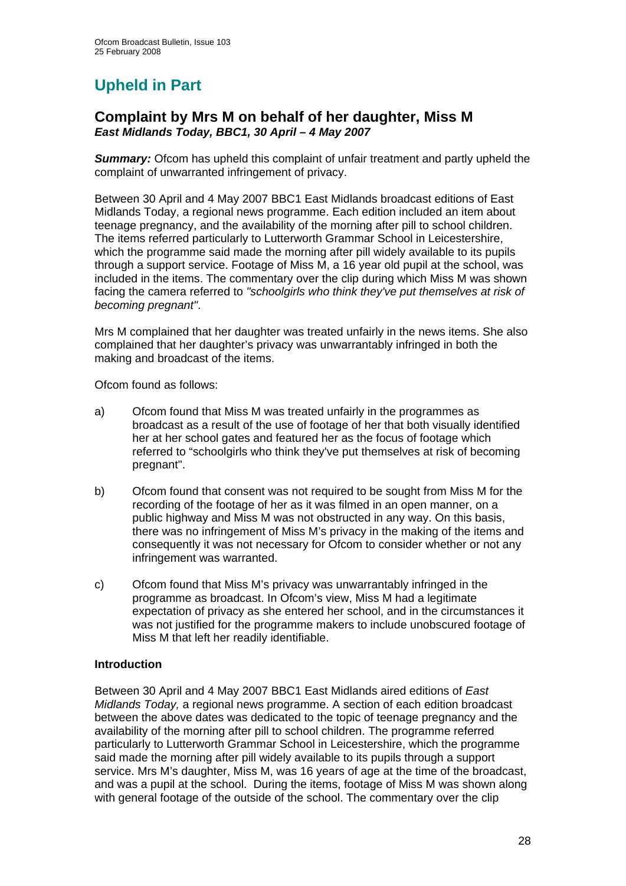# Upheld in Part

## Complaint by Mrs M on behalf of her daughter, Miss M
### *East Midlands Today, BBC1, 30 April – 4 May 2007*

***Summary:*** Ofcom has upheld this complaint of unfair treatment and partly upheld the complaint of unwarranted infringement of privacy.

Between 30 April and 4 May 2007 BBC1 East Midlands broadcast editions of East Midlands Today, a regional news programme. Each edition included an item about teenage pregnancy, and the availability of the morning after pill to school children. The items referred particularly to Lutterworth Grammar School in Leicestershire, which the programme said made the morning after pill widely available to its pupils through a support service. Footage of Miss M, a 16 year old pupil at the school, was included in the items. The commentary over the clip during which Miss M was shown facing the camera referred to *"schoolgirls who think they've put themselves at risk of becoming pregnant"*.

Mrs M complained that her daughter was treated unfairly in the news items. She also complained that her daughter's privacy was unwarrantably infringed in both the making and broadcast of the items.

Ofcom found as follows:

a) Ofcom found that Miss M was treated unfairly in the programmes as broadcast as a result of the use of footage of her that both visually identified her at her school gates and featured her as the focus of footage which referred to "schoolgirls who think they've put themselves at risk of becoming pregnant".

b) Ofcom found that consent was not required to be sought from Miss M for the recording of the footage of her as it was filmed in an open manner, on a public highway and Miss M was not obstructed in any way. On this basis, there was no infringement of Miss M's privacy in the making of the items and consequently it was not necessary for Ofcom to consider whether or not any infringement was warranted.

c) Ofcom found that Miss M's privacy was unwarrantably infringed in the programme as broadcast. In Ofcom's view, Miss M had a legitimate expectation of privacy as she entered her school, and in the circumstances it was not justified for the programme makers to include unobscured footage of Miss M that left her readily identifiable.

**Introduction**

Between 30 April and 4 May 2007 BBC1 East Midlands aired editions of *East Midlands Today,* a regional news programme. A section of each edition broadcast between the above dates was dedicated to the topic of teenage pregnancy and the availability of the morning after pill to school children. The programme referred particularly to Lutterworth Grammar School in Leicestershire, which the programme said made the morning after pill widely available to its pupils through a support service. Mrs M's daughter, Miss M, was 16 years of age at the time of the broadcast, and was a pupil at the school. During the items, footage of Miss M was shown along with general footage of the outside of the school. The commentary over the clip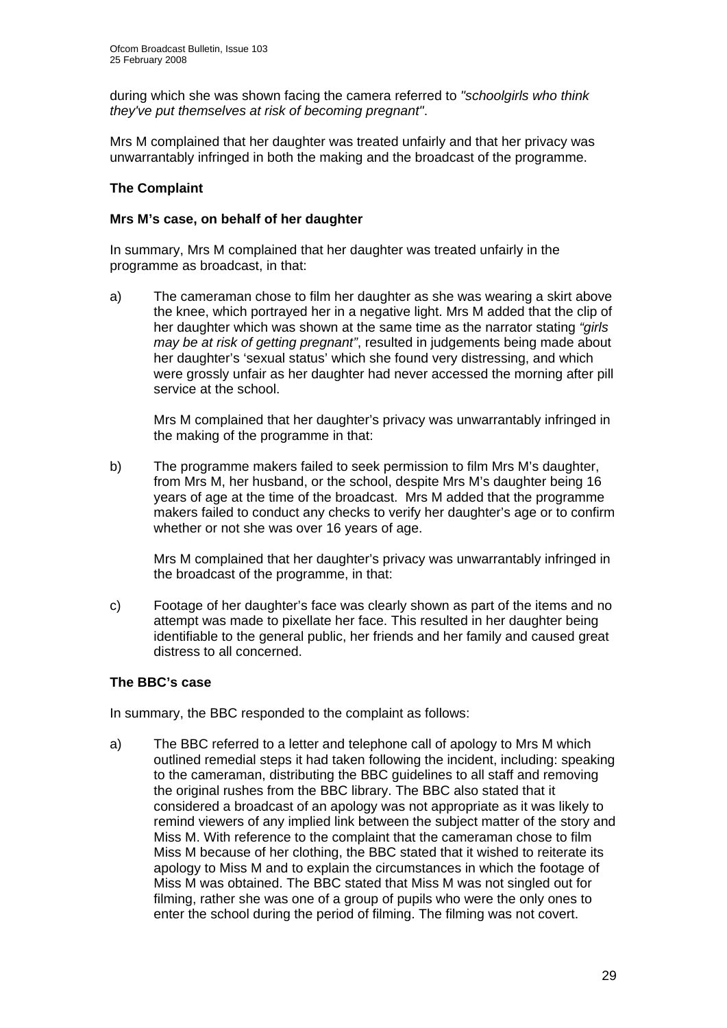during which she was shown facing the camera referred to *"schoolgirls who think they've put themselves at risk of becoming pregnant"*.

Mrs M complained that her daughter was treated unfairly and that her privacy was unwarrantably infringed in both the making and the broadcast of the programme.

**The Complaint**

**Mrs M's case, on behalf of her daughter**

In summary, Mrs M complained that her daughter was treated unfairly in the programme as broadcast, in that:

a) The cameraman chose to film her daughter as she was wearing a skirt above the knee, which portrayed her in a negative light. Mrs M added that the clip of her daughter which was shown at the same time as the narrator stating *"girls may be at risk of getting pregnant"*, resulted in judgements being made about her daughter's 'sexual status' which she found very distressing, and which were grossly unfair as her daughter had never accessed the morning after pill service at the school.

Mrs M complained that her daughter's privacy was unwarrantably infringed in the making of the programme in that:

b) The programme makers failed to seek permission to film Mrs M's daughter, from Mrs M, her husband, or the school, despite Mrs M's daughter being 16 years of age at the time of the broadcast. Mrs M added that the programme makers failed to conduct any checks to verify her daughter's age or to confirm whether or not she was over 16 years of age.

Mrs M complained that her daughter's privacy was unwarrantably infringed in the broadcast of the programme, in that:

c) Footage of her daughter's face was clearly shown as part of the items and no attempt was made to pixellate her face. This resulted in her daughter being identifiable to the general public, her friends and her family and caused great distress to all concerned.

**The BBC's case**

In summary, the BBC responded to the complaint as follows:

a) The BBC referred to a letter and telephone call of apology to Mrs M which outlined remedial steps it had taken following the incident, including: speaking to the cameraman, distributing the BBC guidelines to all staff and removing the original rushes from the BBC library. The BBC also stated that it considered a broadcast of an apology was not appropriate as it was likely to remind viewers of any implied link between the subject matter of the story and Miss M. With reference to the complaint that the cameraman chose to film Miss M because of her clothing, the BBC stated that it wished to reiterate its apology to Miss M and to explain the circumstances in which the footage of Miss M was obtained. The BBC stated that Miss M was not singled out for filming, rather she was one of a group of pupils who were the only ones to enter the school during the period of filming. The filming was not covert.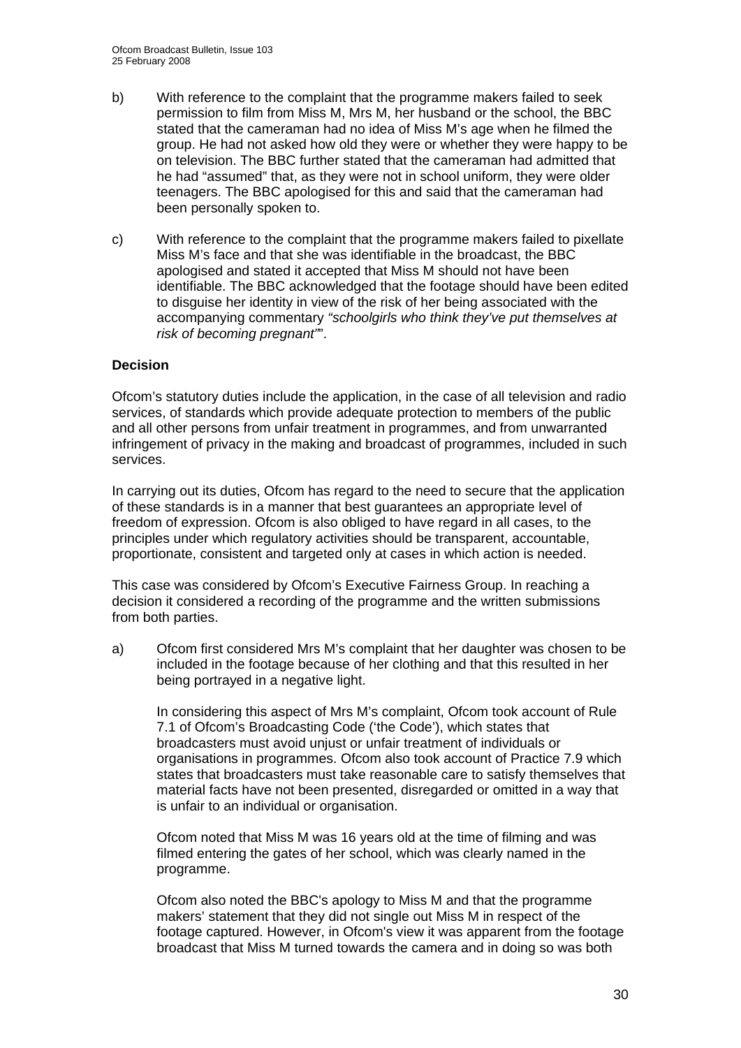b) With reference to the complaint that the programme makers failed to seek permission to film from Miss M, Mrs M, her husband or the school, the BBC stated that the cameraman had no idea of Miss M's age when he filmed the group. He had not asked how old they were or whether they were happy to be on television. The BBC further stated that the cameraman had admitted that he had "assumed" that, as they were not in school uniform, they were older teenagers. The BBC apologised for this and said that the cameraman had been personally spoken to.

c) With reference to the complaint that the programme makers failed to pixellate Miss M's face and that she was identifiable in the broadcast, the BBC apologised and stated it accepted that Miss M should not have been identifiable. The BBC acknowledged that the footage should have been edited to disguise her identity in view of the risk of her being associated with the accompanying commentary *"schoolgirls who think they've put themselves at risk of becoming pregnant'"*.

**Decision**

Ofcom's statutory duties include the application, in the case of all television and radio services, of standards which provide adequate protection to members of the public and all other persons from unfair treatment in programmes, and from unwarranted infringement of privacy in the making and broadcast of programmes, included in such services.

In carrying out its duties, Ofcom has regard to the need to secure that the application of these standards is in a manner that best guarantees an appropriate level of freedom of expression. Ofcom is also obliged to have regard in all cases, to the principles under which regulatory activities should be transparent, accountable, proportionate, consistent and targeted only at cases in which action is needed.

This case was considered by Ofcom's Executive Fairness Group. In reaching a decision it considered a recording of the programme and the written submissions from both parties.

a) Ofcom first considered Mrs M's complaint that her daughter was chosen to be included in the footage because of her clothing and that this resulted in her being portrayed in a negative light.

   In considering this aspect of Mrs M's complaint, Ofcom took account of Rule 7.1 of Ofcom's Broadcasting Code ('the Code'), which states that broadcasters must avoid unjust or unfair treatment of individuals or organisations in programmes. Ofcom also took account of Practice 7.9 which states that broadcasters must take reasonable care to satisfy themselves that material facts have not been presented, disregarded or omitted in a way that is unfair to an individual or organisation.

   Ofcom noted that Miss M was 16 years old at the time of filming and was filmed entering the gates of her school, which was clearly named in the programme.

   Ofcom also noted the BBC's apology to Miss M and that the programme makers' statement that they did not single out Miss M in respect of the footage captured. However, in Ofcom's view it was apparent from the footage broadcast that Miss M turned towards the camera and in doing so was both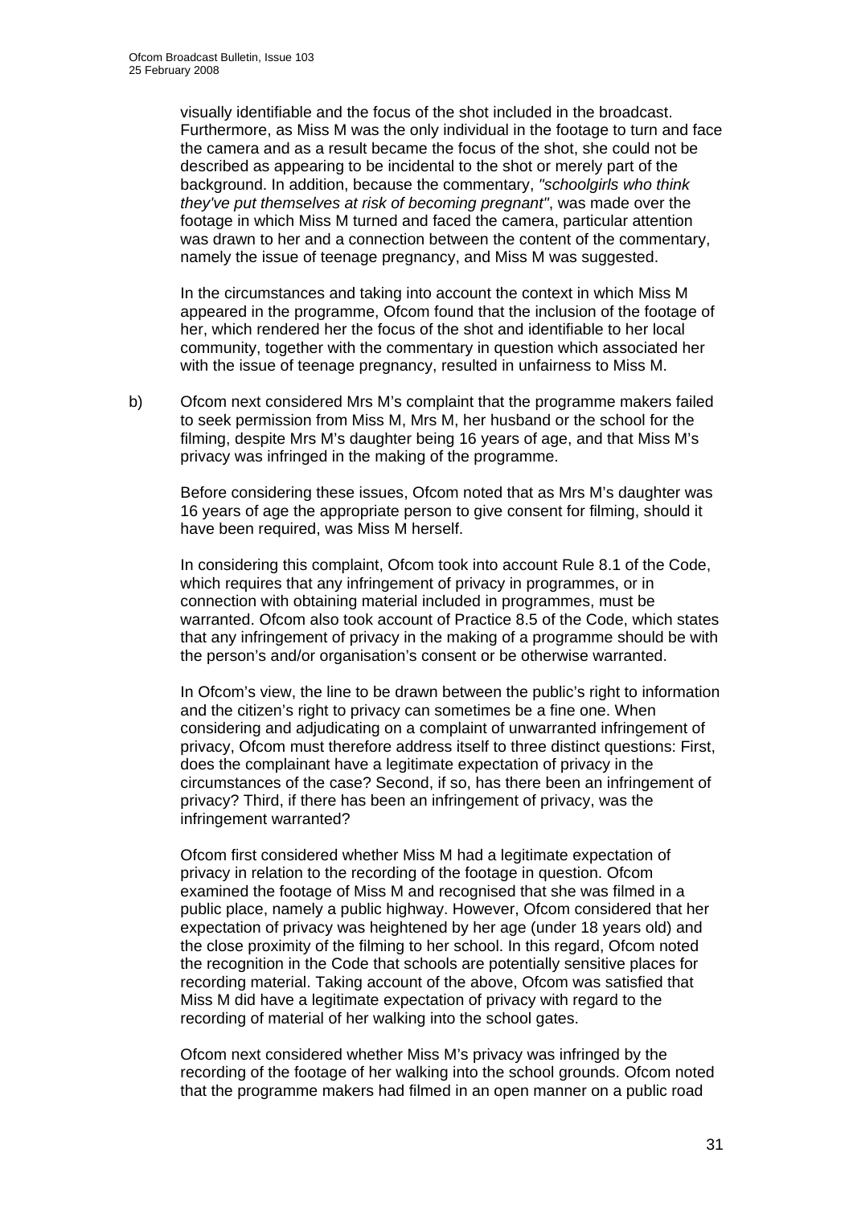visually identifiable and the focus of the shot included in the broadcast. Furthermore, as Miss M was the only individual in the footage to turn and face the camera and as a result became the focus of the shot, she could not be described as appearing to be incidental to the shot or merely part of the background. In addition, because the commentary, *"schoolgirls who think they've put themselves at risk of becoming pregnant"*, was made over the footage in which Miss M turned and faced the camera, particular attention was drawn to her and a connection between the content of the commentary, namely the issue of teenage pregnancy, and Miss M was suggested.

In the circumstances and taking into account the context in which Miss M appeared in the programme, Ofcom found that the inclusion of the footage of her, which rendered her the focus of the shot and identifiable to her local community, together with the commentary in question which associated her with the issue of teenage pregnancy, resulted in unfairness to Miss M.

b) Ofcom next considered Mrs M's complaint that the programme makers failed to seek permission from Miss M, Mrs M, her husband or the school for the filming, despite Mrs M's daughter being 16 years of age, and that Miss M's privacy was infringed in the making of the programme.

Before considering these issues, Ofcom noted that as Mrs M's daughter was 16 years of age the appropriate person to give consent for filming, should it have been required, was Miss M herself.

In considering this complaint, Ofcom took into account Rule 8.1 of the Code, which requires that any infringement of privacy in programmes, or in connection with obtaining material included in programmes, must be warranted. Ofcom also took account of Practice 8.5 of the Code, which states that any infringement of privacy in the making of a programme should be with the person's and/or organisation's consent or be otherwise warranted.

In Ofcom's view, the line to be drawn between the public's right to information and the citizen's right to privacy can sometimes be a fine one. When considering and adjudicating on a complaint of unwarranted infringement of privacy, Ofcom must therefore address itself to three distinct questions: First, does the complainant have a legitimate expectation of privacy in the circumstances of the case? Second, if so, has there been an infringement of privacy? Third, if there has been an infringement of privacy, was the infringement warranted?

Ofcom first considered whether Miss M had a legitimate expectation of privacy in relation to the recording of the footage in question. Ofcom examined the footage of Miss M and recognised that she was filmed in a public place, namely a public highway. However, Ofcom considered that her expectation of privacy was heightened by her age (under 18 years old) and the close proximity of the filming to her school. In this regard, Ofcom noted the recognition in the Code that schools are potentially sensitive places for recording material. Taking account of the above, Ofcom was satisfied that Miss M did have a legitimate expectation of privacy with regard to the recording of material of her walking into the school gates.

Ofcom next considered whether Miss M's privacy was infringed by the recording of the footage of her walking into the school grounds. Ofcom noted that the programme makers had filmed in an open manner on a public road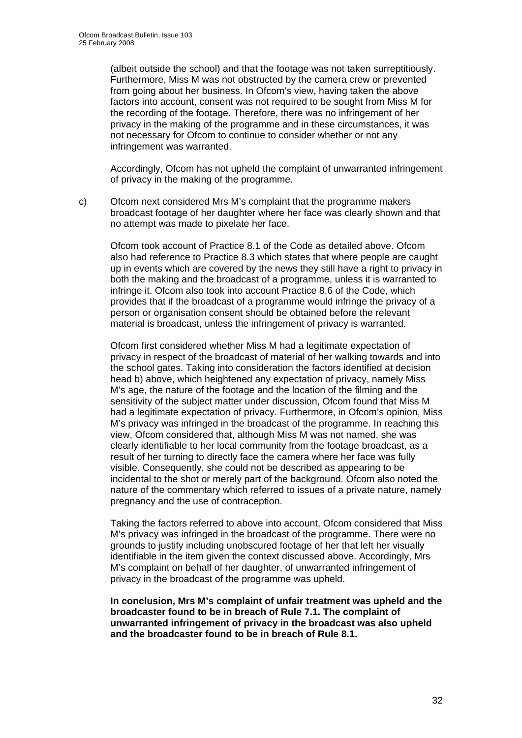(albeit outside the school) and that the footage was not taken surreptitiously. Furthermore, Miss M was not obstructed by the camera crew or prevented from going about her business. In Ofcom's view, having taken the above factors into account, consent was not required to be sought from Miss M for the recording of the footage. Therefore, there was no infringement of her privacy in the making of the programme and in these circumstances, it was not necessary for Ofcom to continue to consider whether or not any infringement was warranted.

Accordingly, Ofcom has not upheld the complaint of unwarranted infringement of privacy in the making of the programme.

c) Ofcom next considered Mrs M's complaint that the programme makers broadcast footage of her daughter where her face was clearly shown and that no attempt was made to pixelate her face.

Ofcom took account of Practice 8.1 of the Code as detailed above. Ofcom also had reference to Practice 8.3 which states that where people are caught up in events which are covered by the news they still have a right to privacy in both the making and the broadcast of a programme, unless it is warranted to infringe it. Ofcom also took into account Practice 8.6 of the Code, which provides that if the broadcast of a programme would infringe the privacy of a person or organisation consent should be obtained before the relevant material is broadcast, unless the infringement of privacy is warranted.

Ofcom first considered whether Miss M had a legitimate expectation of privacy in respect of the broadcast of material of her walking towards and into the school gates. Taking into consideration the factors identified at decision head b) above, which heightened any expectation of privacy, namely Miss M's age, the nature of the footage and the location of the filming and the sensitivity of the subject matter under discussion, Ofcom found that Miss M had a legitimate expectation of privacy. Furthermore, in Ofcom's opinion, Miss M's privacy was infringed in the broadcast of the programme. In reaching this view, Ofcom considered that, although Miss M was not named, she was clearly identifiable to her local community from the footage broadcast, as a result of her turning to directly face the camera where her face was fully visible. Consequently, she could not be described as appearing to be incidental to the shot or merely part of the background. Ofcom also noted the nature of the commentary which referred to issues of a private nature, namely pregnancy and the use of contraception.

Taking the factors referred to above into account, Ofcom considered that Miss M's privacy was infringed in the broadcast of the programme. There were no grounds to justify including unobscured footage of her that left her visually identifiable in the item given the context discussed above. Accordingly, Mrs M's complaint on behalf of her daughter, of unwarranted infringement of privacy in the broadcast of the programme was upheld.

**In conclusion, Mrs M's complaint of unfair treatment was upheld and the broadcaster found to be in breach of Rule 7.1. The complaint of unwarranted infringement of privacy in the broadcast was also upheld and the broadcaster found to be in breach of Rule 8.1.**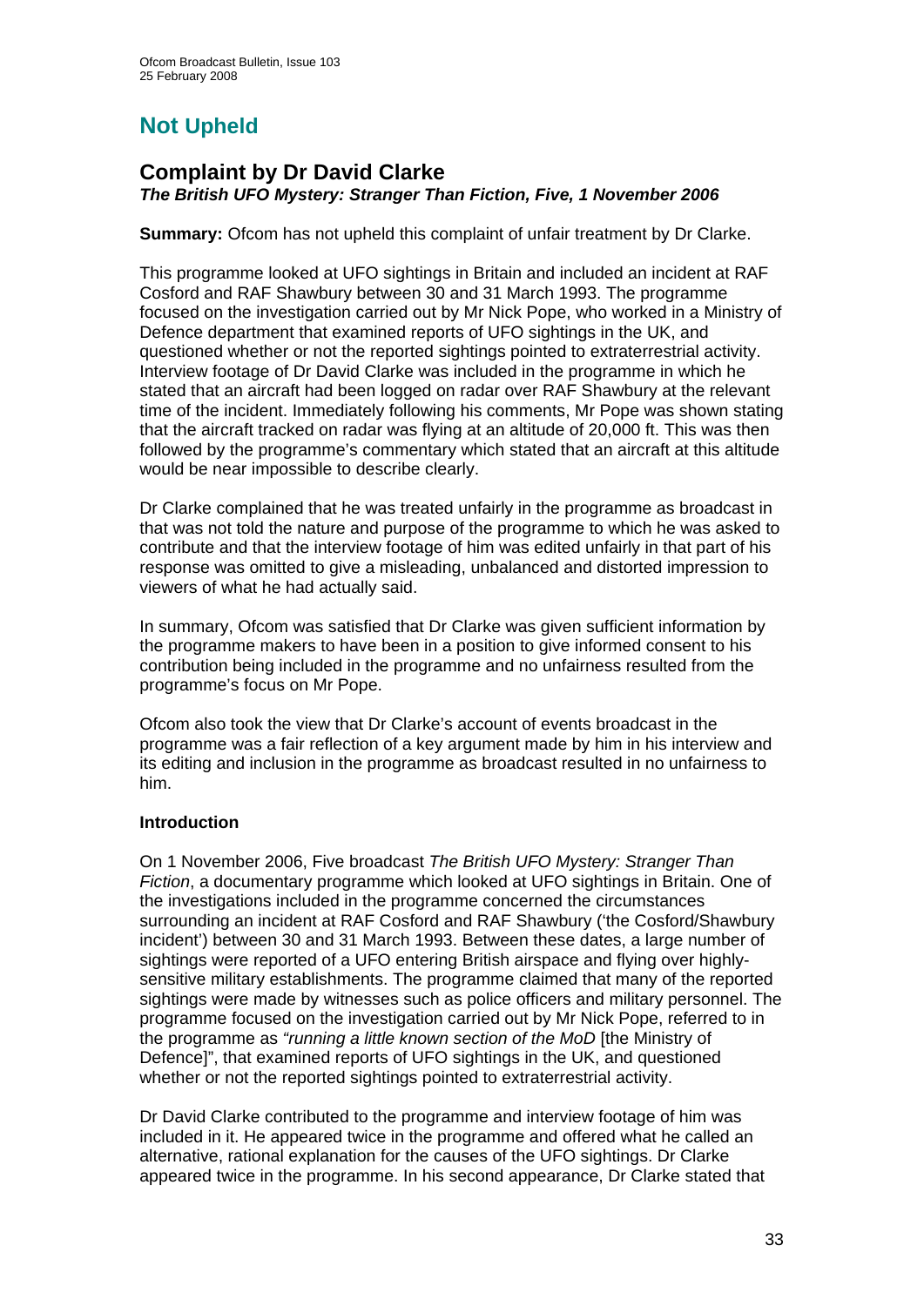## Not Upheld

### Complaint by Dr David Clarke
***The British UFO Mystery: Stranger Than Fiction, Five, 1 November 2006***

**Summary:** Ofcom has not upheld this complaint of unfair treatment by Dr Clarke.

This programme looked at UFO sightings in Britain and included an incident at RAF Cosford and RAF Shawbury between 30 and 31 March 1993. The programme focused on the investigation carried out by Mr Nick Pope, who worked in a Ministry of Defence department that examined reports of UFO sightings in the UK, and questioned whether or not the reported sightings pointed to extraterrestrial activity. Interview footage of Dr David Clarke was included in the programme in which he stated that an aircraft had been logged on radar over RAF Shawbury at the relevant time of the incident. Immediately following his comments, Mr Pope was shown stating that the aircraft tracked on radar was flying at an altitude of 20,000 ft. This was then followed by the programme's commentary which stated that an aircraft at this altitude would be near impossible to describe clearly.

Dr Clarke complained that he was treated unfairly in the programme as broadcast in that was not told the nature and purpose of the programme to which he was asked to contribute and that the interview footage of him was edited unfairly in that part of his response was omitted to give a misleading, unbalanced and distorted impression to viewers of what he had actually said.

In summary, Ofcom was satisfied that Dr Clarke was given sufficient information by the programme makers to have been in a position to give informed consent to his contribution being included in the programme and no unfairness resulted from the programme's focus on Mr Pope.

Ofcom also took the view that Dr Clarke's account of events broadcast in the programme was a fair reflection of a key argument made by him in his interview and its editing and inclusion in the programme as broadcast resulted in no unfairness to him.

**Introduction**

On 1 November 2006, Five broadcast *The British UFO Mystery: Stranger Than Fiction*, a documentary programme which looked at UFO sightings in Britain. One of the investigations included in the programme concerned the circumstances surrounding an incident at RAF Cosford and RAF Shawbury ('the Cosford/Shawbury incident') between 30 and 31 March 1993. Between these dates, a large number of sightings were reported of a UFO entering British airspace and flying over highly-sensitive military establishments. The programme claimed that many of the reported sightings were made by witnesses such as police officers and military personnel. The programme focused on the investigation carried out by Mr Nick Pope, referred to in the programme as *"running a little known section of the MoD* [the Ministry of Defence]", that examined reports of UFO sightings in the UK, and questioned whether or not the reported sightings pointed to extraterrestrial activity.

Dr David Clarke contributed to the programme and interview footage of him was included in it. He appeared twice in the programme and offered what he called an alternative, rational explanation for the causes of the UFO sightings. Dr Clarke appeared twice in the programme. In his second appearance, Dr Clarke stated that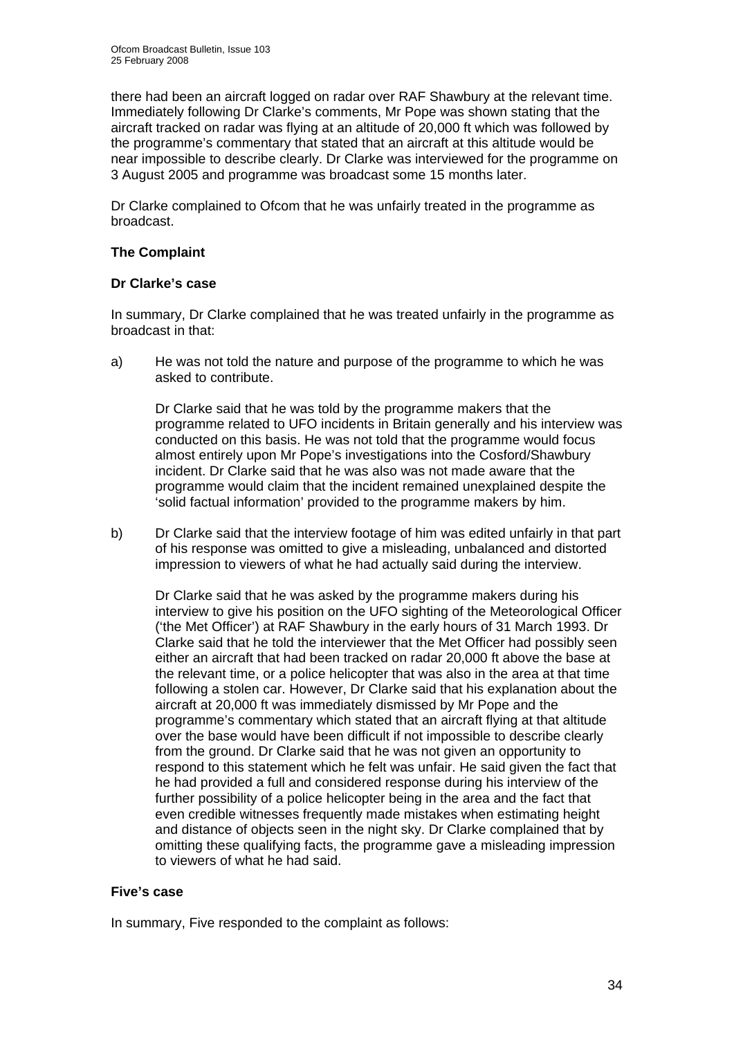there had been an aircraft logged on radar over RAF Shawbury at the relevant time. Immediately following Dr Clarke's comments, Mr Pope was shown stating that the aircraft tracked on radar was flying at an altitude of 20,000 ft which was followed by the programme's commentary that stated that an aircraft at this altitude would be near impossible to describe clearly. Dr Clarke was interviewed for the programme on 3 August 2005 and programme was broadcast some 15 months later.

Dr Clarke complained to Ofcom that he was unfairly treated in the programme as broadcast.

### The Complaint

#### Dr Clarke's case

In summary, Dr Clarke complained that he was treated unfairly in the programme as broadcast in that:

a) He was not told the nature and purpose of the programme to which he was asked to contribute.

   Dr Clarke said that he was told by the programme makers that the programme related to UFO incidents in Britain generally and his interview was conducted on this basis. He was not told that the programme would focus almost entirely upon Mr Pope's investigations into the Cosford/Shawbury incident. Dr Clarke said that he was also was not made aware that the programme would claim that the incident remained unexplained despite the 'solid factual information' provided to the programme makers by him.

b) Dr Clarke said that the interview footage of him was edited unfairly in that part of his response was omitted to give a misleading, unbalanced and distorted impression to viewers of what he had actually said during the interview.

   Dr Clarke said that he was asked by the programme makers during his interview to give his position on the UFO sighting of the Meteorological Officer ('the Met Officer') at RAF Shawbury in the early hours of 31 March 1993. Dr Clarke said that he told the interviewer that the Met Officer had possibly seen either an aircraft that had been tracked on radar 20,000 ft above the base at the relevant time, or a police helicopter that was also in the area at that time following a stolen car. However, Dr Clarke said that his explanation about the aircraft at 20,000 ft was immediately dismissed by Mr Pope and the programme's commentary which stated that an aircraft flying at that altitude over the base would have been difficult if not impossible to describe clearly from the ground. Dr Clarke said that he was not given an opportunity to respond to this statement which he felt was unfair. He said given the fact that he had provided a full and considered response during his interview of the further possibility of a police helicopter being in the area and the fact that even credible witnesses frequently made mistakes when estimating height and distance of objects seen in the night sky. Dr Clarke complained that by omitting these qualifying facts, the programme gave a misleading impression to viewers of what he had said.

#### Five's case

In summary, Five responded to the complaint as follows: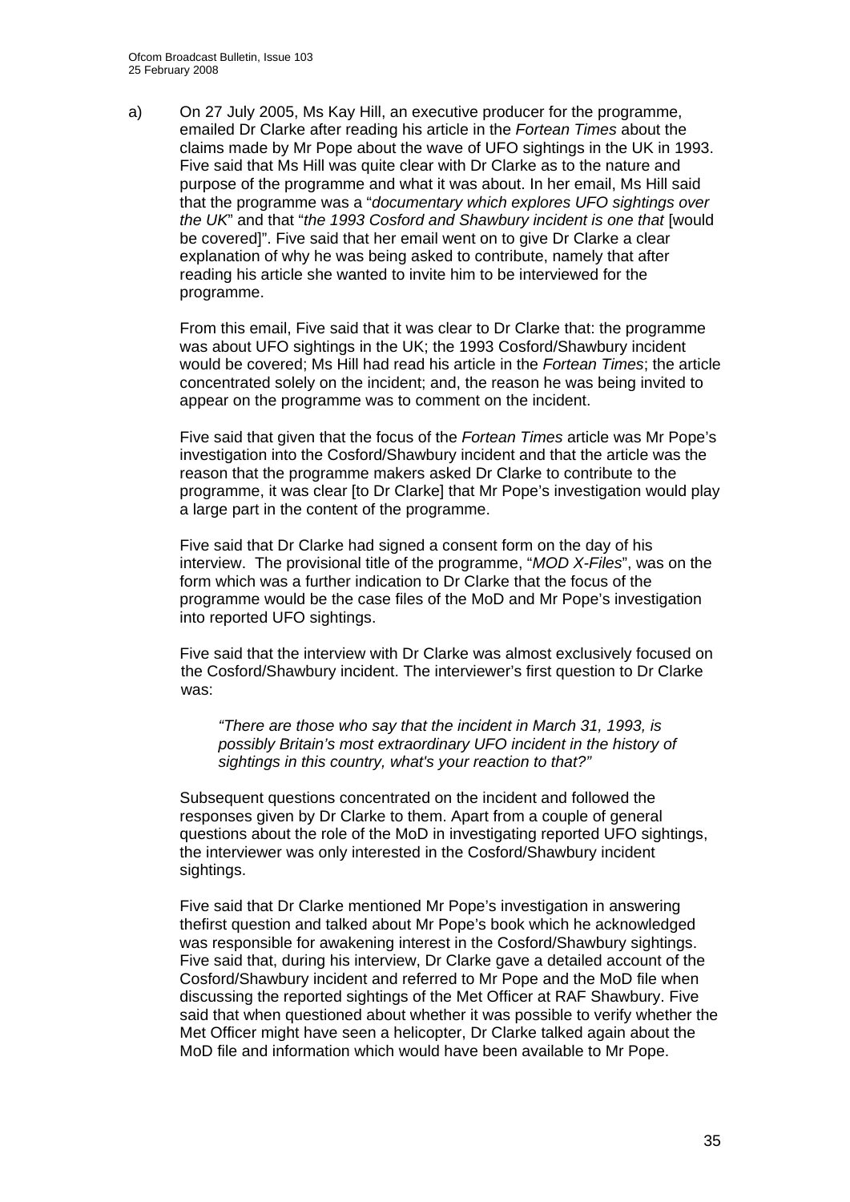a) On 27 July 2005, Ms Kay Hill, an executive producer for the programme, emailed Dr Clarke after reading his article in the *Fortean Times* about the claims made by Mr Pope about the wave of UFO sightings in the UK in 1993. Five said that Ms Hill was quite clear with Dr Clarke as to the nature and purpose of the programme and what it was about. In her email, Ms Hill said that the programme was a "*documentary which explores UFO sightings over the UK*" and that "*the 1993 Cosford and Shawbury incident is one that* [would be covered]". Five said that her email went on to give Dr Clarke a clear explanation of why he was being asked to contribute, namely that after reading his article she wanted to invite him to be interviewed for the programme.

   From this email, Five said that it was clear to Dr Clarke that: the programme was about UFO sightings in the UK; the 1993 Cosford/Shawbury incident would be covered; Ms Hill had read his article in the *Fortean Times*; the article concentrated solely on the incident; and, the reason he was being invited to appear on the programme was to comment on the incident.

   Five said that given that the focus of the *Fortean Times* article was Mr Pope's investigation into the Cosford/Shawbury incident and that the article was the reason that the programme makers asked Dr Clarke to contribute to the programme, it was clear [to Dr Clarke] that Mr Pope's investigation would play a large part in the content of the programme.

   Five said that Dr Clarke had signed a consent form on the day of his interview. The provisional title of the programme, "*MOD X-Files*", was on the form which was a further indication to Dr Clarke that the focus of the programme would be the case files of the MoD and Mr Pope's investigation into reported UFO sightings.

   Five said that the interview with Dr Clarke was almost exclusively focused on the Cosford/Shawbury incident. The interviewer's first question to Dr Clarke was:

   > *"There are those who say that the incident in March 31, 1993, is possibly Britain's most extraordinary UFO incident in the history of sightings in this country, what's your reaction to that?"*

   Subsequent questions concentrated on the incident and followed the responses given by Dr Clarke to them. Apart from a couple of general questions about the role of the MoD in investigating reported UFO sightings, the interviewer was only interested in the Cosford/Shawbury incident sightings.

   Five said that Dr Clarke mentioned Mr Pope's investigation in answering thefirst question and talked about Mr Pope's book which he acknowledged was responsible for awakening interest in the Cosford/Shawbury sightings. Five said that, during his interview, Dr Clarke gave a detailed account of the Cosford/Shawbury incident and referred to Mr Pope and the MoD file when discussing the reported sightings of the Met Officer at RAF Shawbury. Five said that when questioned about whether it was possible to verify whether the Met Officer might have seen a helicopter, Dr Clarke talked again about the MoD file and information which would have been available to Mr Pope.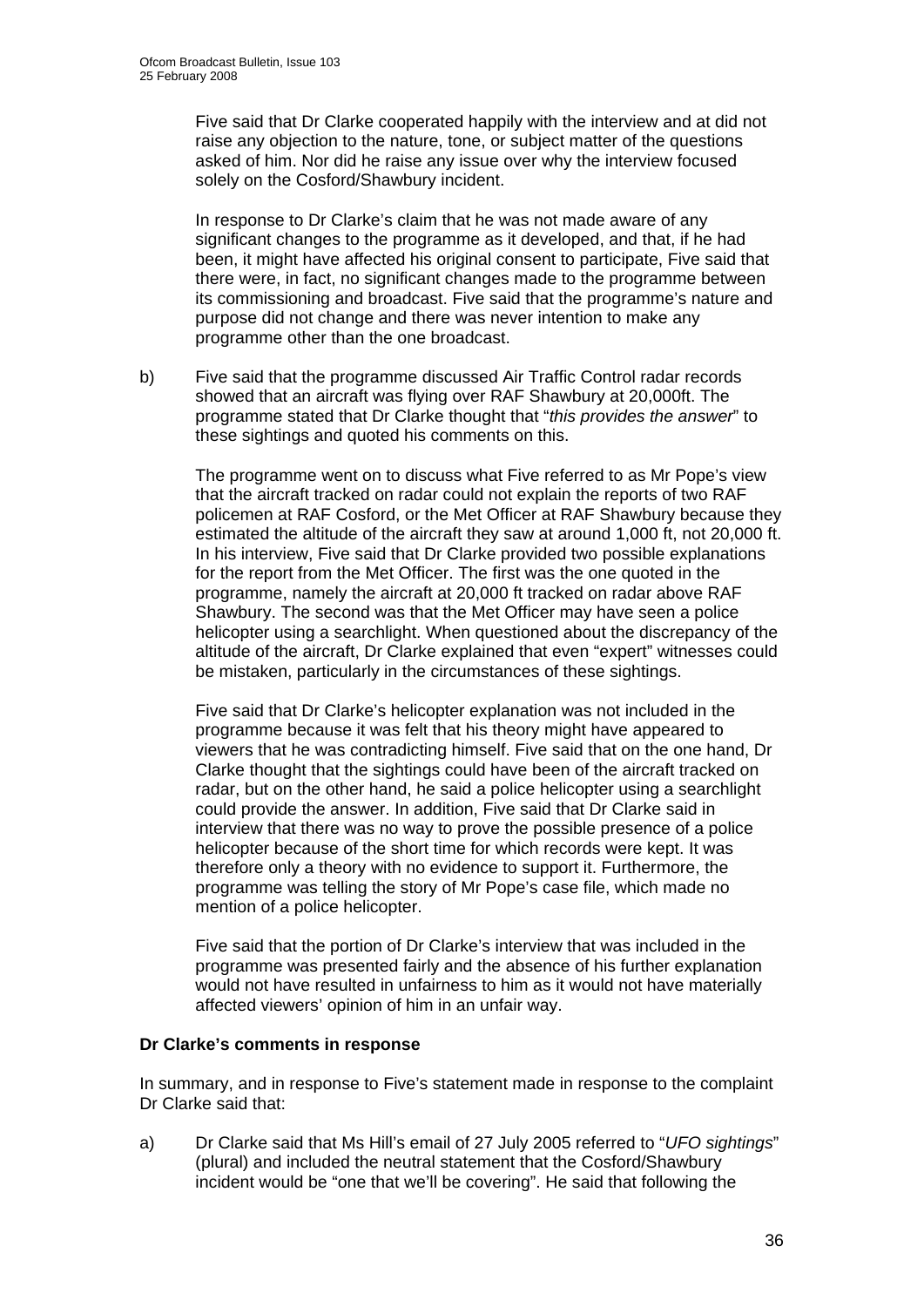Five said that Dr Clarke cooperated happily with the interview and at did not raise any objection to the nature, tone, or subject matter of the questions asked of him. Nor did he raise any issue over why the interview focused solely on the Cosford/Shawbury incident.

In response to Dr Clarke's claim that he was not made aware of any significant changes to the programme as it developed, and that, if he had been, it might have affected his original consent to participate, Five said that there were, in fact, no significant changes made to the programme between its commissioning and broadcast. Five said that the programme's nature and purpose did not change and there was never intention to make any programme other than the one broadcast.

b) Five said that the programme discussed Air Traffic Control radar records showed that an aircraft was flying over RAF Shawbury at 20,000ft. The programme stated that Dr Clarke thought that "*this provides the answer*" to these sightings and quoted his comments on this.

The programme went on to discuss what Five referred to as Mr Pope's view that the aircraft tracked on radar could not explain the reports of two RAF policemen at RAF Cosford, or the Met Officer at RAF Shawbury because they estimated the altitude of the aircraft they saw at around 1,000 ft, not 20,000 ft. In his interview, Five said that Dr Clarke provided two possible explanations for the report from the Met Officer. The first was the one quoted in the programme, namely the aircraft at 20,000 ft tracked on radar above RAF Shawbury. The second was that the Met Officer may have seen a police helicopter using a searchlight. When questioned about the discrepancy of the altitude of the aircraft, Dr Clarke explained that even "expert" witnesses could be mistaken, particularly in the circumstances of these sightings.

Five said that Dr Clarke's helicopter explanation was not included in the programme because it was felt that his theory might have appeared to viewers that he was contradicting himself. Five said that on the one hand, Dr Clarke thought that the sightings could have been of the aircraft tracked on radar, but on the other hand, he said a police helicopter using a searchlight could provide the answer. In addition, Five said that Dr Clarke said in interview that there was no way to prove the possible presence of a police helicopter because of the short time for which records were kept. It was therefore only a theory with no evidence to support it. Furthermore, the programme was telling the story of Mr Pope's case file, which made no mention of a police helicopter.

Five said that the portion of Dr Clarke's interview that was included in the programme was presented fairly and the absence of his further explanation would not have resulted in unfairness to him as it would not have materially affected viewers' opinion of him in an unfair way.

**Dr Clarke's comments in response**

In summary, and in response to Five's statement made in response to the complaint Dr Clarke said that:

a) Dr Clarke said that Ms Hill's email of 27 July 2005 referred to "*UFO sightings*" (plural) and included the neutral statement that the Cosford/Shawbury incident would be "one that we'll be covering". He said that following the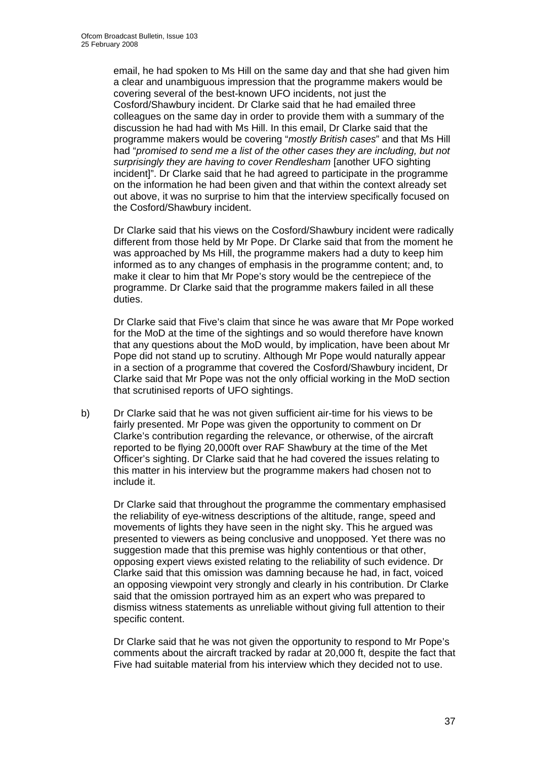email, he had spoken to Ms Hill on the same day and that she had given him a clear and unambiguous impression that the programme makers would be covering several of the best-known UFO incidents, not just the Cosford/Shawbury incident. Dr Clarke said that he had emailed three colleagues on the same day in order to provide them with a summary of the discussion he had had with Ms Hill. In this email, Dr Clarke said that the programme makers would be covering "*mostly British cases*" and that Ms Hill had "*promised to send me a list of the other cases they are including, but not surprisingly they are having to cover Rendlesham* [another UFO sighting incident]". Dr Clarke said that he had agreed to participate in the programme on the information he had been given and that within the context already set out above, it was no surprise to him that the interview specifically focused on the Cosford/Shawbury incident.

Dr Clarke said that his views on the Cosford/Shawbury incident were radically different from those held by Mr Pope. Dr Clarke said that from the moment he was approached by Ms Hill, the programme makers had a duty to keep him informed as to any changes of emphasis in the programme content; and, to make it clear to him that Mr Pope's story would be the centrepiece of the programme. Dr Clarke said that the programme makers failed in all these duties.

Dr Clarke said that Five's claim that since he was aware that Mr Pope worked for the MoD at the time of the sightings and so would therefore have known that any questions about the MoD would, by implication, have been about Mr Pope did not stand up to scrutiny. Although Mr Pope would naturally appear in a section of a programme that covered the Cosford/Shawbury incident, Dr Clarke said that Mr Pope was not the only official working in the MoD section that scrutinised reports of UFO sightings.

b) Dr Clarke said that he was not given sufficient air-time for his views to be fairly presented. Mr Pope was given the opportunity to comment on Dr Clarke's contribution regarding the relevance, or otherwise, of the aircraft reported to be flying 20,000ft over RAF Shawbury at the time of the Met Officer's sighting. Dr Clarke said that he had covered the issues relating to this matter in his interview but the programme makers had chosen not to include it.

Dr Clarke said that throughout the programme the commentary emphasised the reliability of eye-witness descriptions of the altitude, range, speed and movements of lights they have seen in the night sky. This he argued was presented to viewers as being conclusive and unopposed. Yet there was no suggestion made that this premise was highly contentious or that other, opposing expert views existed relating to the reliability of such evidence. Dr Clarke said that this omission was damning because he had, in fact, voiced an opposing viewpoint very strongly and clearly in his contribution. Dr Clarke said that the omission portrayed him as an expert who was prepared to dismiss witness statements as unreliable without giving full attention to their specific content.

Dr Clarke said that he was not given the opportunity to respond to Mr Pope's comments about the aircraft tracked by radar at 20,000 ft, despite the fact that Five had suitable material from his interview which they decided not to use.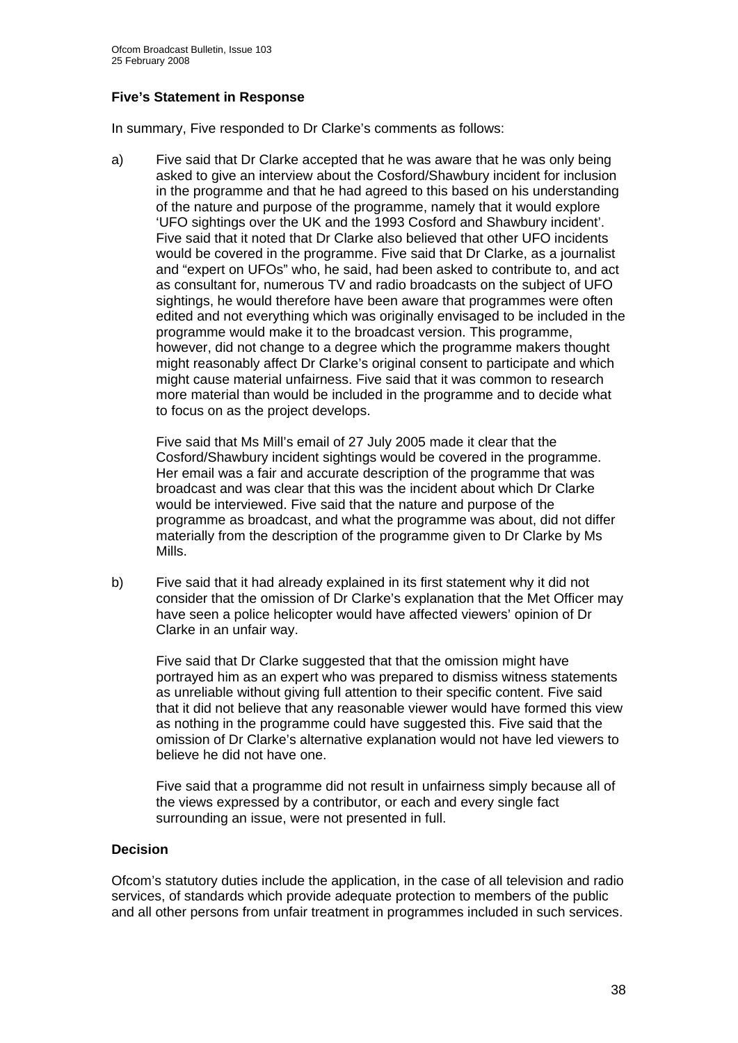**Five's Statement in Response**

In summary, Five responded to Dr Clarke's comments as follows:

a) Five said that Dr Clarke accepted that he was aware that he was only being asked to give an interview about the Cosford/Shawbury incident for inclusion in the programme and that he had agreed to this based on his understanding of the nature and purpose of the programme, namely that it would explore 'UFO sightings over the UK and the 1993 Cosford and Shawbury incident'. Five said that it noted that Dr Clarke also believed that other UFO incidents would be covered in the programme. Five said that Dr Clarke, as a journalist and "expert on UFOs" who, he said, had been asked to contribute to, and act as consultant for, numerous TV and radio broadcasts on the subject of UFO sightings, he would therefore have been aware that programmes were often edited and not everything which was originally envisaged to be included in the programme would make it to the broadcast version. This programme, however, did not change to a degree which the programme makers thought might reasonably affect Dr Clarke's original consent to participate and which might cause material unfairness. Five said that it was common to research more material than would be included in the programme and to decide what to focus on as the project develops.

   Five said that Ms Mill's email of 27 July 2005 made it clear that the Cosford/Shawbury incident sightings would be covered in the programme. Her email was a fair and accurate description of the programme that was broadcast and was clear that this was the incident about which Dr Clarke would be interviewed. Five said that the nature and purpose of the programme as broadcast, and what the programme was about, did not differ materially from the description of the programme given to Dr Clarke by Ms Mills.

b) Five said that it had already explained in its first statement why it did not consider that the omission of Dr Clarke's explanation that the Met Officer may have seen a police helicopter would have affected viewers' opinion of Dr Clarke in an unfair way.

   Five said that Dr Clarke suggested that that the omission might have portrayed him as an expert who was prepared to dismiss witness statements as unreliable without giving full attention to their specific content. Five said that it did not believe that any reasonable viewer would have formed this view as nothing in the programme could have suggested this. Five said that the omission of Dr Clarke's alternative explanation would not have led viewers to believe he did not have one.

   Five said that a programme did not result in unfairness simply because all of the views expressed by a contributor, or each and every single fact surrounding an issue, were not presented in full.

**Decision**

Ofcom's statutory duties include the application, in the case of all television and radio services, of standards which provide adequate protection to members of the public and all other persons from unfair treatment in programmes included in such services.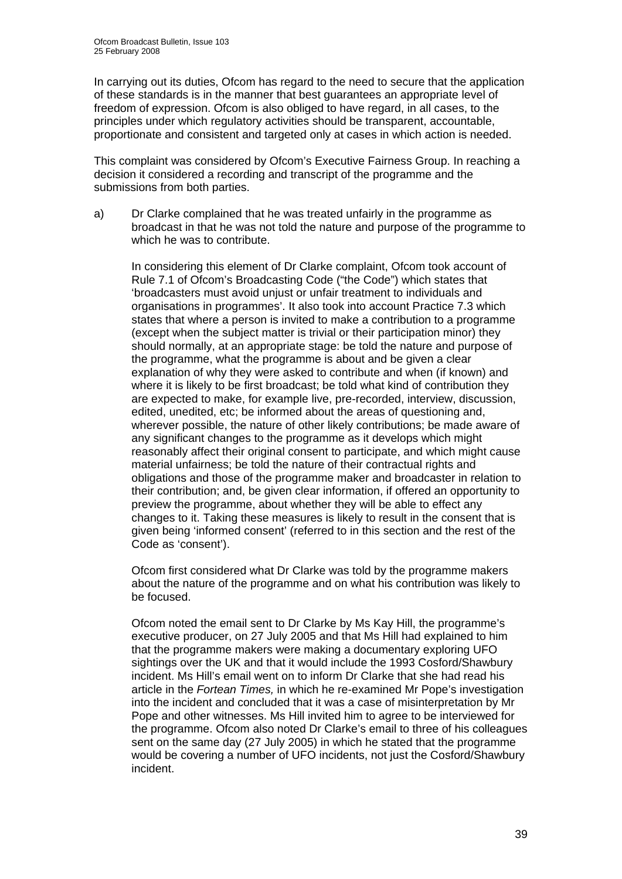In carrying out its duties, Ofcom has regard to the need to secure that the application of these standards is in the manner that best guarantees an appropriate level of freedom of expression. Ofcom is also obliged to have regard, in all cases, to the principles under which regulatory activities should be transparent, accountable, proportionate and consistent and targeted only at cases in which action is needed.

This complaint was considered by Ofcom's Executive Fairness Group. In reaching a decision it considered a recording and transcript of the programme and the submissions from both parties.

a) Dr Clarke complained that he was treated unfairly in the programme as broadcast in that he was not told the nature and purpose of the programme to which he was to contribute.

   In considering this element of Dr Clarke complaint, Ofcom took account of Rule 7.1 of Ofcom's Broadcasting Code ("the Code") which states that 'broadcasters must avoid unjust or unfair treatment to individuals and organisations in programmes'. It also took into account Practice 7.3 which states that where a person is invited to make a contribution to a programme (except when the subject matter is trivial or their participation minor) they should normally, at an appropriate stage: be told the nature and purpose of the programme, what the programme is about and be given a clear explanation of why they were asked to contribute and when (if known) and where it is likely to be first broadcast; be told what kind of contribution they are expected to make, for example live, pre-recorded, interview, discussion, edited, unedited, etc; be informed about the areas of questioning and, wherever possible, the nature of other likely contributions; be made aware of any significant changes to the programme as it develops which might reasonably affect their original consent to participate, and which might cause material unfairness; be told the nature of their contractual rights and obligations and those of the programme maker and broadcaster in relation to their contribution; and, be given clear information, if offered an opportunity to preview the programme, about whether they will be able to effect any changes to it. Taking these measures is likely to result in the consent that is given being 'informed consent' (referred to in this section and the rest of the Code as 'consent').

   Ofcom first considered what Dr Clarke was told by the programme makers about the nature of the programme and on what his contribution was likely to be focused.

   Ofcom noted the email sent to Dr Clarke by Ms Kay Hill, the programme's executive producer, on 27 July 2005 and that Ms Hill had explained to him that the programme makers were making a documentary exploring UFO sightings over the UK and that it would include the 1993 Cosford/Shawbury incident. Ms Hill's email went on to inform Dr Clarke that she had read his article in the *Fortean Times,* in which he re-examined Mr Pope's investigation into the incident and concluded that it was a case of misinterpretation by Mr Pope and other witnesses. Ms Hill invited him to agree to be interviewed for the programme. Ofcom also noted Dr Clarke's email to three of his colleagues sent on the same day (27 July 2005) in which he stated that the programme would be covering a number of UFO incidents, not just the Cosford/Shawbury incident.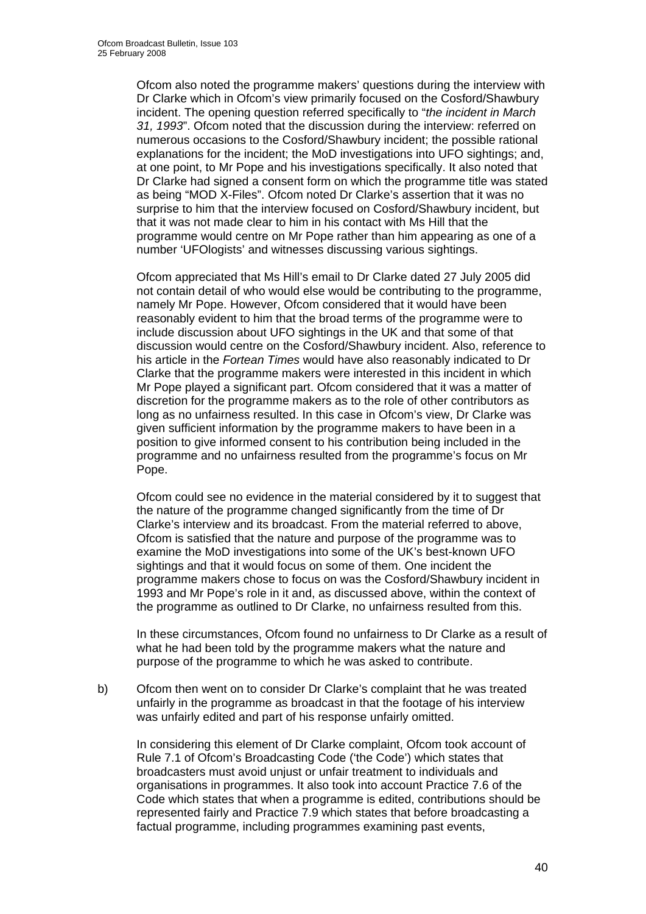Ofcom also noted the programme makers' questions during the interview with Dr Clarke which in Ofcom's view primarily focused on the Cosford/Shawbury incident. The opening question referred specifically to "*the incident in March 31, 1993*". Ofcom noted that the discussion during the interview: referred on numerous occasions to the Cosford/Shawbury incident; the possible rational explanations for the incident; the MoD investigations into UFO sightings; and, at one point, to Mr Pope and his investigations specifically. It also noted that Dr Clarke had signed a consent form on which the programme title was stated as being "MOD X-Files". Ofcom noted Dr Clarke's assertion that it was no surprise to him that the interview focused on Cosford/Shawbury incident, but that it was not made clear to him in his contact with Ms Hill that the programme would centre on Mr Pope rather than him appearing as one of a number 'UFOlogists' and witnesses discussing various sightings.

Ofcom appreciated that Ms Hill's email to Dr Clarke dated 27 July 2005 did not contain detail of who would else would be contributing to the programme, namely Mr Pope. However, Ofcom considered that it would have been reasonably evident to him that the broad terms of the programme were to include discussion about UFO sightings in the UK and that some of that discussion would centre on the Cosford/Shawbury incident. Also, reference to his article in the *Fortean Times* would have also reasonably indicated to Dr Clarke that the programme makers were interested in this incident in which Mr Pope played a significant part. Ofcom considered that it was a matter of discretion for the programme makers as to the role of other contributors as long as no unfairness resulted. In this case in Ofcom's view, Dr Clarke was given sufficient information by the programme makers to have been in a position to give informed consent to his contribution being included in the programme and no unfairness resulted from the programme's focus on Mr Pope.

Ofcom could see no evidence in the material considered by it to suggest that the nature of the programme changed significantly from the time of Dr Clarke's interview and its broadcast. From the material referred to above, Ofcom is satisfied that the nature and purpose of the programme was to examine the MoD investigations into some of the UK's best-known UFO sightings and that it would focus on some of them. One incident the programme makers chose to focus on was the Cosford/Shawbury incident in 1993 and Mr Pope's role in it and, as discussed above, within the context of the programme as outlined to Dr Clarke, no unfairness resulted from this.

In these circumstances, Ofcom found no unfairness to Dr Clarke as a result of what he had been told by the programme makers what the nature and purpose of the programme to which he was asked to contribute.

b) Ofcom then went on to consider Dr Clarke's complaint that he was treated unfairly in the programme as broadcast in that the footage of his interview was unfairly edited and part of his response unfairly omitted.

In considering this element of Dr Clarke complaint, Ofcom took account of Rule 7.1 of Ofcom's Broadcasting Code ('the Code') which states that broadcasters must avoid unjust or unfair treatment to individuals and organisations in programmes. It also took into account Practice 7.6 of the Code which states that when a programme is edited, contributions should be represented fairly and Practice 7.9 which states that before broadcasting a factual programme, including programmes examining past events,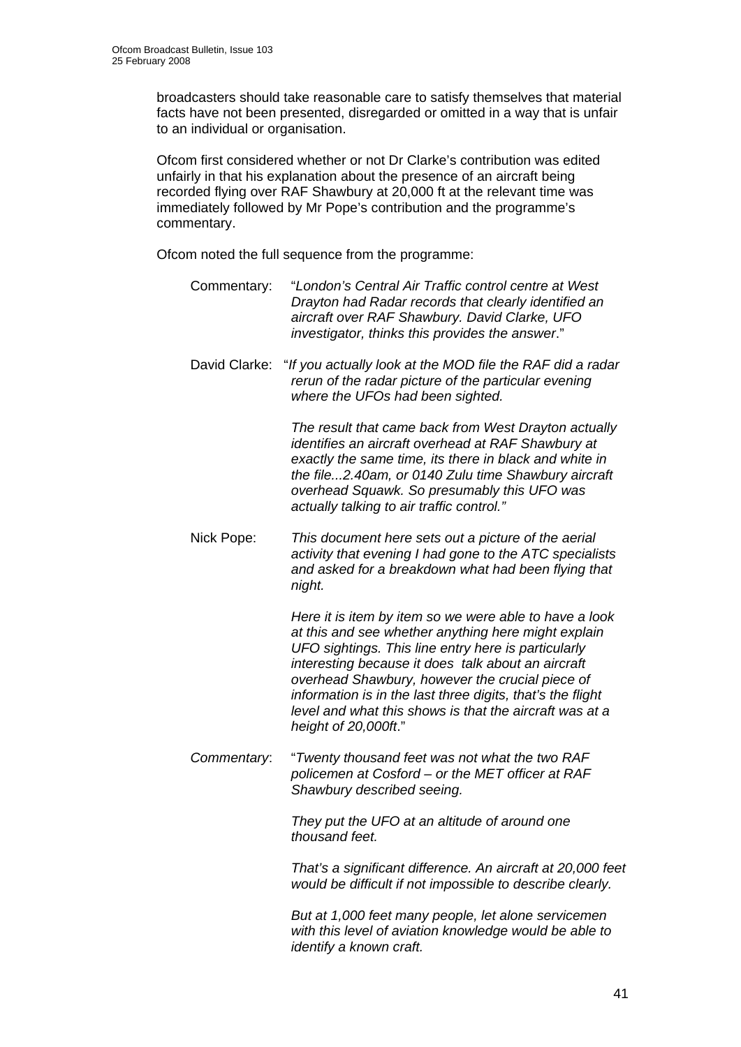broadcasters should take reasonable care to satisfy themselves that material facts have not been presented, disregarded or omitted in a way that is unfair to an individual or organisation.

Ofcom first considered whether or not Dr Clarke's contribution was edited unfairly in that his explanation about the presence of an aircraft being recorded flying over RAF Shawbury at 20,000 ft at the relevant time was immediately followed by Mr Pope's contribution and the programme's commentary.

Ofcom noted the full sequence from the programme:

Commentary: "*London's Central Air Traffic control centre at West Drayton had Radar records that clearly identified an aircraft over RAF Shawbury. David Clarke, UFO investigator, thinks this provides the answer*."

David Clarke: "*If you actually look at the MOD file the RAF did a radar rerun of the radar picture of the particular evening where the UFOs had been sighted.*

*The result that came back from West Drayton actually identifies an aircraft overhead at RAF Shawbury at exactly the same time, its there in black and white in the file...2.40am, or 0140 Zulu time Shawbury aircraft overhead Squawk. So presumably this UFO was actually talking to air traffic control."*

Nick Pope: *This document here sets out a picture of the aerial activity that evening I had gone to the ATC specialists and asked for a breakdown what had been flying that night.*

*Here it is item by item so we were able to have a look at this and see whether anything here might explain UFO sightings. This line entry here is particularly interesting because it does talk about an aircraft overhead Shawbury, however the crucial piece of information is in the last three digits, that's the flight level and what this shows is that the aircraft was at a height of 20,000ft*."

*Commentary*: "*Twenty thousand feet was not what the two RAF policemen at Cosford – or the MET officer at RAF Shawbury described seeing.*

*They put the UFO at an altitude of around one thousand feet.*

*That's a significant difference. An aircraft at 20,000 feet would be difficult if not impossible to describe clearly.*

*But at 1,000 feet many people, let alone servicemen with this level of aviation knowledge would be able to identify a known craft.*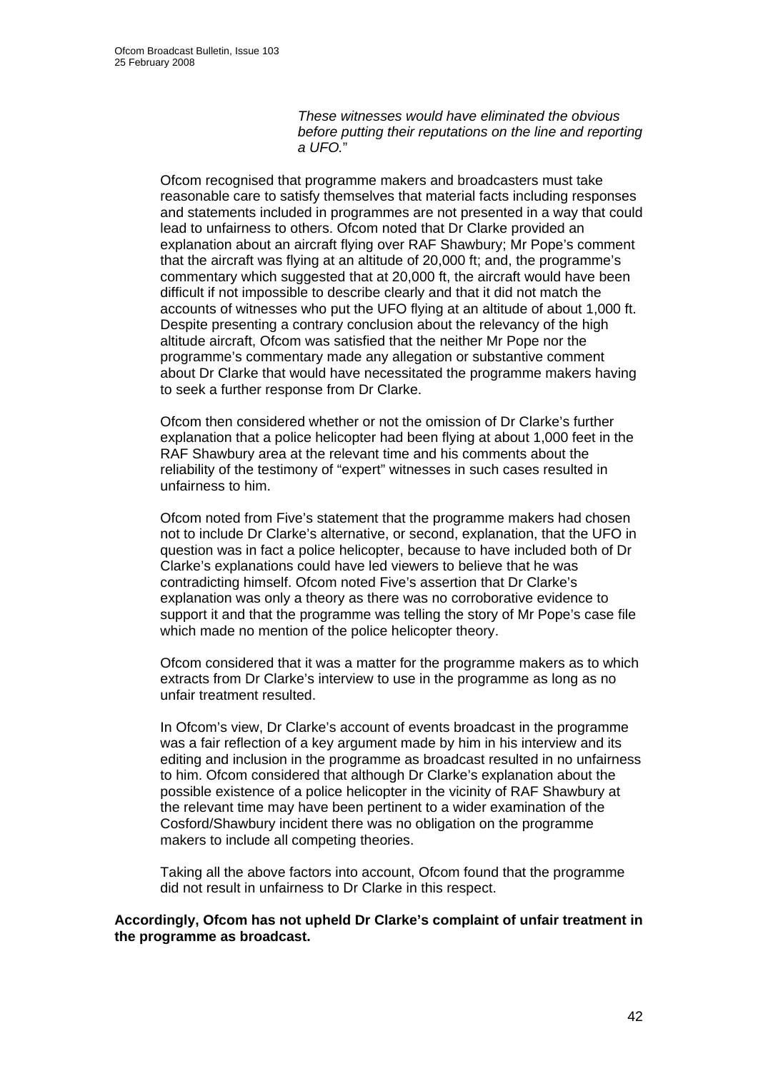> *These witnesses would have eliminated the obvious before putting their reputations on the line and reporting a UFO.*"

Ofcom recognised that programme makers and broadcasters must take reasonable care to satisfy themselves that material facts including responses and statements included in programmes are not presented in a way that could lead to unfairness to others. Ofcom noted that Dr Clarke provided an explanation about an aircraft flying over RAF Shawbury; Mr Pope's comment that the aircraft was flying at an altitude of 20,000 ft; and, the programme's commentary which suggested that at 20,000 ft, the aircraft would have been difficult if not impossible to describe clearly and that it did not match the accounts of witnesses who put the UFO flying at an altitude of about 1,000 ft. Despite presenting a contrary conclusion about the relevancy of the high altitude aircraft, Ofcom was satisfied that the neither Mr Pope nor the programme's commentary made any allegation or substantive comment about Dr Clarke that would have necessitated the programme makers having to seek a further response from Dr Clarke.

Ofcom then considered whether or not the omission of Dr Clarke's further explanation that a police helicopter had been flying at about 1,000 feet in the RAF Shawbury area at the relevant time and his comments about the reliability of the testimony of "expert" witnesses in such cases resulted in unfairness to him.

Ofcom noted from Five's statement that the programme makers had chosen not to include Dr Clarke's alternative, or second, explanation, that the UFO in question was in fact a police helicopter, because to have included both of Dr Clarke's explanations could have led viewers to believe that he was contradicting himself. Ofcom noted Five's assertion that Dr Clarke's explanation was only a theory as there was no corroborative evidence to support it and that the programme was telling the story of Mr Pope's case file which made no mention of the police helicopter theory.

Ofcom considered that it was a matter for the programme makers as to which extracts from Dr Clarke's interview to use in the programme as long as no unfair treatment resulted.

In Ofcom's view, Dr Clarke's account of events broadcast in the programme was a fair reflection of a key argument made by him in his interview and its editing and inclusion in the programme as broadcast resulted in no unfairness to him. Ofcom considered that although Dr Clarke's explanation about the possible existence of a police helicopter in the vicinity of RAF Shawbury at the relevant time may have been pertinent to a wider examination of the Cosford/Shawbury incident there was no obligation on the programme makers to include all competing theories.

Taking all the above factors into account, Ofcom found that the programme did not result in unfairness to Dr Clarke in this respect.

**Accordingly, Ofcom has not upheld Dr Clarke's complaint of unfair treatment in the programme as broadcast.**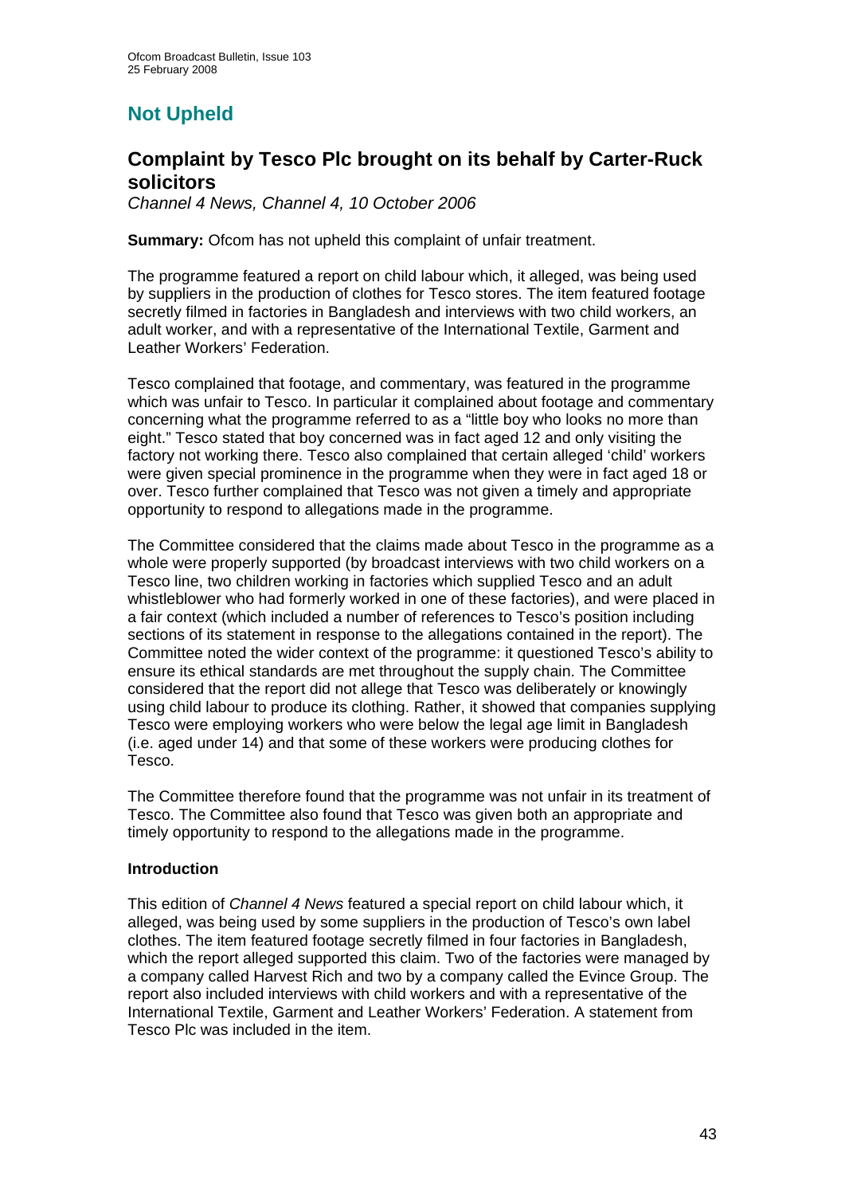# Not Upheld

## Complaint by Tesco Plc brought on its behalf by Carter-Ruck solicitors

*Channel 4 News, Channel 4, 10 October 2006*

**Summary:** Ofcom has not upheld this complaint of unfair treatment.

The programme featured a report on child labour which, it alleged, was being used by suppliers in the production of clothes for Tesco stores. The item featured footage secretly filmed in factories in Bangladesh and interviews with two child workers, an adult worker, and with a representative of the International Textile, Garment and Leather Workers' Federation.

Tesco complained that footage, and commentary, was featured in the programme which was unfair to Tesco. In particular it complained about footage and commentary concerning what the programme referred to as a "little boy who looks no more than eight." Tesco stated that boy concerned was in fact aged 12 and only visiting the factory not working there. Tesco also complained that certain alleged 'child' workers were given special prominence in the programme when they were in fact aged 18 or over. Tesco further complained that Tesco was not given a timely and appropriate opportunity to respond to allegations made in the programme.

The Committee considered that the claims made about Tesco in the programme as a whole were properly supported (by broadcast interviews with two child workers on a Tesco line, two children working in factories which supplied Tesco and an adult whistleblower who had formerly worked in one of these factories), and were placed in a fair context (which included a number of references to Tesco's position including sections of its statement in response to the allegations contained in the report). The Committee noted the wider context of the programme: it questioned Tesco's ability to ensure its ethical standards are met throughout the supply chain. The Committee considered that the report did not allege that Tesco was deliberately or knowingly using child labour to produce its clothing. Rather, it showed that companies supplying Tesco were employing workers who were below the legal age limit in Bangladesh (i.e. aged under 14) and that some of these workers were producing clothes for Tesco.

The Committee therefore found that the programme was not unfair in its treatment of Tesco. The Committee also found that Tesco was given both an appropriate and timely opportunity to respond to the allegations made in the programme.

### Introduction

This edition of *Channel 4 News* featured a special report on child labour which, it alleged, was being used by some suppliers in the production of Tesco's own label clothes. The item featured footage secretly filmed in four factories in Bangladesh, which the report alleged supported this claim. Two of the factories were managed by a company called Harvest Rich and two by a company called the Evince Group. The report also included interviews with child workers and with a representative of the International Textile, Garment and Leather Workers' Federation. A statement from Tesco Plc was included in the item.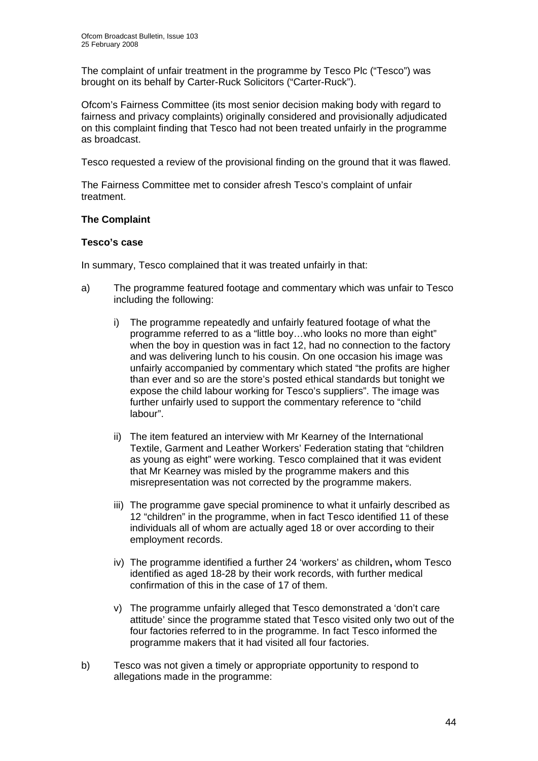The complaint of unfair treatment in the programme by Tesco Plc ("Tesco") was brought on its behalf by Carter-Ruck Solicitors ("Carter-Ruck").

Ofcom's Fairness Committee (its most senior decision making body with regard to fairness and privacy complaints) originally considered and provisionally adjudicated on this complaint finding that Tesco had not been treated unfairly in the programme as broadcast.

Tesco requested a review of the provisional finding on the ground that it was flawed.

The Fairness Committee met to consider afresh Tesco's complaint of unfair treatment.

**The Complaint**

**Tesco's case**

In summary, Tesco complained that it was treated unfairly in that:

a) The programme featured footage and commentary which was unfair to Tesco including the following:

   i) The programme repeatedly and unfairly featured footage of what the programme referred to as a "little boy…who looks no more than eight" when the boy in question was in fact 12, had no connection to the factory and was delivering lunch to his cousin. On one occasion his image was unfairly accompanied by commentary which stated "the profits are higher than ever and so are the store's posted ethical standards but tonight we expose the child labour working for Tesco's suppliers". The image was further unfairly used to support the commentary reference to "child labour".

   ii) The item featured an interview with Mr Kearney of the International Textile, Garment and Leather Workers' Federation stating that "children as young as eight" were working. Tesco complained that it was evident that Mr Kearney was misled by the programme makers and this misrepresentation was not corrected by the programme makers.

   iii) The programme gave special prominence to what it unfairly described as 12 "children" in the programme, when in fact Tesco identified 11 of these individuals all of whom are actually aged 18 or over according to their employment records.

   iv) The programme identified a further 24 'workers' as children**,** whom Tesco identified as aged 18-28 by their work records, with further medical confirmation of this in the case of 17 of them.

   v) The programme unfairly alleged that Tesco demonstrated a 'don't care attitude' since the programme stated that Tesco visited only two out of the four factories referred to in the programme. In fact Tesco informed the programme makers that it had visited all four factories.

b) Tesco was not given a timely or appropriate opportunity to respond to allegations made in the programme: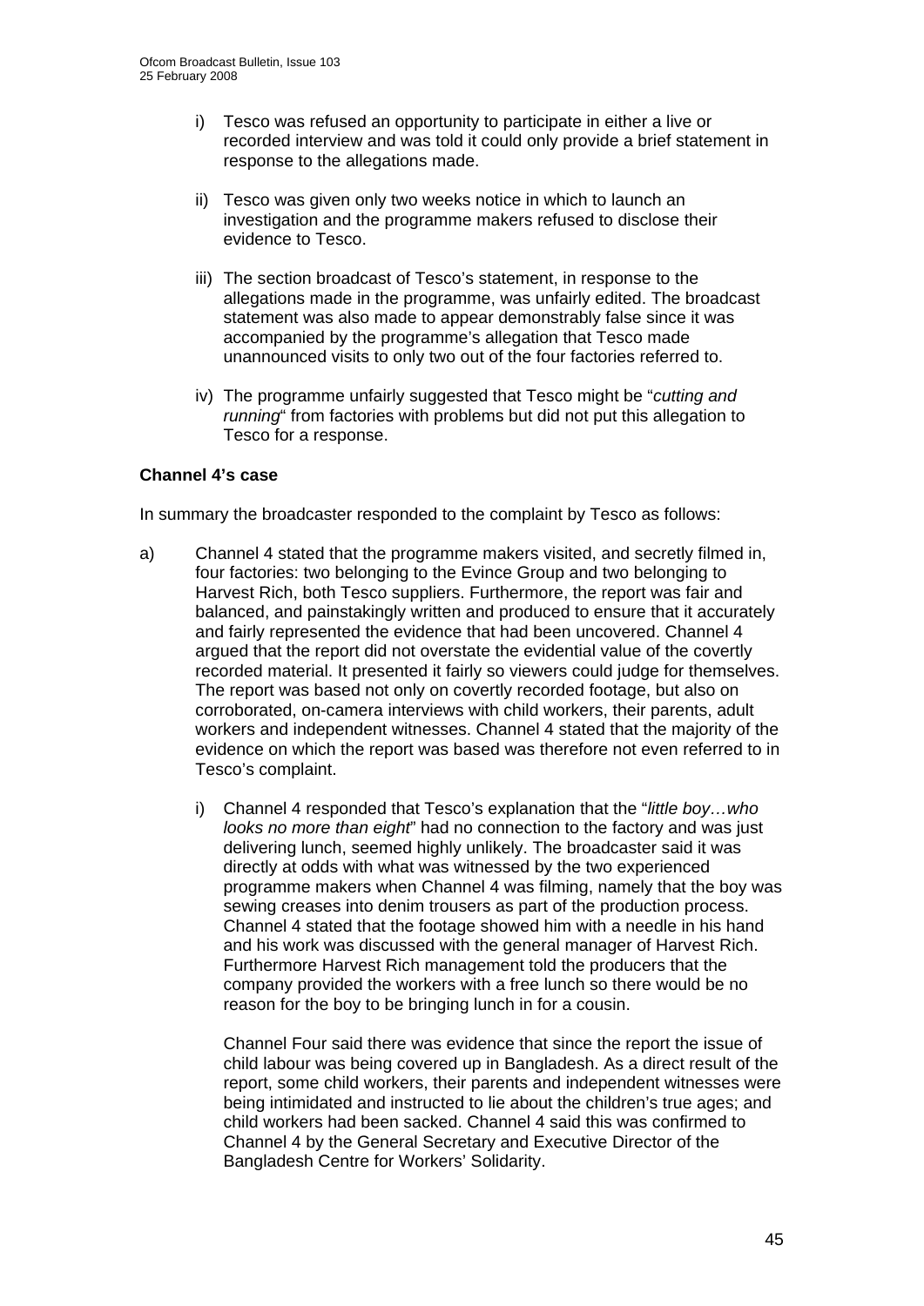i) Tesco was refused an opportunity to participate in either a live or recorded interview and was told it could only provide a brief statement in response to the allegations made.

ii) Tesco was given only two weeks notice in which to launch an investigation and the programme makers refused to disclose their evidence to Tesco.

iii) The section broadcast of Tesco's statement, in response to the allegations made in the programme, was unfairly edited. The broadcast statement was also made to appear demonstrably false since it was accompanied by the programme's allegation that Tesco made unannounced visits to only two out of the four factories referred to.

iv) The programme unfairly suggested that Tesco might be "*cutting and running*" from factories with problems but did not put this allegation to Tesco for a response.

**Channel 4's case**

In summary the broadcaster responded to the complaint by Tesco as follows:

a) Channel 4 stated that the programme makers visited, and secretly filmed in, four factories: two belonging to the Evince Group and two belonging to Harvest Rich, both Tesco suppliers. Furthermore, the report was fair and balanced, and painstakingly written and produced to ensure that it accurately and fairly represented the evidence that had been uncovered. Channel 4 argued that the report did not overstate the evidential value of the covertly recorded material. It presented it fairly so viewers could judge for themselves. The report was based not only on covertly recorded footage, but also on corroborated, on-camera interviews with child workers, their parents, adult workers and independent witnesses. Channel 4 stated that the majority of the evidence on which the report was based was therefore not even referred to in Tesco's complaint.

   i) Channel 4 responded that Tesco's explanation that the "*little boy…who looks no more than eight*" had no connection to the factory and was just delivering lunch, seemed highly unlikely. The broadcaster said it was directly at odds with what was witnessed by the two experienced programme makers when Channel 4 was filming, namely that the boy was sewing creases into denim trousers as part of the production process. Channel 4 stated that the footage showed him with a needle in his hand and his work was discussed with the general manager of Harvest Rich. Furthermore Harvest Rich management told the producers that the company provided the workers with a free lunch so there would be no reason for the boy to be bringing lunch in for a cousin.

   Channel Four said there was evidence that since the report the issue of child labour was being covered up in Bangladesh. As a direct result of the report, some child workers, their parents and independent witnesses were being intimidated and instructed to lie about the children's true ages; and child workers had been sacked. Channel 4 said this was confirmed to Channel 4 by the General Secretary and Executive Director of the Bangladesh Centre for Workers' Solidarity.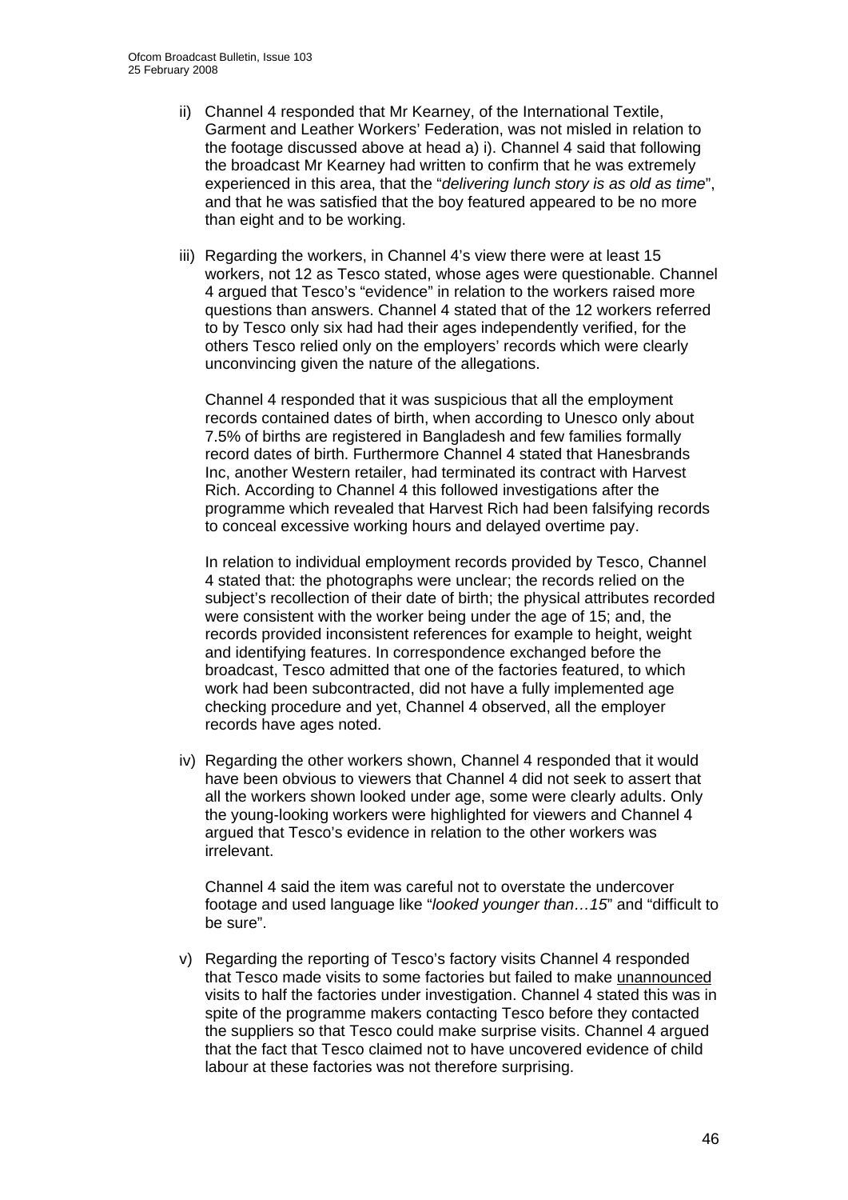ii) Channel 4 responded that Mr Kearney, of the International Textile, Garment and Leather Workers' Federation, was not misled in relation to the footage discussed above at head a) i). Channel 4 said that following the broadcast Mr Kearney had written to confirm that he was extremely experienced in this area, that the "*delivering lunch story is as old as time*", and that he was satisfied that the boy featured appeared to be no more than eight and to be working.

iii) Regarding the workers, in Channel 4's view there were at least 15 workers, not 12 as Tesco stated, whose ages were questionable. Channel 4 argued that Tesco's "evidence" in relation to the workers raised more questions than answers. Channel 4 stated that of the 12 workers referred to by Tesco only six had had their ages independently verified, for the others Tesco relied only on the employers' records which were clearly unconvincing given the nature of the allegations.

   Channel 4 responded that it was suspicious that all the employment records contained dates of birth, when according to Unesco only about 7.5% of births are registered in Bangladesh and few families formally record dates of birth. Furthermore Channel 4 stated that Hanesbrands Inc, another Western retailer, had terminated its contract with Harvest Rich. According to Channel 4 this followed investigations after the programme which revealed that Harvest Rich had been falsifying records to conceal excessive working hours and delayed overtime pay.

   In relation to individual employment records provided by Tesco, Channel 4 stated that: the photographs were unclear; the records relied on the subject's recollection of their date of birth; the physical attributes recorded were consistent with the worker being under the age of 15; and, the records provided inconsistent references for example to height, weight and identifying features. In correspondence exchanged before the broadcast, Tesco admitted that one of the factories featured, to which work had been subcontracted, did not have a fully implemented age checking procedure and yet, Channel 4 observed, all the employer records have ages noted.

iv) Regarding the other workers shown, Channel 4 responded that it would have been obvious to viewers that Channel 4 did not seek to assert that all the workers shown looked under age, some were clearly adults. Only the young-looking workers were highlighted for viewers and Channel 4 argued that Tesco's evidence in relation to the other workers was irrelevant.

   Channel 4 said the item was careful not to overstate the undercover footage and used language like "*looked younger than…15*" and "difficult to be sure".

v) Regarding the reporting of Tesco's factory visits Channel 4 responded that Tesco made visits to some factories but failed to make <u>unannounced</u> visits to half the factories under investigation. Channel 4 stated this was in spite of the programme makers contacting Tesco before they contacted the suppliers so that Tesco could make surprise visits. Channel 4 argued that the fact that Tesco claimed not to have uncovered evidence of child labour at these factories was not therefore surprising.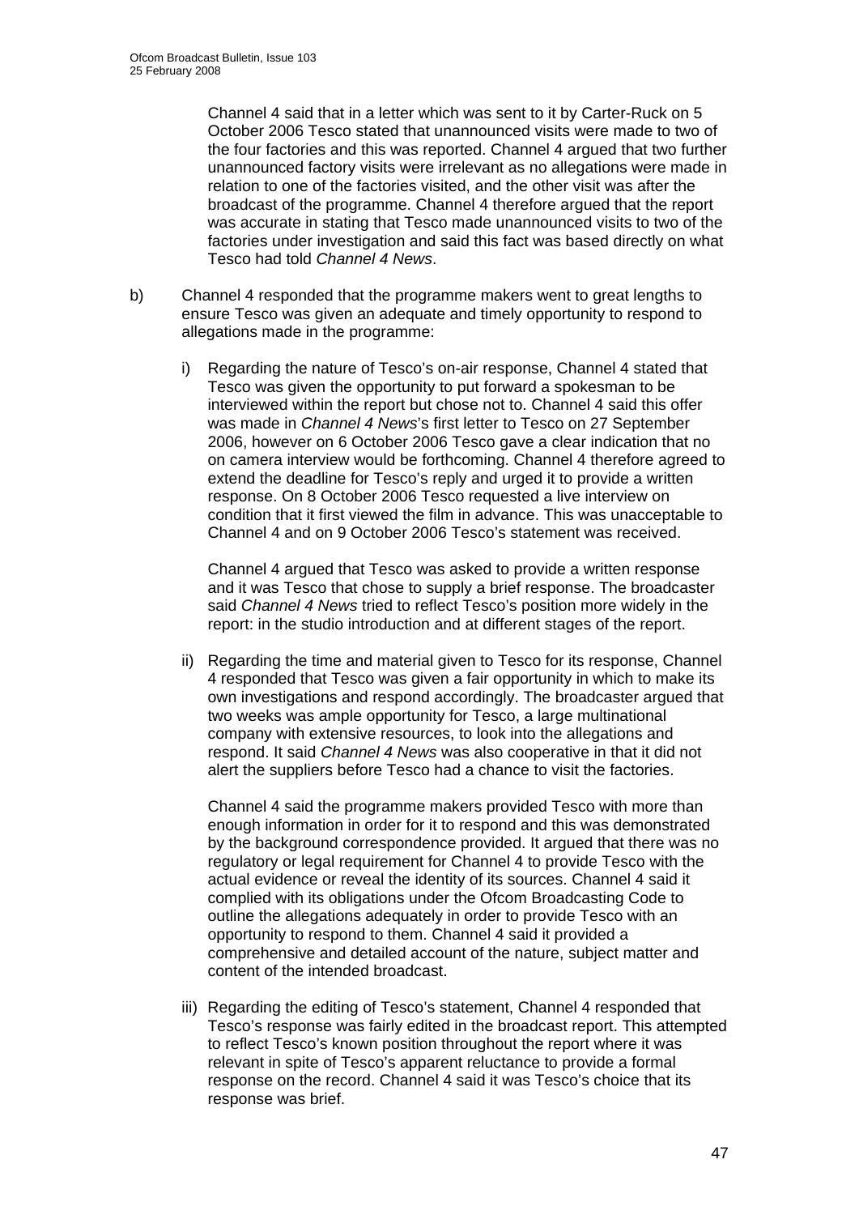Channel 4 said that in a letter which was sent to it by Carter-Ruck on 5 October 2006 Tesco stated that unannounced visits were made to two of the four factories and this was reported. Channel 4 argued that two further unannounced factory visits were irrelevant as no allegations were made in relation to one of the factories visited, and the other visit was after the broadcast of the programme. Channel 4 therefore argued that the report was accurate in stating that Tesco made unannounced visits to two of the factories under investigation and said this fact was based directly on what Tesco had told *Channel 4 News*.

b) Channel 4 responded that the programme makers went to great lengths to ensure Tesco was given an adequate and timely opportunity to respond to allegations made in the programme:

   i) Regarding the nature of Tesco's on-air response, Channel 4 stated that Tesco was given the opportunity to put forward a spokesman to be interviewed within the report but chose not to. Channel 4 said this offer was made in *Channel 4 News*'s first letter to Tesco on 27 September 2006, however on 6 October 2006 Tesco gave a clear indication that no on camera interview would be forthcoming. Channel 4 therefore agreed to extend the deadline for Tesco's reply and urged it to provide a written response. On 8 October 2006 Tesco requested a live interview on condition that it first viewed the film in advance. This was unacceptable to Channel 4 and on 9 October 2006 Tesco's statement was received.

   Channel 4 argued that Tesco was asked to provide a written response and it was Tesco that chose to supply a brief response. The broadcaster said *Channel 4 News* tried to reflect Tesco's position more widely in the report: in the studio introduction and at different stages of the report.

   ii) Regarding the time and material given to Tesco for its response, Channel 4 responded that Tesco was given a fair opportunity in which to make its own investigations and respond accordingly. The broadcaster argued that two weeks was ample opportunity for Tesco, a large multinational company with extensive resources, to look into the allegations and respond. It said *Channel 4 News* was also cooperative in that it did not alert the suppliers before Tesco had a chance to visit the factories.

   Channel 4 said the programme makers provided Tesco with more than enough information in order for it to respond and this was demonstrated by the background correspondence provided. It argued that there was no regulatory or legal requirement for Channel 4 to provide Tesco with the actual evidence or reveal the identity of its sources. Channel 4 said it complied with its obligations under the Ofcom Broadcasting Code to outline the allegations adequately in order to provide Tesco with an opportunity to respond to them. Channel 4 said it provided a comprehensive and detailed account of the nature, subject matter and content of the intended broadcast.

   iii) Regarding the editing of Tesco's statement, Channel 4 responded that Tesco's response was fairly edited in the broadcast report. This attempted to reflect Tesco's known position throughout the report where it was relevant in spite of Tesco's apparent reluctance to provide a formal response on the record. Channel 4 said it was Tesco's choice that its response was brief.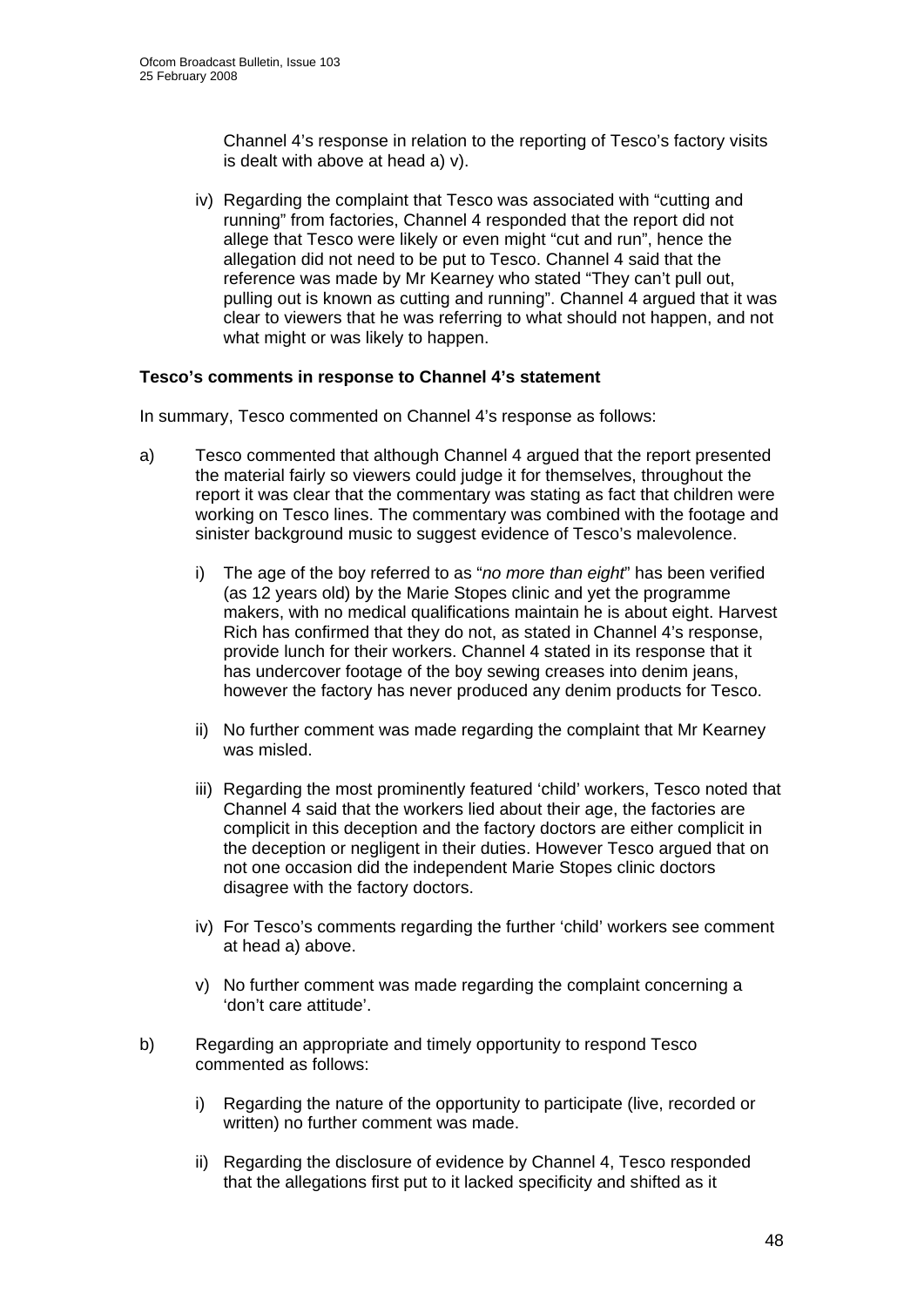Channel 4's response in relation to the reporting of Tesco's factory visits is dealt with above at head a) v).

iv) Regarding the complaint that Tesco was associated with "cutting and running" from factories, Channel 4 responded that the report did not allege that Tesco were likely or even might "cut and run", hence the allegation did not need to be put to Tesco. Channel 4 said that the reference was made by Mr Kearney who stated "They can't pull out, pulling out is known as cutting and running". Channel 4 argued that it was clear to viewers that he was referring to what should not happen, and not what might or was likely to happen.

**Tesco's comments in response to Channel 4's statement**

In summary, Tesco commented on Channel 4's response as follows:

a) Tesco commented that although Channel 4 argued that the report presented the material fairly so viewers could judge it for themselves, throughout the report it was clear that the commentary was stating as fact that children were working on Tesco lines. The commentary was combined with the footage and sinister background music to suggest evidence of Tesco's malevolence.

   i) The age of the boy referred to as "*no more than eight*" has been verified (as 12 years old) by the Marie Stopes clinic and yet the programme makers, with no medical qualifications maintain he is about eight. Harvest Rich has confirmed that they do not, as stated in Channel 4's response, provide lunch for their workers. Channel 4 stated in its response that it has undercover footage of the boy sewing creases into denim jeans, however the factory has never produced any denim products for Tesco.

   ii) No further comment was made regarding the complaint that Mr Kearney was misled.

   iii) Regarding the most prominently featured 'child' workers, Tesco noted that Channel 4 said that the workers lied about their age, the factories are complicit in this deception and the factory doctors are either complicit in the deception or negligent in their duties. However Tesco argued that on not one occasion did the independent Marie Stopes clinic doctors disagree with the factory doctors.

   iv) For Tesco's comments regarding the further 'child' workers see comment at head a) above.

   v) No further comment was made regarding the complaint concerning a 'don't care attitude'.

b) Regarding an appropriate and timely opportunity to respond Tesco commented as follows:

   i) Regarding the nature of the opportunity to participate (live, recorded or written) no further comment was made.

   ii) Regarding the disclosure of evidence by Channel 4, Tesco responded that the allegations first put to it lacked specificity and shifted as it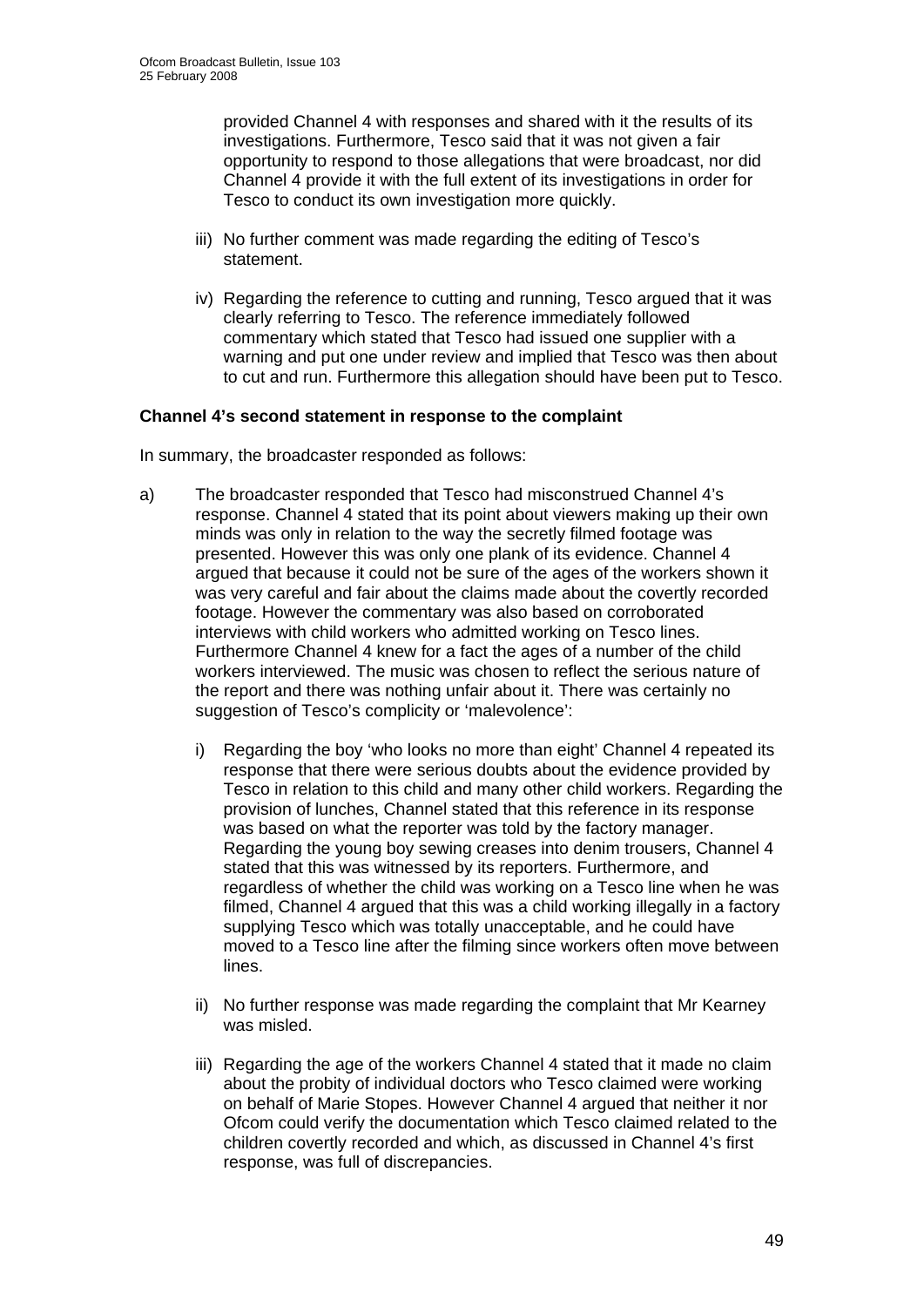provided Channel 4 with responses and shared with it the results of its investigations. Furthermore, Tesco said that it was not given a fair opportunity to respond to those allegations that were broadcast, nor did Channel 4 provide it with the full extent of its investigations in order for Tesco to conduct its own investigation more quickly.

iii) No further comment was made regarding the editing of Tesco's statement.

iv) Regarding the reference to cutting and running, Tesco argued that it was clearly referring to Tesco. The reference immediately followed commentary which stated that Tesco had issued one supplier with a warning and put one under review and implied that Tesco was then about to cut and run. Furthermore this allegation should have been put to Tesco.

**Channel 4's second statement in response to the complaint**

In summary, the broadcaster responded as follows:

a) The broadcaster responded that Tesco had misconstrued Channel 4's response. Channel 4 stated that its point about viewers making up their own minds was only in relation to the way the secretly filmed footage was presented. However this was only one plank of its evidence. Channel 4 argued that because it could not be sure of the ages of the workers shown it was very careful and fair about the claims made about the covertly recorded footage. However the commentary was also based on corroborated interviews with child workers who admitted working on Tesco lines. Furthermore Channel 4 knew for a fact the ages of a number of the child workers interviewed. The music was chosen to reflect the serious nature of the report and there was nothing unfair about it. There was certainly no suggestion of Tesco's complicity or 'malevolence':

   i) Regarding the boy 'who looks no more than eight' Channel 4 repeated its response that there were serious doubts about the evidence provided by Tesco in relation to this child and many other child workers. Regarding the provision of lunches, Channel stated that this reference in its response was based on what the reporter was told by the factory manager. Regarding the young boy sewing creases into denim trousers, Channel 4 stated that this was witnessed by its reporters. Furthermore, and regardless of whether the child was working on a Tesco line when he was filmed, Channel 4 argued that this was a child working illegally in a factory supplying Tesco which was totally unacceptable, and he could have moved to a Tesco line after the filming since workers often move between lines.

   ii) No further response was made regarding the complaint that Mr Kearney was misled.

   iii) Regarding the age of the workers Channel 4 stated that it made no claim about the probity of individual doctors who Tesco claimed were working on behalf of Marie Stopes. However Channel 4 argued that neither it nor Ofcom could verify the documentation which Tesco claimed related to the children covertly recorded and which, as discussed in Channel 4's first response, was full of discrepancies.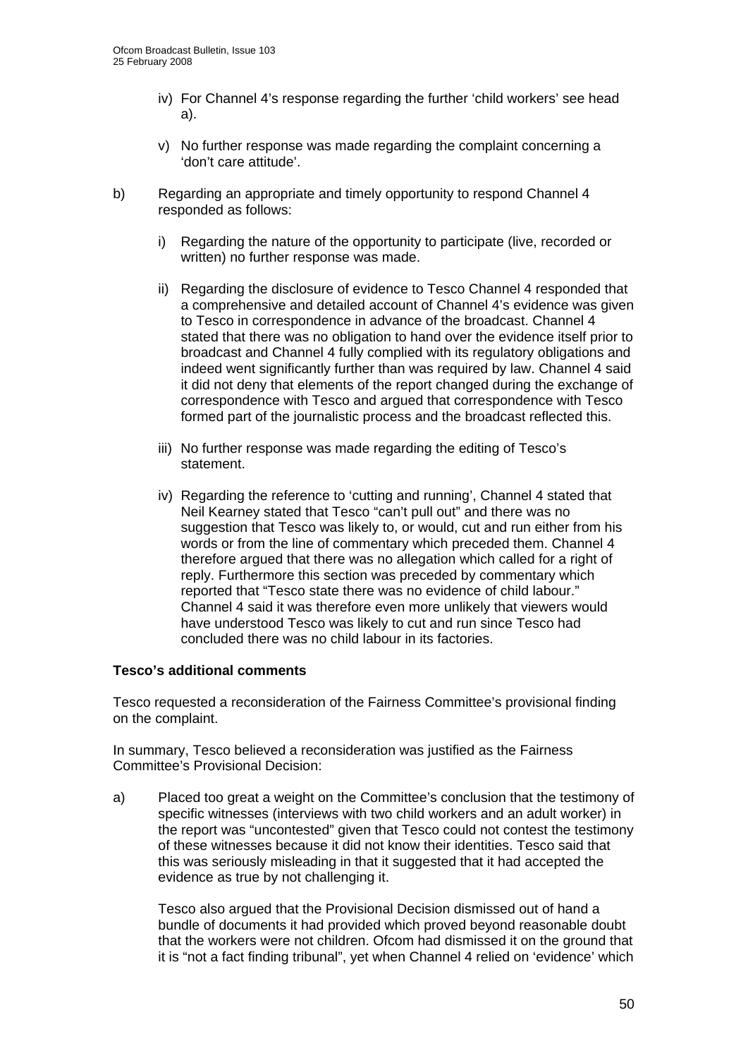iv) For Channel 4's response regarding the further 'child workers' see head a).

v) No further response was made regarding the complaint concerning a 'don't care attitude'.

b) Regarding an appropriate and timely opportunity to respond Channel 4 responded as follows:

i) Regarding the nature of the opportunity to participate (live, recorded or written) no further response was made.

ii) Regarding the disclosure of evidence to Tesco Channel 4 responded that a comprehensive and detailed account of Channel 4's evidence was given to Tesco in correspondence in advance of the broadcast. Channel 4 stated that there was no obligation to hand over the evidence itself prior to broadcast and Channel 4 fully complied with its regulatory obligations and indeed went significantly further than was required by law. Channel 4 said it did not deny that elements of the report changed during the exchange of correspondence with Tesco and argued that correspondence with Tesco formed part of the journalistic process and the broadcast reflected this.

iii) No further response was made regarding the editing of Tesco's statement.

iv) Regarding the reference to 'cutting and running', Channel 4 stated that Neil Kearney stated that Tesco "can't pull out" and there was no suggestion that Tesco was likely to, or would, cut and run either from his words or from the line of commentary which preceded them. Channel 4 therefore argued that there was no allegation which called for a right of reply. Furthermore this section was preceded by commentary which reported that "Tesco state there was no evidence of child labour." Channel 4 said it was therefore even more unlikely that viewers would have understood Tesco was likely to cut and run since Tesco had concluded there was no child labour in its factories.

**Tesco's additional comments**

Tesco requested a reconsideration of the Fairness Committee's provisional finding on the complaint.

In summary, Tesco believed a reconsideration was justified as the Fairness Committee's Provisional Decision:

a) Placed too great a weight on the Committee's conclusion that the testimony of specific witnesses (interviews with two child workers and an adult worker) in the report was "uncontested" given that Tesco could not contest the testimony of these witnesses because it did not know their identities. Tesco said that this was seriously misleading in that it suggested that it had accepted the evidence as true by not challenging it.

Tesco also argued that the Provisional Decision dismissed out of hand a bundle of documents it had provided which proved beyond reasonable doubt that the workers were not children. Ofcom had dismissed it on the ground that it is "not a fact finding tribunal", yet when Channel 4 relied on 'evidence' which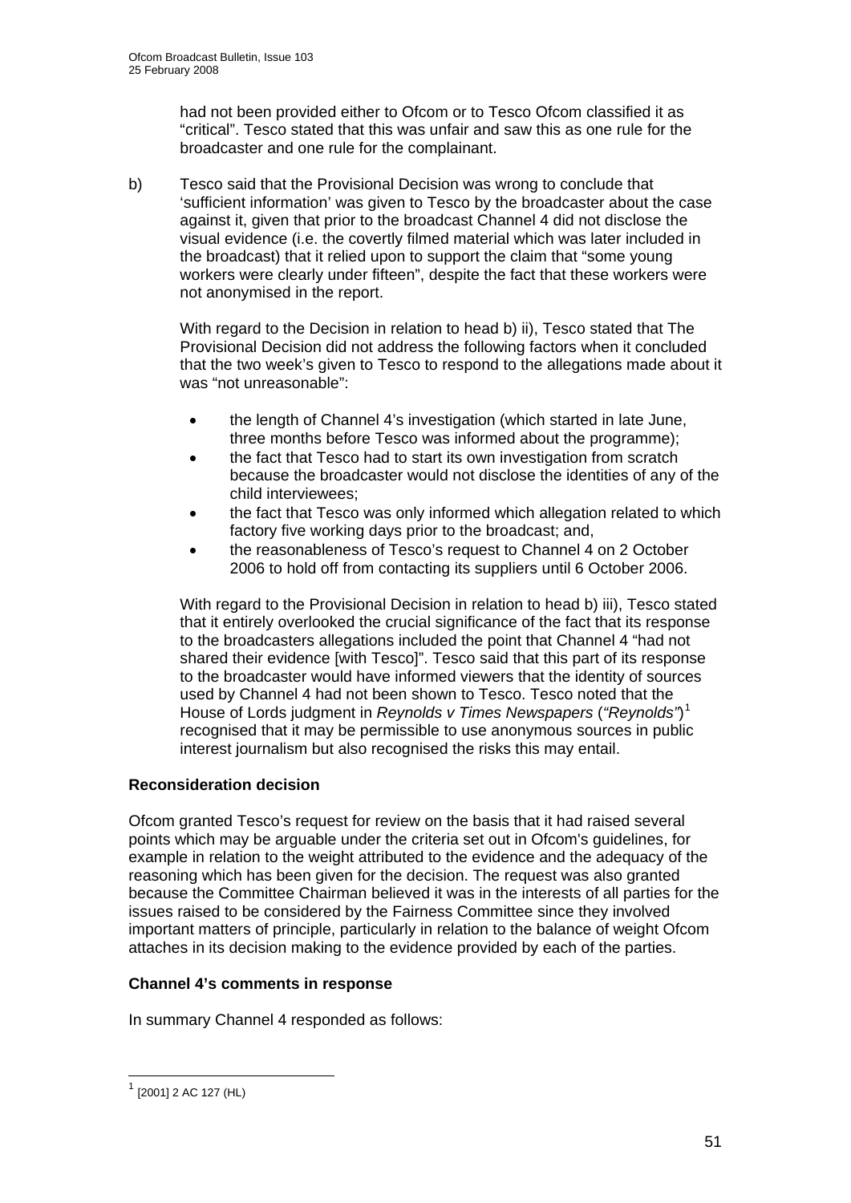had not been provided either to Ofcom or to Tesco Ofcom classified it as "critical". Tesco stated that this was unfair and saw this as one rule for the broadcaster and one rule for the complainant.

b) Tesco said that the Provisional Decision was wrong to conclude that 'sufficient information' was given to Tesco by the broadcaster about the case against it, given that prior to the broadcast Channel 4 did not disclose the visual evidence (i.e. the covertly filmed material which was later included in the broadcast) that it relied upon to support the claim that "some young workers were clearly under fifteen", despite the fact that these workers were not anonymised in the report.

With regard to the Decision in relation to head b) ii), Tesco stated that The Provisional Decision did not address the following factors when it concluded that the two week's given to Tesco to respond to the allegations made about it was "not unreasonable":

- the length of Channel 4's investigation (which started in late June, three months before Tesco was informed about the programme);
- the fact that Tesco had to start its own investigation from scratch because the broadcaster would not disclose the identities of any of the child interviewees;
- the fact that Tesco was only informed which allegation related to which factory five working days prior to the broadcast; and,
- the reasonableness of Tesco's request to Channel 4 on 2 October 2006 to hold off from contacting its suppliers until 6 October 2006.

With regard to the Provisional Decision in relation to head b) iii), Tesco stated that it entirely overlooked the crucial significance of the fact that its response to the broadcasters allegations included the point that Channel 4 "had not shared their evidence [with Tesco]". Tesco said that this part of its response to the broadcaster would have informed viewers that the identity of sources used by Channel 4 had not been shown to Tesco. Tesco noted that the House of Lords judgment in *Reynolds v Times Newspapers* (*"Reynolds"*)[1] recognised that it may be permissible to use anonymous sources in public interest journalism but also recognised the risks this may entail.

**Reconsideration decision**

Ofcom granted Tesco's request for review on the basis that it had raised several points which may be arguable under the criteria set out in Ofcom's guidelines, for example in relation to the weight attributed to the evidence and the adequacy of the reasoning which has been given for the decision. The request was also granted because the Committee Chairman believed it was in the interests of all parties for the issues raised to be considered by the Fairness Committee since they involved important matters of principle, particularly in relation to the balance of weight Ofcom attaches in its decision making to the evidence provided by each of the parties.

**Channel 4's comments in response**

In summary Channel 4 responded as follows:

[1] [2001] 2 AC 127 (HL)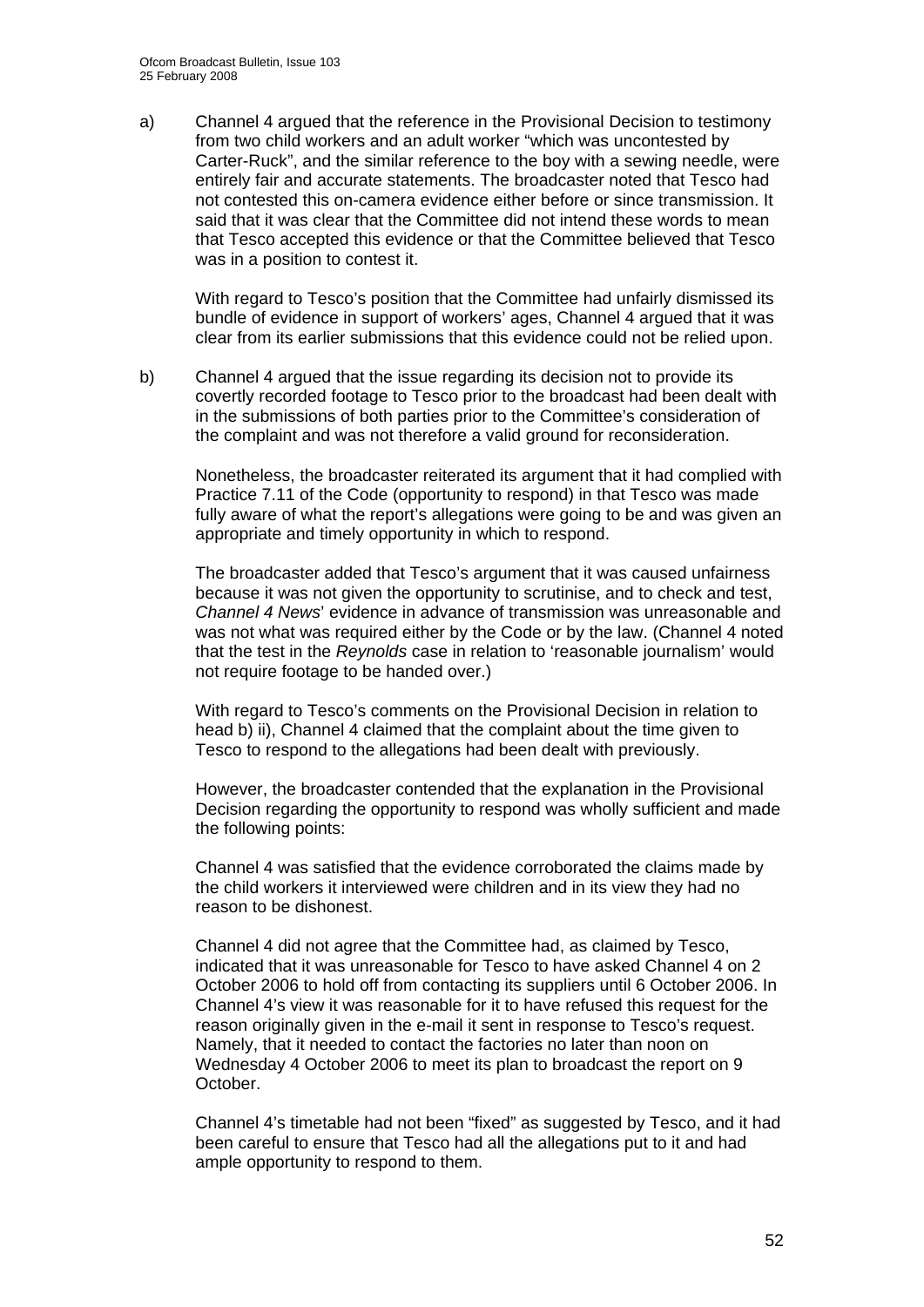a) Channel 4 argued that the reference in the Provisional Decision to testimony from two child workers and an adult worker "which was uncontested by Carter-Ruck", and the similar reference to the boy with a sewing needle, were entirely fair and accurate statements. The broadcaster noted that Tesco had not contested this on-camera evidence either before or since transmission. It said that it was clear that the Committee did not intend these words to mean that Tesco accepted this evidence or that the Committee believed that Tesco was in a position to contest it.

   With regard to Tesco's position that the Committee had unfairly dismissed its bundle of evidence in support of workers' ages, Channel 4 argued that it was clear from its earlier submissions that this evidence could not be relied upon.

b) Channel 4 argued that the issue regarding its decision not to provide its covertly recorded footage to Tesco prior to the broadcast had been dealt with in the submissions of both parties prior to the Committee's consideration of the complaint and was not therefore a valid ground for reconsideration.

   Nonetheless, the broadcaster reiterated its argument that it had complied with Practice 7.11 of the Code (opportunity to respond) in that Tesco was made fully aware of what the report's allegations were going to be and was given an appropriate and timely opportunity in which to respond.

   The broadcaster added that Tesco's argument that it was caused unfairness because it was not given the opportunity to scrutinise, and to check and test, *Channel 4 News*' evidence in advance of transmission was unreasonable and was not what was required either by the Code or by the law. (Channel 4 noted that the test in the *Reynolds* case in relation to 'reasonable journalism' would not require footage to be handed over.)

   With regard to Tesco's comments on the Provisional Decision in relation to head b) ii), Channel 4 claimed that the complaint about the time given to Tesco to respond to the allegations had been dealt with previously.

   However, the broadcaster contended that the explanation in the Provisional Decision regarding the opportunity to respond was wholly sufficient and made the following points:

   Channel 4 was satisfied that the evidence corroborated the claims made by the child workers it interviewed were children and in its view they had no reason to be dishonest.

   Channel 4 did not agree that the Committee had, as claimed by Tesco, indicated that it was unreasonable for Tesco to have asked Channel 4 on 2 October 2006 to hold off from contacting its suppliers until 6 October 2006. In Channel 4's view it was reasonable for it to have refused this request for the reason originally given in the e-mail it sent in response to Tesco's request. Namely, that it needed to contact the factories no later than noon on Wednesday 4 October 2006 to meet its plan to broadcast the report on 9 October.

   Channel 4's timetable had not been "fixed" as suggested by Tesco, and it had been careful to ensure that Tesco had all the allegations put to it and had ample opportunity to respond to them.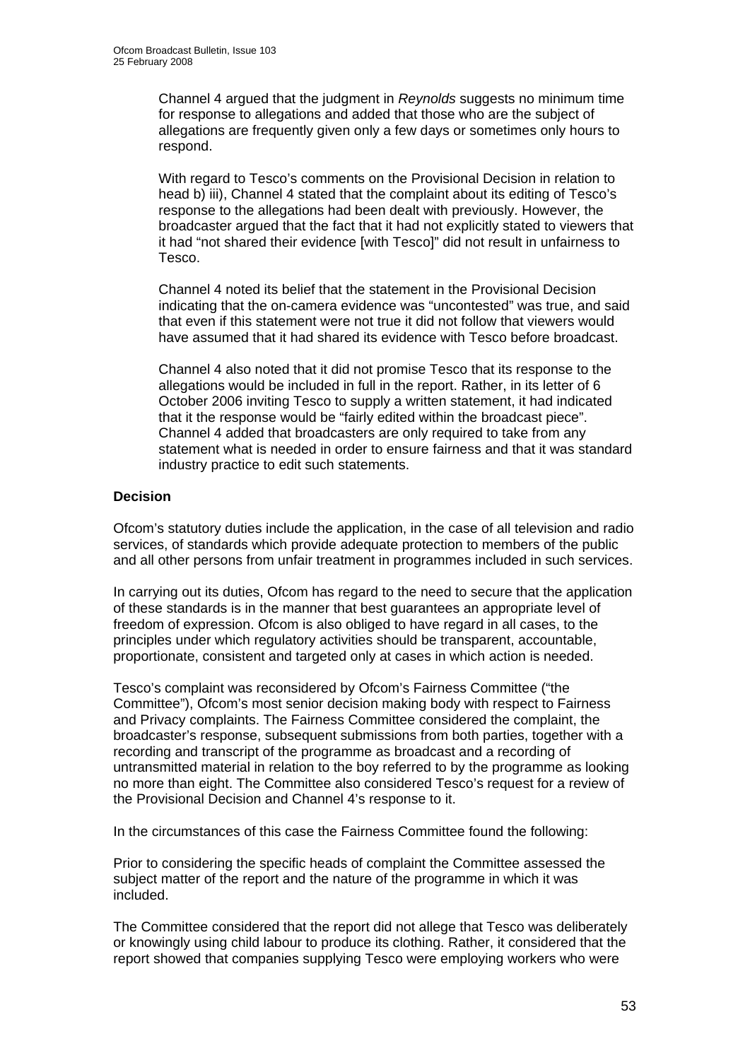Channel 4 argued that the judgment in *Reynolds* suggests no minimum time for response to allegations and added that those who are the subject of allegations are frequently given only a few days or sometimes only hours to respond.

With regard to Tesco's comments on the Provisional Decision in relation to head b) iii), Channel 4 stated that the complaint about its editing of Tesco's response to the allegations had been dealt with previously. However, the broadcaster argued that the fact that it had not explicitly stated to viewers that it had "not shared their evidence [with Tesco]" did not result in unfairness to Tesco.

Channel 4 noted its belief that the statement in the Provisional Decision indicating that the on-camera evidence was "uncontested" was true, and said that even if this statement were not true it did not follow that viewers would have assumed that it had shared its evidence with Tesco before broadcast.

Channel 4 also noted that it did not promise Tesco that its response to the allegations would be included in full in the report. Rather, in its letter of 6 October 2006 inviting Tesco to supply a written statement, it had indicated that it the response would be "fairly edited within the broadcast piece". Channel 4 added that broadcasters are only required to take from any statement what is needed in order to ensure fairness and that it was standard industry practice to edit such statements.

**Decision**

Ofcom's statutory duties include the application, in the case of all television and radio services, of standards which provide adequate protection to members of the public and all other persons from unfair treatment in programmes included in such services.

In carrying out its duties, Ofcom has regard to the need to secure that the application of these standards is in the manner that best guarantees an appropriate level of freedom of expression. Ofcom is also obliged to have regard in all cases, to the principles under which regulatory activities should be transparent, accountable, proportionate, consistent and targeted only at cases in which action is needed.

Tesco's complaint was reconsidered by Ofcom's Fairness Committee ("the Committee"), Ofcom's most senior decision making body with respect to Fairness and Privacy complaints. The Fairness Committee considered the complaint, the broadcaster's response, subsequent submissions from both parties, together with a recording and transcript of the programme as broadcast and a recording of untransmitted material in relation to the boy referred to by the programme as looking no more than eight. The Committee also considered Tesco's request for a review of the Provisional Decision and Channel 4's response to it.

In the circumstances of this case the Fairness Committee found the following:

Prior to considering the specific heads of complaint the Committee assessed the subject matter of the report and the nature of the programme in which it was included.

The Committee considered that the report did not allege that Tesco was deliberately or knowingly using child labour to produce its clothing. Rather, it considered that the report showed that companies supplying Tesco were employing workers who were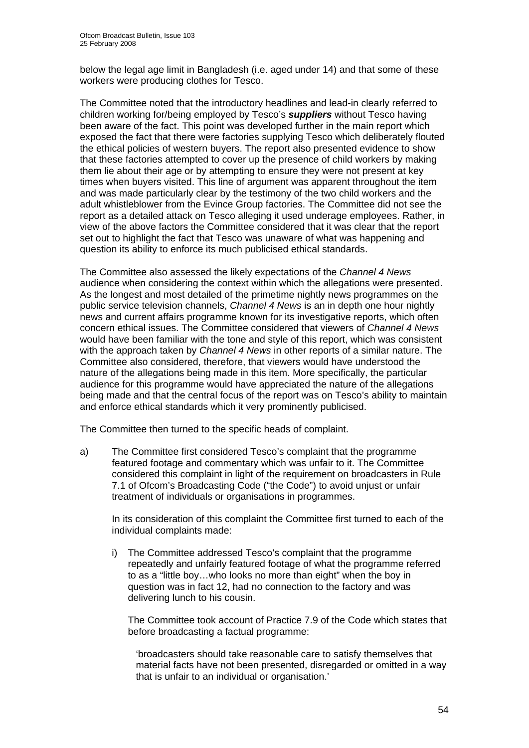below the legal age limit in Bangladesh (i.e. aged under 14) and that some of these workers were producing clothes for Tesco.

The Committee noted that the introductory headlines and lead-in clearly referred to children working for/being employed by Tesco's ***suppliers*** without Tesco having been aware of the fact. This point was developed further in the main report which exposed the fact that there were factories supplying Tesco which deliberately flouted the ethical policies of western buyers. The report also presented evidence to show that these factories attempted to cover up the presence of child workers by making them lie about their age or by attempting to ensure they were not present at key times when buyers visited. This line of argument was apparent throughout the item and was made particularly clear by the testimony of the two child workers and the adult whistleblower from the Evince Group factories. The Committee did not see the report as a detailed attack on Tesco alleging it used underage employees. Rather, in view of the above factors the Committee considered that it was clear that the report set out to highlight the fact that Tesco was unaware of what was happening and question its ability to enforce its much publicised ethical standards.

The Committee also assessed the likely expectations of the *Channel 4 News* audience when considering the context within which the allegations were presented. As the longest and most detailed of the primetime nightly news programmes on the public service television channels, *Channel 4 News* is an in depth one hour nightly news and current affairs programme known for its investigative reports, which often concern ethical issues. The Committee considered that viewers of *Channel 4 News* would have been familiar with the tone and style of this report, which was consistent with the approach taken by *Channel 4 News* in other reports of a similar nature. The Committee also considered, therefore, that viewers would have understood the nature of the allegations being made in this item. More specifically, the particular audience for this programme would have appreciated the nature of the allegations being made and that the central focus of the report was on Tesco's ability to maintain and enforce ethical standards which it very prominently publicised.

The Committee then turned to the specific heads of complaint.

a) The Committee first considered Tesco's complaint that the programme featured footage and commentary which was unfair to it. The Committee considered this complaint in light of the requirement on broadcasters in Rule 7.1 of Ofcom's Broadcasting Code ("the Code") to avoid unjust or unfair treatment of individuals or organisations in programmes.

   In its consideration of this complaint the Committee first turned to each of the individual complaints made:

   i) The Committee addressed Tesco's complaint that the programme repeatedly and unfairly featured footage of what the programme referred to as a "little boy…who looks no more than eight" when the boy in question was in fact 12, had no connection to the factory and was delivering lunch to his cousin.

      The Committee took account of Practice 7.9 of the Code which states that before broadcasting a factual programme:

      'broadcasters should take reasonable care to satisfy themselves that material facts have not been presented, disregarded or omitted in a way that is unfair to an individual or organisation.'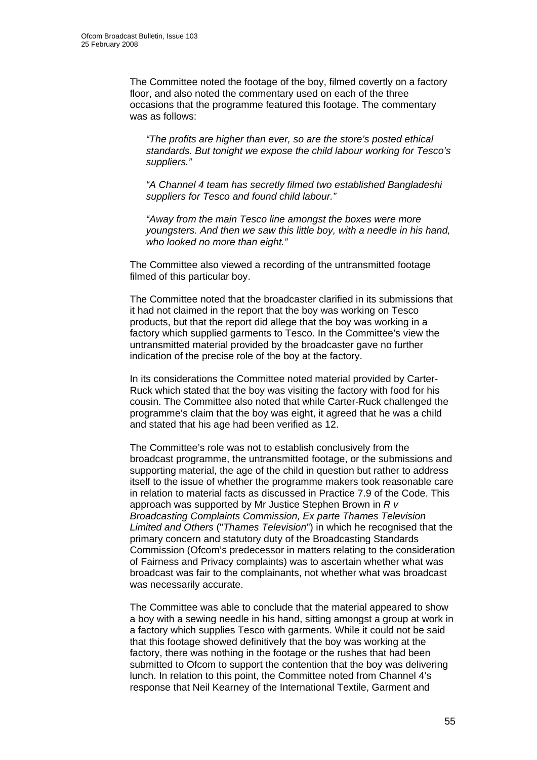The Committee noted the footage of the boy, filmed covertly on a factory floor, and also noted the commentary used on each of the three occasions that the programme featured this footage. The commentary was as follows:

> *"The profits are higher than ever, so are the store's posted ethical standards. But tonight we expose the child labour working for Tesco's suppliers."*
>
> *"A Channel 4 team has secretly filmed two established Bangladeshi suppliers for Tesco and found child labour."*
>
> *"Away from the main Tesco line amongst the boxes were more youngsters. And then we saw this little boy, with a needle in his hand, who looked no more than eight."*

The Committee also viewed a recording of the untransmitted footage filmed of this particular boy.

The Committee noted that the broadcaster clarified in its submissions that it had not claimed in the report that the boy was working on Tesco products, but that the report did allege that the boy was working in a factory which supplied garments to Tesco. In the Committee's view the untransmitted material provided by the broadcaster gave no further indication of the precise role of the boy at the factory.

In its considerations the Committee noted material provided by Carter-Ruck which stated that the boy was visiting the factory with food for his cousin. The Committee also noted that while Carter-Ruck challenged the programme's claim that the boy was eight, it agreed that he was a child and stated that his age had been verified as 12.

The Committee's role was not to establish conclusively from the broadcast programme, the untransmitted footage, or the submissions and supporting material, the age of the child in question but rather to address itself to the issue of whether the programme makers took reasonable care in relation to material facts as discussed in Practice 7.9 of the Code. This approach was supported by Mr Justice Stephen Brown in *R v Broadcasting Complaints Commission, Ex parte Thames Television Limited and Others* ("*Thames Television*") in which he recognised that the primary concern and statutory duty of the Broadcasting Standards Commission (Ofcom's predecessor in matters relating to the consideration of Fairness and Privacy complaints) was to ascertain whether what was broadcast was fair to the complainants, not whether what was broadcast was necessarily accurate.

The Committee was able to conclude that the material appeared to show a boy with a sewing needle in his hand, sitting amongst a group at work in a factory which supplies Tesco with garments. While it could not be said that this footage showed definitively that the boy was working at the factory, there was nothing in the footage or the rushes that had been submitted to Ofcom to support the contention that the boy was delivering lunch. In relation to this point, the Committee noted from Channel 4's response that Neil Kearney of the International Textile, Garment and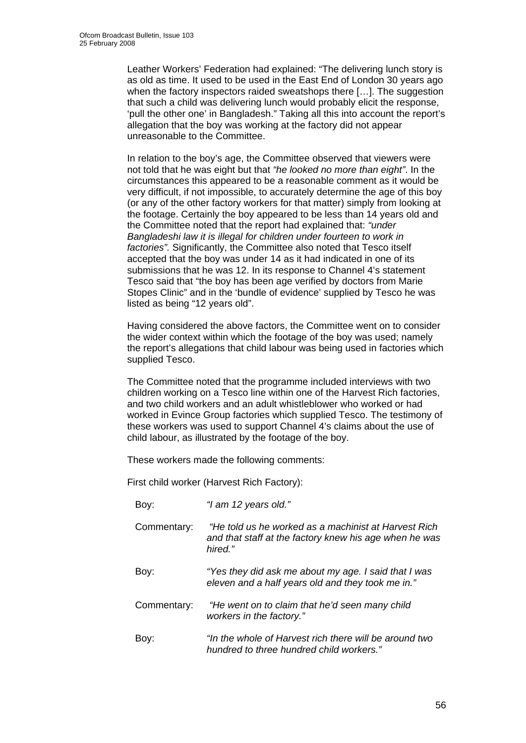Leather Workers' Federation had explained: "The delivering lunch story is as old as time. It used to be used in the East End of London 30 years ago when the factory inspectors raided sweatshops there […]. The suggestion that such a child was delivering lunch would probably elicit the response, 'pull the other one' in Bangladesh." Taking all this into account the report's allegation that the boy was working at the factory did not appear unreasonable to the Committee.

In relation to the boy's age, the Committee observed that viewers were not told that he was eight but that *"he looked no more than eight"*. In the circumstances this appeared to be a reasonable comment as it would be very difficult, if not impossible, to accurately determine the age of this boy (or any of the other factory workers for that matter) simply from looking at the footage. Certainly the boy appeared to be less than 14 years old and the Committee noted that the report had explained that: *"under Bangladeshi law it is illegal for children under fourteen to work in factories"*. Significantly, the Committee also noted that Tesco itself accepted that the boy was under 14 as it had indicated in one of its submissions that he was 12. In its response to Channel 4's statement Tesco said that "the boy has been age verified by doctors from Marie Stopes Clinic" and in the 'bundle of evidence' supplied by Tesco he was listed as being "12 years old".

Having considered the above factors, the Committee went on to consider the wider context within which the footage of the boy was used; namely the report's allegations that child labour was being used in factories which supplied Tesco.

The Committee noted that the programme included interviews with two children working on a Tesco line within one of the Harvest Rich factories, and two child workers and an adult whistleblower who worked or had worked in Evince Group factories which supplied Tesco. The testimony of these workers was used to support Channel 4's claims about the use of child labour, as illustrated by the footage of the boy.

These workers made the following comments:

First child worker (Harvest Rich Factory):

Boy: *"I am 12 years old."*

Commentary: *"He told us he worked as a machinist at Harvest Rich and that staff at the factory knew his age when he was hired."*

Boy: *"Yes they did ask me about my age. I said that I was eleven and a half years old and they took me in."*

Commentary: *"He went on to claim that he'd seen many child workers in the factory."*

Boy: *"In the whole of Harvest rich there will be around two hundred to three hundred child workers."*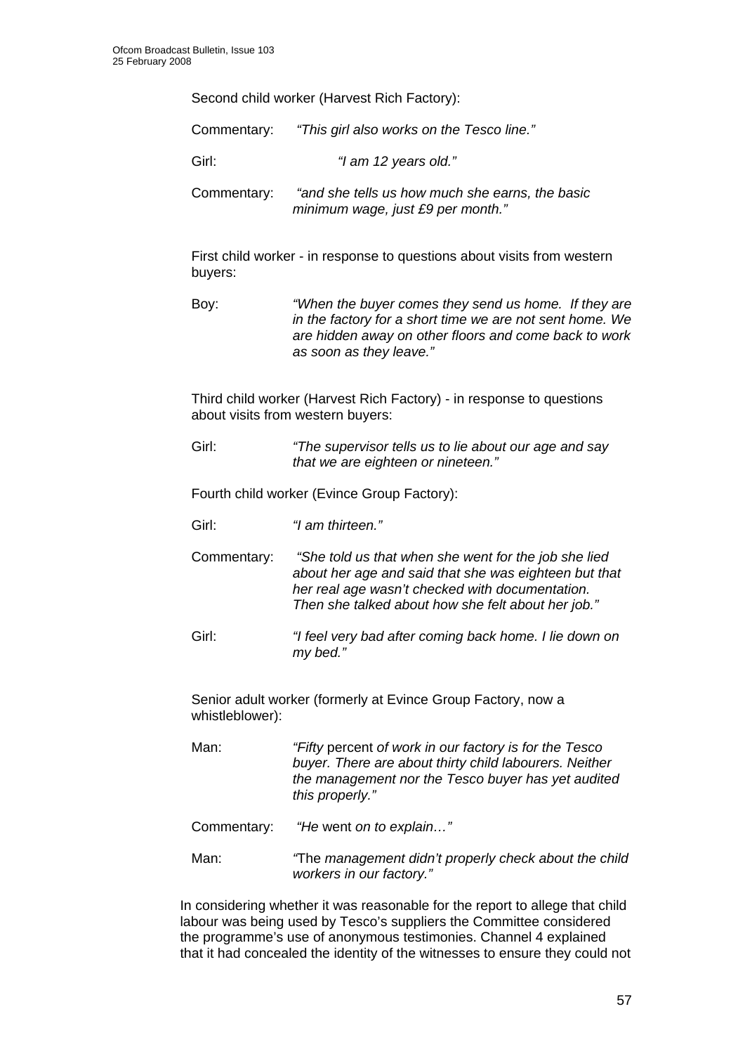Second child worker (Harvest Rich Factory):

Commentary: *"This girl also works on the Tesco line."*

Girl: *"I am 12 years old."*

Commentary: *"and she tells us how much she earns, the basic minimum wage, just £9 per month."*

First child worker - in response to questions about visits from western buyers:

Boy: *"When the buyer comes they send us home. If they are in the factory for a short time we are not sent home. We are hidden away on other floors and come back to work as soon as they leave."*

Third child worker (Harvest Rich Factory) - in response to questions about visits from western buyers:

Girl: *"The supervisor tells us to lie about our age and say that we are eighteen or nineteen."*

Fourth child worker (Evince Group Factory):

Girl: *"I am thirteen."*

Commentary: *"She told us that when she went for the job she lied about her age and said that she was eighteen but that her real age wasn't checked with documentation. Then she talked about how she felt about her job."*

Girl: *"I feel very bad after coming back home. I lie down on my bed."*

Senior adult worker (formerly at Evince Group Factory, now a whistleblower):

Man: *"Fifty* percent *of work in our factory is for the Tesco buyer. There are about thirty child labourers. Neither the management nor the Tesco buyer has yet audited this properly."*

Commentary: *"He* went *on to explain…"*

Man: *"*The *management didn't properly check about the child workers in our factory."*

In considering whether it was reasonable for the report to allege that child labour was being used by Tesco's suppliers the Committee considered the programme's use of anonymous testimonies. Channel 4 explained that it had concealed the identity of the witnesses to ensure they could not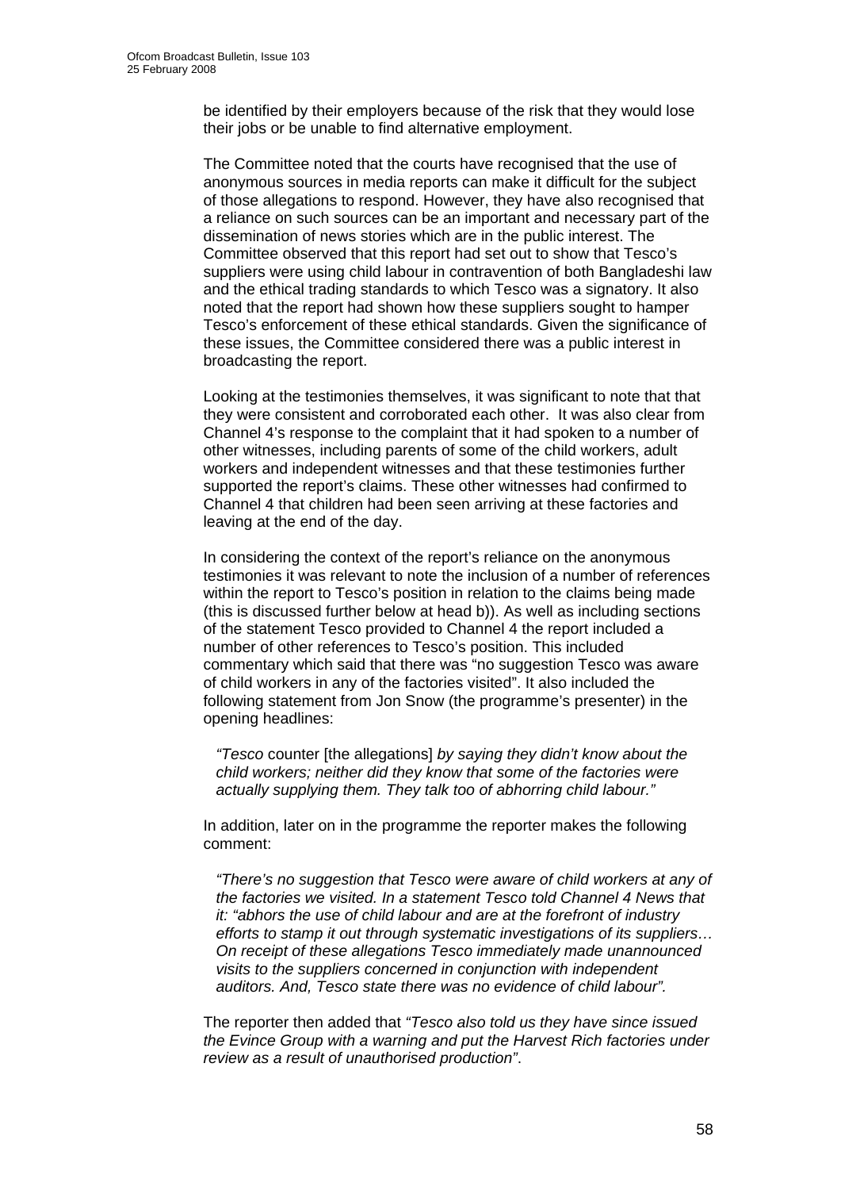be identified by their employers because of the risk that they would lose their jobs or be unable to find alternative employment.

The Committee noted that the courts have recognised that the use of anonymous sources in media reports can make it difficult for the subject of those allegations to respond. However, they have also recognised that a reliance on such sources can be an important and necessary part of the dissemination of news stories which are in the public interest. The Committee observed that this report had set out to show that Tesco's suppliers were using child labour in contravention of both Bangladeshi law and the ethical trading standards to which Tesco was a signatory. It also noted that the report had shown how these suppliers sought to hamper Tesco's enforcement of these ethical standards. Given the significance of these issues, the Committee considered there was a public interest in broadcasting the report.

Looking at the testimonies themselves, it was significant to note that that they were consistent and corroborated each other. It was also clear from Channel 4's response to the complaint that it had spoken to a number of other witnesses, including parents of some of the child workers, adult workers and independent witnesses and that these testimonies further supported the report's claims. These other witnesses had confirmed to Channel 4 that children had been seen arriving at these factories and leaving at the end of the day.

In considering the context of the report's reliance on the anonymous testimonies it was relevant to note the inclusion of a number of references within the report to Tesco's position in relation to the claims being made (this is discussed further below at head b)). As well as including sections of the statement Tesco provided to Channel 4 the report included a number of other references to Tesco's position. This included commentary which said that there was "no suggestion Tesco was aware of child workers in any of the factories visited". It also included the following statement from Jon Snow (the programme's presenter) in the opening headlines:

> *"Tesco* counter [the allegations] *by saying they didn't know about the child workers; neither did they know that some of the factories were actually supplying them. They talk too of abhorring child labour."*

In addition, later on in the programme the reporter makes the following comment:

> *"There's no suggestion that Tesco were aware of child workers at any of the factories we visited. In a statement Tesco told Channel 4 News that it: "abhors the use of child labour and are at the forefront of industry efforts to stamp it out through systematic investigations of its suppliers… On receipt of these allegations Tesco immediately made unannounced visits to the suppliers concerned in conjunction with independent auditors. And, Tesco state there was no evidence of child labour".*

The reporter then added that *"Tesco also told us they have since issued the Evince Group with a warning and put the Harvest Rich factories under review as a result of unauthorised production"*.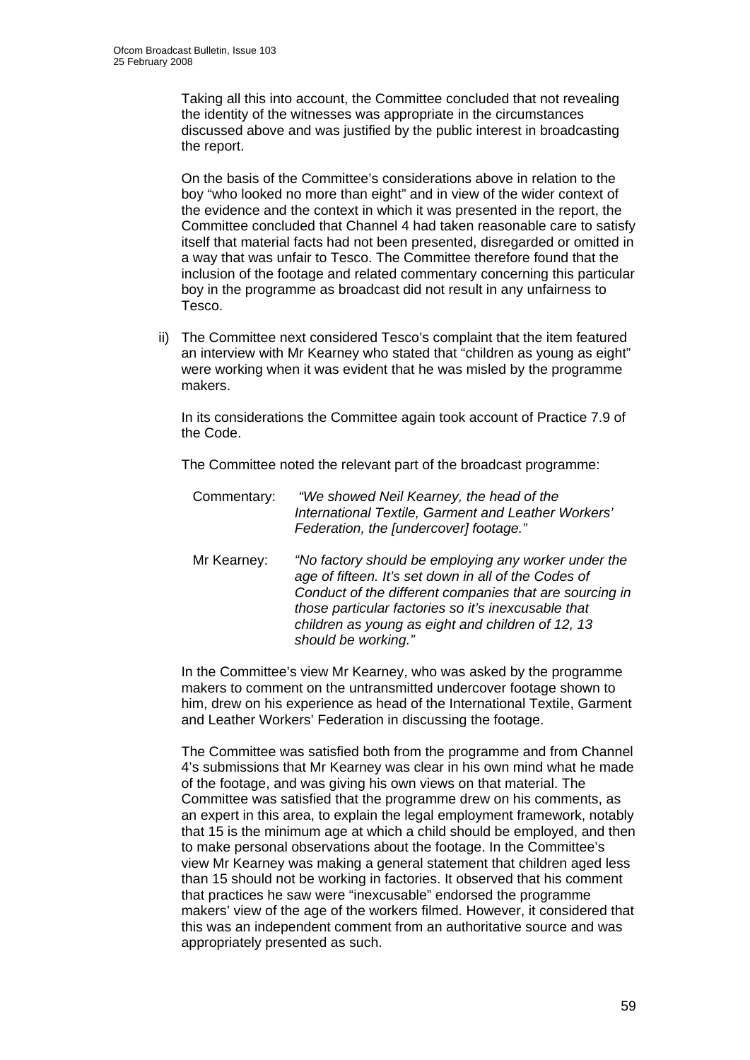Taking all this into account, the Committee concluded that not revealing the identity of the witnesses was appropriate in the circumstances discussed above and was justified by the public interest in broadcasting the report.

On the basis of the Committee's considerations above in relation to the boy "who looked no more than eight" and in view of the wider context of the evidence and the context in which it was presented in the report, the Committee concluded that Channel 4 had taken reasonable care to satisfy itself that material facts had not been presented, disregarded or omitted in a way that was unfair to Tesco. The Committee therefore found that the inclusion of the footage and related commentary concerning this particular boy in the programme as broadcast did not result in any unfairness to Tesco.

ii) The Committee next considered Tesco's complaint that the item featured an interview with Mr Kearney who stated that "children as young as eight" were working when it was evident that he was misled by the programme makers.

In its considerations the Committee again took account of Practice 7.9 of the Code.

The Committee noted the relevant part of the broadcast programme:

Commentary: *"We showed Neil Kearney, the head of the International Textile, Garment and Leather Workers' Federation, the [undercover] footage."*

Mr Kearney: *"No factory should be employing any worker under the age of fifteen. It's set down in all of the Codes of Conduct of the different companies that are sourcing in those particular factories so it's inexcusable that children as young as eight and children of 12, 13 should be working."*

In the Committee's view Mr Kearney, who was asked by the programme makers to comment on the untransmitted undercover footage shown to him, drew on his experience as head of the International Textile, Garment and Leather Workers' Federation in discussing the footage.

The Committee was satisfied both from the programme and from Channel 4's submissions that Mr Kearney was clear in his own mind what he made of the footage, and was giving his own views on that material. The Committee was satisfied that the programme drew on his comments, as an expert in this area, to explain the legal employment framework, notably that 15 is the minimum age at which a child should be employed, and then to make personal observations about the footage. In the Committee's view Mr Kearney was making a general statement that children aged less than 15 should not be working in factories. It observed that his comment that practices he saw were "inexcusable" endorsed the programme makers' view of the age of the workers filmed. However, it considered that this was an independent comment from an authoritative source and was appropriately presented as such.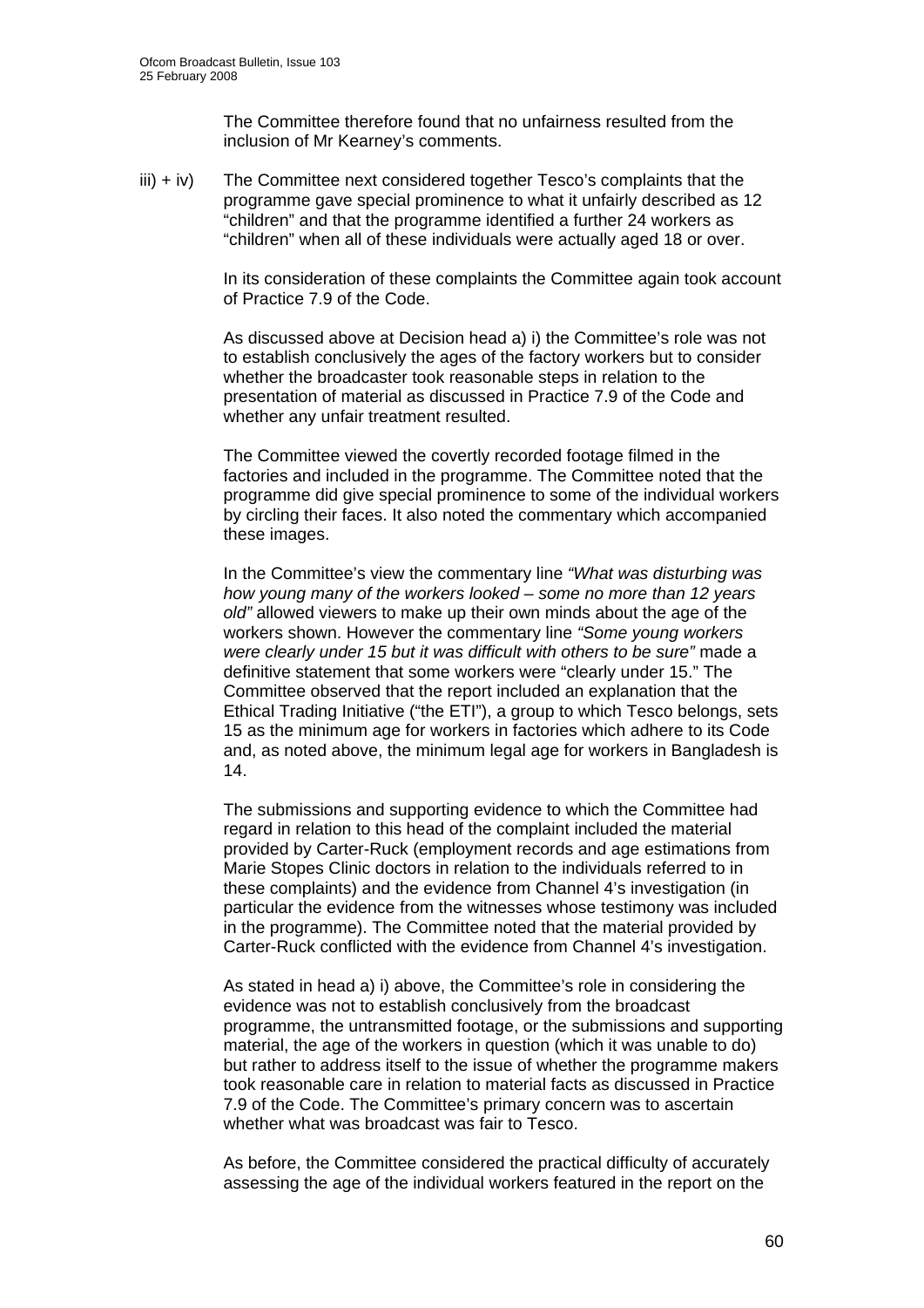The Committee therefore found that no unfairness resulted from the inclusion of Mr Kearney's comments.

iii) + iv) The Committee next considered together Tesco's complaints that the programme gave special prominence to what it unfairly described as 12 "children" and that the programme identified a further 24 workers as "children" when all of these individuals were actually aged 18 or over.

In its consideration of these complaints the Committee again took account of Practice 7.9 of the Code.

As discussed above at Decision head a) i) the Committee's role was not to establish conclusively the ages of the factory workers but to consider whether the broadcaster took reasonable steps in relation to the presentation of material as discussed in Practice 7.9 of the Code and whether any unfair treatment resulted.

The Committee viewed the covertly recorded footage filmed in the factories and included in the programme. The Committee noted that the programme did give special prominence to some of the individual workers by circling their faces. It also noted the commentary which accompanied these images.

In the Committee's view the commentary line *"What was disturbing was how young many of the workers looked – some no more than 12 years old"* allowed viewers to make up their own minds about the age of the workers shown. However the commentary line *"Some young workers were clearly under 15 but it was difficult with others to be sure"* made a definitive statement that some workers were "clearly under 15." The Committee observed that the report included an explanation that the Ethical Trading Initiative ("the ETI"), a group to which Tesco belongs, sets 15 as the minimum age for workers in factories which adhere to its Code and, as noted above, the minimum legal age for workers in Bangladesh is 14.

The submissions and supporting evidence to which the Committee had regard in relation to this head of the complaint included the material provided by Carter-Ruck (employment records and age estimations from Marie Stopes Clinic doctors in relation to the individuals referred to in these complaints) and the evidence from Channel 4's investigation (in particular the evidence from the witnesses whose testimony was included in the programme). The Committee noted that the material provided by Carter-Ruck conflicted with the evidence from Channel 4's investigation.

As stated in head a) i) above, the Committee's role in considering the evidence was not to establish conclusively from the broadcast programme, the untransmitted footage, or the submissions and supporting material, the age of the workers in question (which it was unable to do) but rather to address itself to the issue of whether the programme makers took reasonable care in relation to material facts as discussed in Practice 7.9 of the Code. The Committee's primary concern was to ascertain whether what was broadcast was fair to Tesco.

As before, the Committee considered the practical difficulty of accurately assessing the age of the individual workers featured in the report on the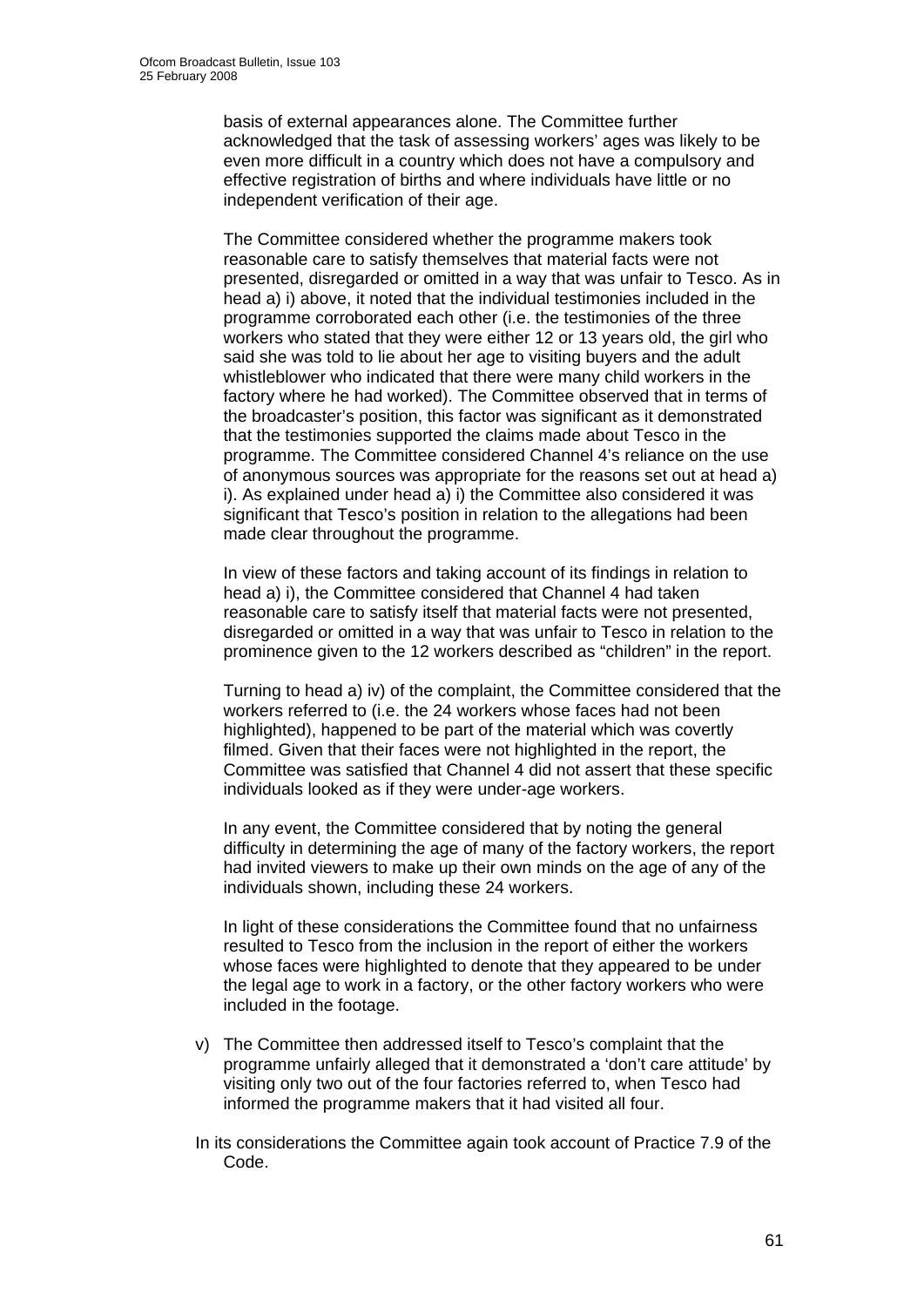basis of external appearances alone. The Committee further acknowledged that the task of assessing workers' ages was likely to be even more difficult in a country which does not have a compulsory and effective registration of births and where individuals have little or no independent verification of their age.

The Committee considered whether the programme makers took reasonable care to satisfy themselves that material facts were not presented, disregarded or omitted in a way that was unfair to Tesco. As in head a) i) above, it noted that the individual testimonies included in the programme corroborated each other (i.e. the testimonies of the three workers who stated that they were either 12 or 13 years old, the girl who said she was told to lie about her age to visiting buyers and the adult whistleblower who indicated that there were many child workers in the factory where he had worked). The Committee observed that in terms of the broadcaster's position, this factor was significant as it demonstrated that the testimonies supported the claims made about Tesco in the programme. The Committee considered Channel 4's reliance on the use of anonymous sources was appropriate for the reasons set out at head a) i). As explained under head a) i) the Committee also considered it was significant that Tesco's position in relation to the allegations had been made clear throughout the programme.

In view of these factors and taking account of its findings in relation to head a) i), the Committee considered that Channel 4 had taken reasonable care to satisfy itself that material facts were not presented, disregarded or omitted in a way that was unfair to Tesco in relation to the prominence given to the 12 workers described as "children" in the report.

Turning to head a) iv) of the complaint, the Committee considered that the workers referred to (i.e. the 24 workers whose faces had not been highlighted), happened to be part of the material which was covertly filmed. Given that their faces were not highlighted in the report, the Committee was satisfied that Channel 4 did not assert that these specific individuals looked as if they were under-age workers.

In any event, the Committee considered that by noting the general difficulty in determining the age of many of the factory workers, the report had invited viewers to make up their own minds on the age of any of the individuals shown, including these 24 workers.

In light of these considerations the Committee found that no unfairness resulted to Tesco from the inclusion in the report of either the workers whose faces were highlighted to denote that they appeared to be under the legal age to work in a factory, or the other factory workers who were included in the footage.

v) The Committee then addressed itself to Tesco's complaint that the programme unfairly alleged that it demonstrated a 'don't care attitude' by visiting only two out of the four factories referred to, when Tesco had informed the programme makers that it had visited all four.

In its considerations the Committee again took account of Practice 7.9 of the Code.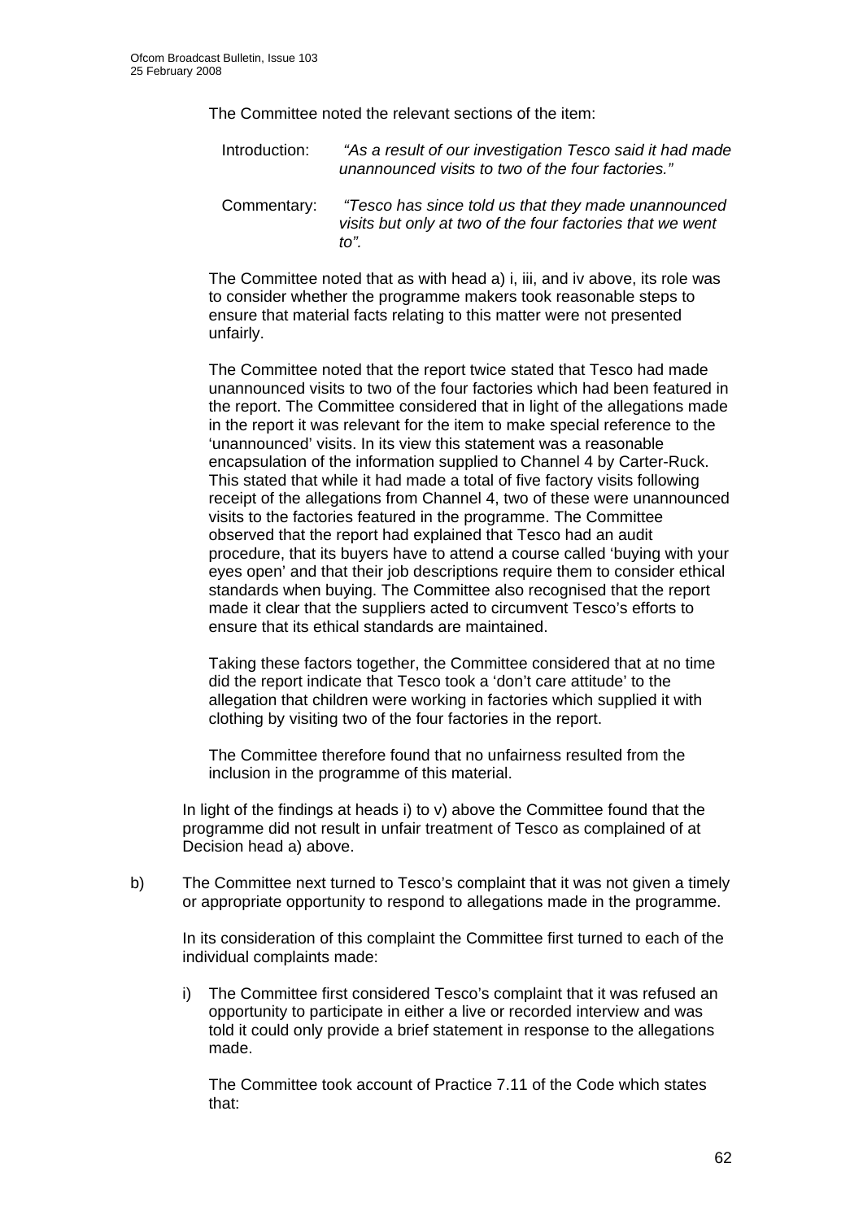The Committee noted the relevant sections of the item:

Introduction: *"As a result of our investigation Tesco said it had made unannounced visits to two of the four factories."*

Commentary: *"Tesco has since told us that they made unannounced visits but only at two of the four factories that we went to".*

The Committee noted that as with head a) i, iii, and iv above, its role was to consider whether the programme makers took reasonable steps to ensure that material facts relating to this matter were not presented unfairly.

The Committee noted that the report twice stated that Tesco had made unannounced visits to two of the four factories which had been featured in the report. The Committee considered that in light of the allegations made in the report it was relevant for the item to make special reference to the 'unannounced' visits. In its view this statement was a reasonable encapsulation of the information supplied to Channel 4 by Carter-Ruck. This stated that while it had made a total of five factory visits following receipt of the allegations from Channel 4, two of these were unannounced visits to the factories featured in the programme. The Committee observed that the report had explained that Tesco had an audit procedure, that its buyers have to attend a course called 'buying with your eyes open' and that their job descriptions require them to consider ethical standards when buying. The Committee also recognised that the report made it clear that the suppliers acted to circumvent Tesco's efforts to ensure that its ethical standards are maintained.

Taking these factors together, the Committee considered that at no time did the report indicate that Tesco took a 'don't care attitude' to the allegation that children were working in factories which supplied it with clothing by visiting two of the four factories in the report.

The Committee therefore found that no unfairness resulted from the inclusion in the programme of this material.

In light of the findings at heads i) to v) above the Committee found that the programme did not result in unfair treatment of Tesco as complained of at Decision head a) above.

b) The Committee next turned to Tesco's complaint that it was not given a timely or appropriate opportunity to respond to allegations made in the programme.

In its consideration of this complaint the Committee first turned to each of the individual complaints made:

i) The Committee first considered Tesco's complaint that it was refused an opportunity to participate in either a live or recorded interview and was told it could only provide a brief statement in response to the allegations made.

The Committee took account of Practice 7.11 of the Code which states that: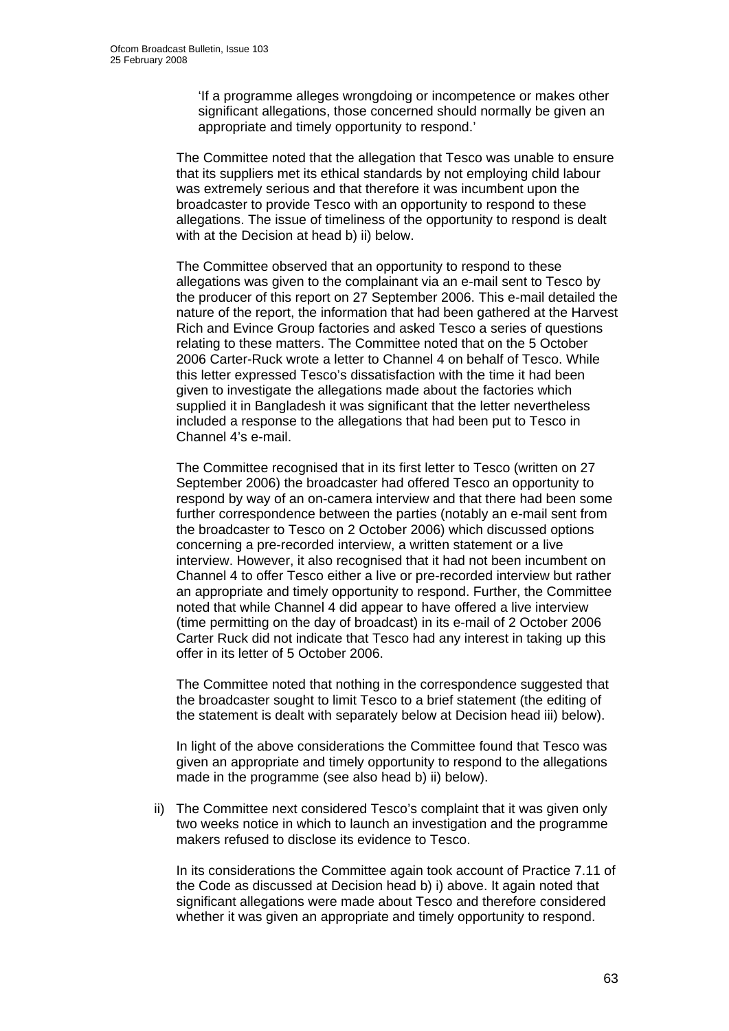'If a programme alleges wrongdoing or incompetence or makes other significant allegations, those concerned should normally be given an appropriate and timely opportunity to respond.'

The Committee noted that the allegation that Tesco was unable to ensure that its suppliers met its ethical standards by not employing child labour was extremely serious and that therefore it was incumbent upon the broadcaster to provide Tesco with an opportunity to respond to these allegations. The issue of timeliness of the opportunity to respond is dealt with at the Decision at head b) ii) below.

The Committee observed that an opportunity to respond to these allegations was given to the complainant via an e-mail sent to Tesco by the producer of this report on 27 September 2006. This e-mail detailed the nature of the report, the information that had been gathered at the Harvest Rich and Evince Group factories and asked Tesco a series of questions relating to these matters. The Committee noted that on the 5 October 2006 Carter-Ruck wrote a letter to Channel 4 on behalf of Tesco. While this letter expressed Tesco's dissatisfaction with the time it had been given to investigate the allegations made about the factories which supplied it in Bangladesh it was significant that the letter nevertheless included a response to the allegations that had been put to Tesco in Channel 4's e-mail.

The Committee recognised that in its first letter to Tesco (written on 27 September 2006) the broadcaster had offered Tesco an opportunity to respond by way of an on-camera interview and that there had been some further correspondence between the parties (notably an e-mail sent from the broadcaster to Tesco on 2 October 2006) which discussed options concerning a pre-recorded interview, a written statement or a live interview. However, it also recognised that it had not been incumbent on Channel 4 to offer Tesco either a live or pre-recorded interview but rather an appropriate and timely opportunity to respond. Further, the Committee noted that while Channel 4 did appear to have offered a live interview (time permitting on the day of broadcast) in its e-mail of 2 October 2006 Carter Ruck did not indicate that Tesco had any interest in taking up this offer in its letter of 5 October 2006.

The Committee noted that nothing in the correspondence suggested that the broadcaster sought to limit Tesco to a brief statement (the editing of the statement is dealt with separately below at Decision head iii) below).

In light of the above considerations the Committee found that Tesco was given an appropriate and timely opportunity to respond to the allegations made in the programme (see also head b) ii) below).

ii) The Committee next considered Tesco's complaint that it was given only two weeks notice in which to launch an investigation and the programme makers refused to disclose its evidence to Tesco.

In its considerations the Committee again took account of Practice 7.11 of the Code as discussed at Decision head b) i) above. It again noted that significant allegations were made about Tesco and therefore considered whether it was given an appropriate and timely opportunity to respond.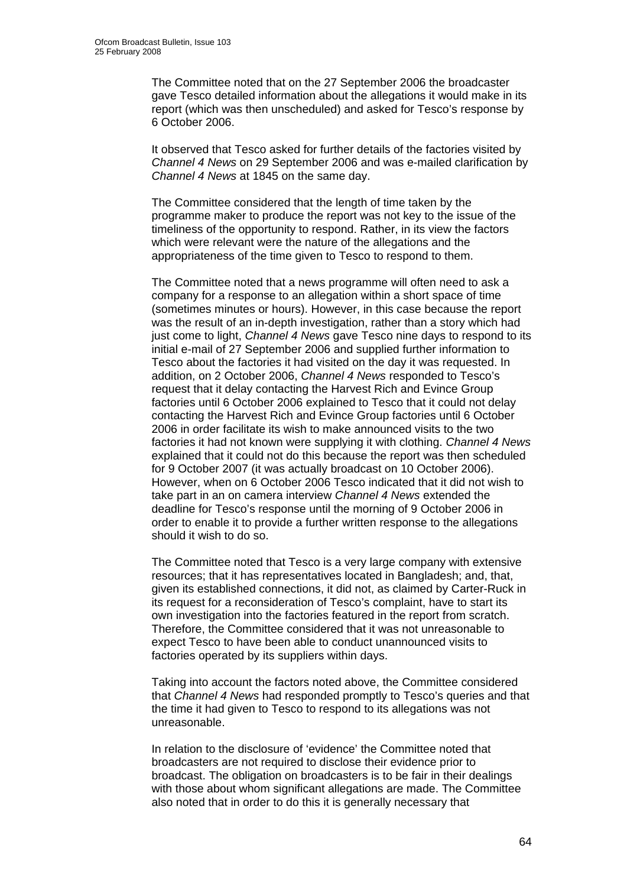The Committee noted that on the 27 September 2006 the broadcaster gave Tesco detailed information about the allegations it would make in its report (which was then unscheduled) and asked for Tesco's response by 6 October 2006.

It observed that Tesco asked for further details of the factories visited by *Channel 4 News* on 29 September 2006 and was e-mailed clarification by *Channel 4 News* at 1845 on the same day.

The Committee considered that the length of time taken by the programme maker to produce the report was not key to the issue of the timeliness of the opportunity to respond. Rather, in its view the factors which were relevant were the nature of the allegations and the appropriateness of the time given to Tesco to respond to them.

The Committee noted that a news programme will often need to ask a company for a response to an allegation within a short space of time (sometimes minutes or hours). However, in this case because the report was the result of an in-depth investigation, rather than a story which had just come to light, *Channel 4 News* gave Tesco nine days to respond to its initial e-mail of 27 September 2006 and supplied further information to Tesco about the factories it had visited on the day it was requested. In addition, on 2 October 2006, *Channel 4 News* responded to Tesco's request that it delay contacting the Harvest Rich and Evince Group factories until 6 October 2006 explained to Tesco that it could not delay contacting the Harvest Rich and Evince Group factories until 6 October 2006 in order facilitate its wish to make announced visits to the two factories it had not known were supplying it with clothing. *Channel 4 News* explained that it could not do this because the report was then scheduled for 9 October 2007 (it was actually broadcast on 10 October 2006). However, when on 6 October 2006 Tesco indicated that it did not wish to take part in an on camera interview *Channel 4 News* extended the deadline for Tesco's response until the morning of 9 October 2006 in order to enable it to provide a further written response to the allegations should it wish to do so.

The Committee noted that Tesco is a very large company with extensive resources; that it has representatives located in Bangladesh; and, that, given its established connections, it did not, as claimed by Carter-Ruck in its request for a reconsideration of Tesco's complaint, have to start its own investigation into the factories featured in the report from scratch. Therefore, the Committee considered that it was not unreasonable to expect Tesco to have been able to conduct unannounced visits to factories operated by its suppliers within days.

Taking into account the factors noted above, the Committee considered that *Channel 4 News* had responded promptly to Tesco's queries and that the time it had given to Tesco to respond to its allegations was not unreasonable.

In relation to the disclosure of 'evidence' the Committee noted that broadcasters are not required to disclose their evidence prior to broadcast. The obligation on broadcasters is to be fair in their dealings with those about whom significant allegations are made. The Committee also noted that in order to do this it is generally necessary that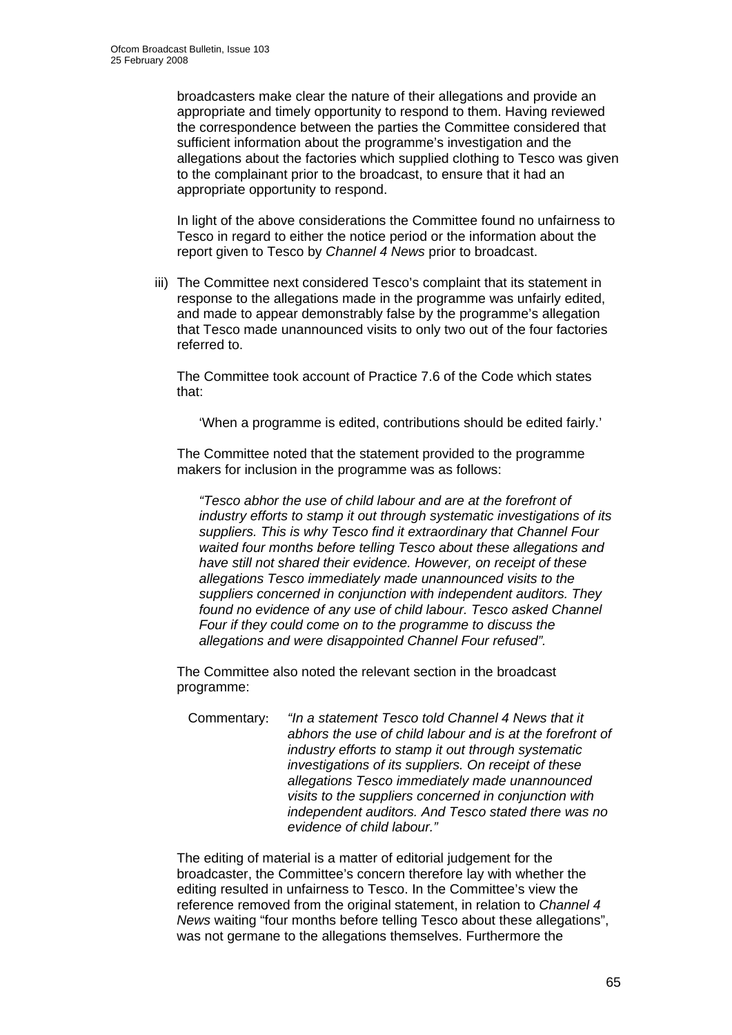broadcasters make clear the nature of their allegations and provide an appropriate and timely opportunity to respond to them. Having reviewed the correspondence between the parties the Committee considered that sufficient information about the programme's investigation and the allegations about the factories which supplied clothing to Tesco was given to the complainant prior to the broadcast, to ensure that it had an appropriate opportunity to respond.

In light of the above considerations the Committee found no unfairness to Tesco in regard to either the notice period or the information about the report given to Tesco by *Channel 4 News* prior to broadcast.

iii) The Committee next considered Tesco's complaint that its statement in response to the allegations made in the programme was unfairly edited, and made to appear demonstrably false by the programme's allegation that Tesco made unannounced visits to only two out of the four factories referred to.

The Committee took account of Practice 7.6 of the Code which states that:

> 'When a programme is edited, contributions should be edited fairly.'

The Committee noted that the statement provided to the programme makers for inclusion in the programme was as follows:

> *"Tesco abhor the use of child labour and are at the forefront of industry efforts to stamp it out through systematic investigations of its suppliers. This is why Tesco find it extraordinary that Channel Four waited four months before telling Tesco about these allegations and have still not shared their evidence. However, on receipt of these allegations Tesco immediately made unannounced visits to the suppliers concerned in conjunction with independent auditors. They found no evidence of any use of child labour. Tesco asked Channel Four if they could come on to the programme to discuss the allegations and were disappointed Channel Four refused".*

The Committee also noted the relevant section in the broadcast programme:

> Commentary: *"In a statement Tesco told Channel 4 News that it abhors the use of child labour and is at the forefront of industry efforts to stamp it out through systematic investigations of its suppliers. On receipt of these allegations Tesco immediately made unannounced visits to the suppliers concerned in conjunction with independent auditors. And Tesco stated there was no evidence of child labour."*

The editing of material is a matter of editorial judgement for the broadcaster, the Committee's concern therefore lay with whether the editing resulted in unfairness to Tesco. In the Committee's view the reference removed from the original statement, in relation to *Channel 4 News* waiting "four months before telling Tesco about these allegations", was not germane to the allegations themselves. Furthermore the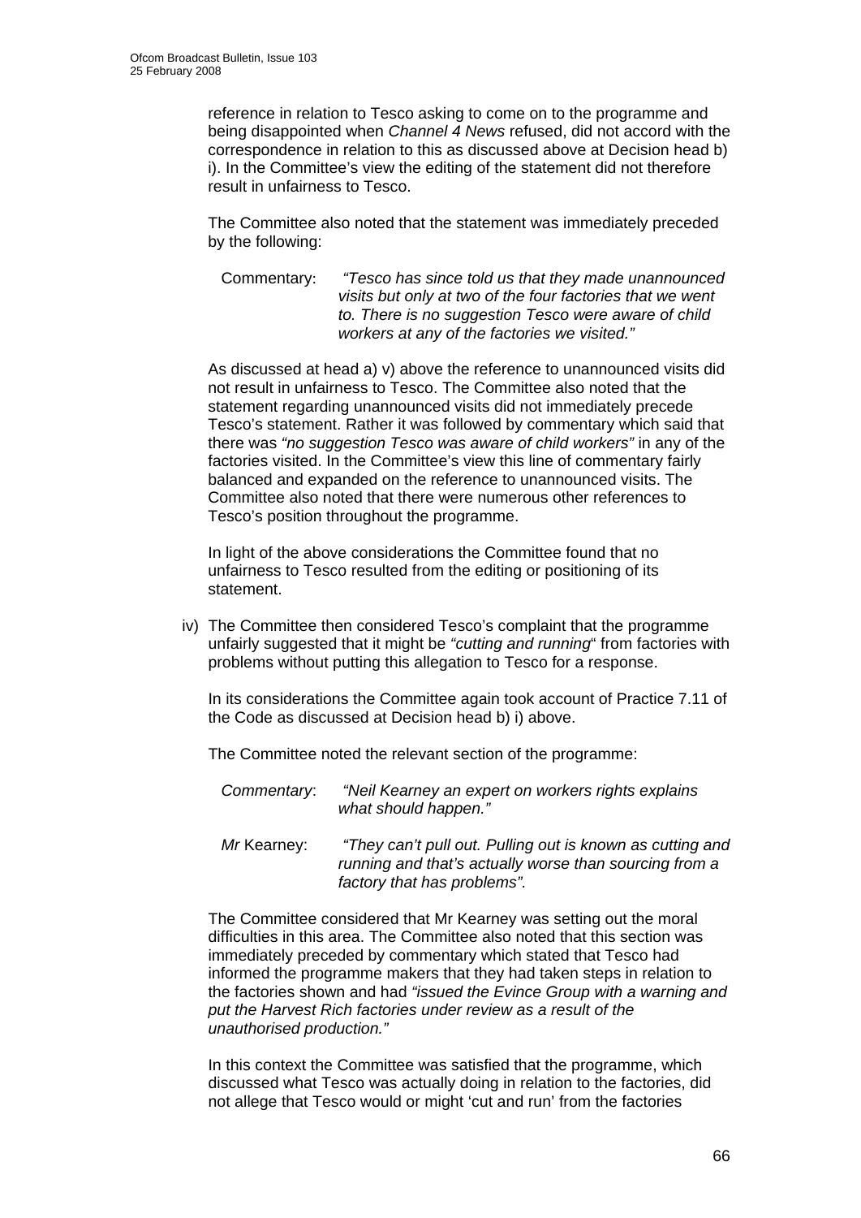reference in relation to Tesco asking to come on to the programme and being disappointed when *Channel 4 News* refused, did not accord with the correspondence in relation to this as discussed above at Decision head b) i). In the Committee's view the editing of the statement did not therefore result in unfairness to Tesco.

The Committee also noted that the statement was immediately preceded by the following:

> Commentary: *"Tesco has since told us that they made unannounced visits but only at two of the four factories that we went to. There is no suggestion Tesco were aware of child workers at any of the factories we visited."*

As discussed at head a) v) above the reference to unannounced visits did not result in unfairness to Tesco. The Committee also noted that the statement regarding unannounced visits did not immediately precede Tesco's statement. Rather it was followed by commentary which said that there was *"no suggestion Tesco was aware of child workers"* in any of the factories visited. In the Committee's view this line of commentary fairly balanced and expanded on the reference to unannounced visits. The Committee also noted that there were numerous other references to Tesco's position throughout the programme.

In light of the above considerations the Committee found that no unfairness to Tesco resulted from the editing or positioning of its statement.

iv) The Committee then considered Tesco's complaint that the programme unfairly suggested that it might be *"cutting and running*" from factories with problems without putting this allegation to Tesco for a response.

In its considerations the Committee again took account of Practice 7.11 of the Code as discussed at Decision head b) i) above.

The Committee noted the relevant section of the programme:

> *Commentary*: *"Neil Kearney an expert on workers rights explains what should happen."*
>
> *Mr* Kearney: *"They can't pull out. Pulling out is known as cutting and running and that's actually worse than sourcing from a factory that has problems"*.

The Committee considered that Mr Kearney was setting out the moral difficulties in this area. The Committee also noted that this section was immediately preceded by commentary which stated that Tesco had informed the programme makers that they had taken steps in relation to the factories shown and had *"issued the Evince Group with a warning and put the Harvest Rich factories under review as a result of the unauthorised production."*

In this context the Committee was satisfied that the programme, which discussed what Tesco was actually doing in relation to the factories, did not allege that Tesco would or might 'cut and run' from the factories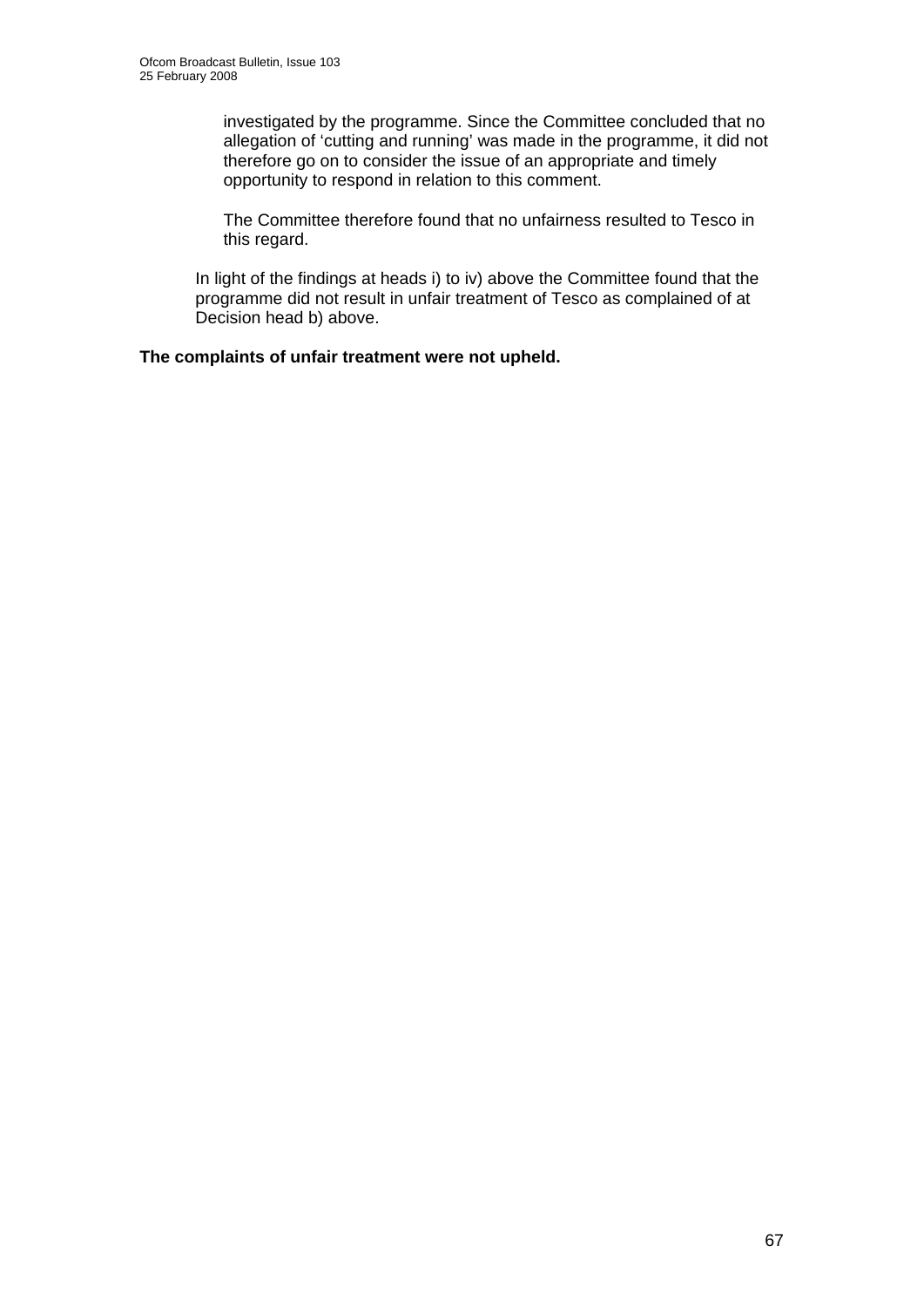investigated by the programme. Since the Committee concluded that no allegation of 'cutting and running' was made in the programme, it did not therefore go on to consider the issue of an appropriate and timely opportunity to respond in relation to this comment.

The Committee therefore found that no unfairness resulted to Tesco in this regard.

In light of the findings at heads i) to iv) above the Committee found that the programme did not result in unfair treatment of Tesco as complained of at Decision head b) above.

**The complaints of unfair treatment were not upheld.**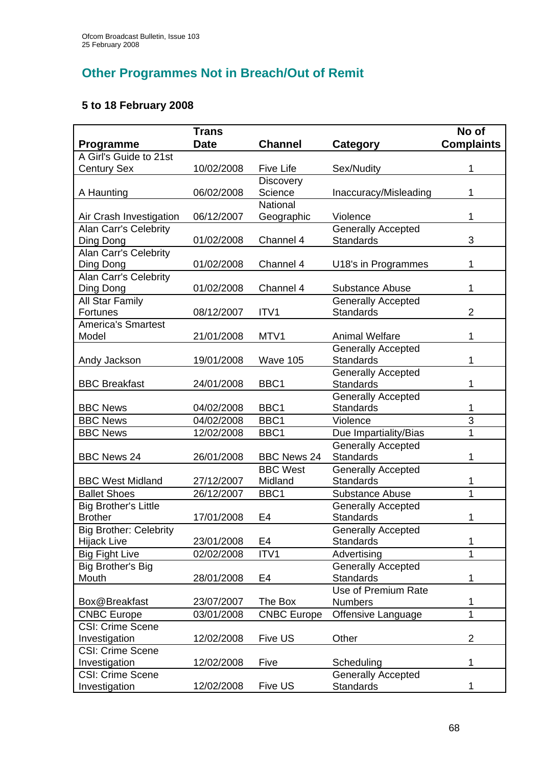## Other Programmes Not in Breach/Out of Remit

### 5 to 18 February 2008

| Programme | Trans Date | Channel | Category | No of Complaints |
|---|---|---|---|---|
| A Girl's Guide to 21st Century Sex | 10/02/2008 | Five Life | Sex/Nudity | 1 |
| A Haunting | 06/02/2008 | Discovery Science | Inaccuracy/Misleading | 1 |
| Air Crash Investigation | 06/12/2007 | National Geographic | Violence | 1 |
| Alan Carr's Celebrity Ding Dong | 01/02/2008 | Channel 4 | Generally Accepted Standards | 3 |
| Alan Carr's Celebrity Ding Dong | 01/02/2008 | Channel 4 | U18's in Programmes | 1 |
| Alan Carr's Celebrity Ding Dong | 01/02/2008 | Channel 4 | Substance Abuse | 1 |
| All Star Family Fortunes | 08/12/2007 | ITV1 | Generally Accepted Standards | 2 |
| America's Smartest Model | 21/01/2008 | MTV1 | Animal Welfare | 1 |
| Andy Jackson | 19/01/2008 | Wave 105 | Generally Accepted Standards | 1 |
| BBC Breakfast | 24/01/2008 | BBC1 | Generally Accepted Standards | 1 |
| BBC News | 04/02/2008 | BBC1 | Generally Accepted Standards | 1 |
| BBC News | 04/02/2008 | BBC1 | Violence | 3 |
| BBC News | 12/02/2008 | BBC1 | Due Impartiality/Bias | 1 |
| BBC News 24 | 26/01/2008 | BBC News 24 | Generally Accepted Standards | 1 |
| BBC West Midland | 27/12/2007 | BBC West Midland | Generally Accepted Standards | 1 |
| Ballet Shoes | 26/12/2007 | BBC1 | Substance Abuse | 1 |
| Big Brother's Little Brother | 17/01/2008 | E4 | Generally Accepted Standards | 1 |
| Big Brother: Celebrity Hijack Live | 23/01/2008 | E4 | Generally Accepted Standards | 1 |
| Big Fight Live | 02/02/2008 | ITV1 | Advertising | 1 |
| Big Brother's Big Mouth | 28/01/2008 | E4 | Generally Accepted Standards | 1 |
| Box@Breakfast | 23/07/2007 | The Box | Use of Premium Rate Numbers | 1 |
| CNBC Europe | 03/01/2008 | CNBC Europe | Offensive Language | 1 |
| CSI: Crime Scene Investigation | 12/02/2008 | Five US | Other | 2 |
| CSI: Crime Scene Investigation | 12/02/2008 | Five | Scheduling | 1 |
| CSI: Crime Scene Investigation | 12/02/2008 | Five US | Generally Accepted Standards | 1 |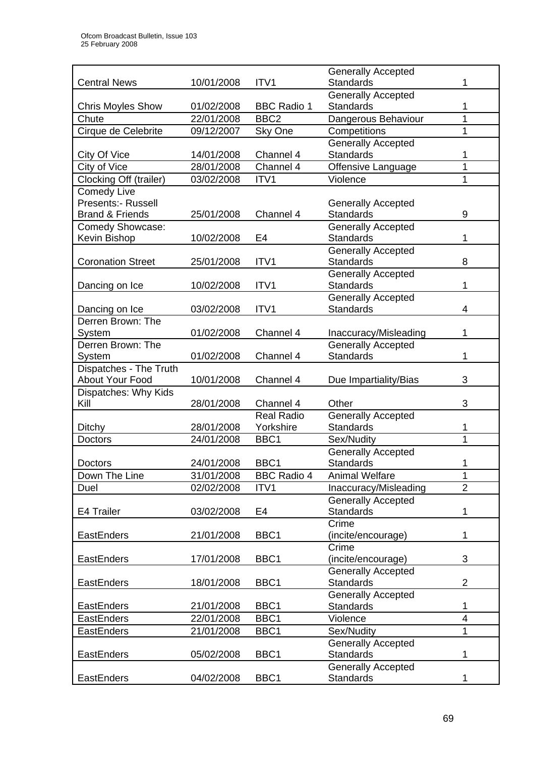| | | | | |
|---|---|---|---|---|
| Central News | 10/01/2008 | ITV1 | Generally Accepted Standards | 1 |
| Chris Moyles Show | 01/02/2008 | BBC Radio 1 | Generally Accepted Standards | 1 |
| Chute | 22/01/2008 | BBC2 | Dangerous Behaviour | 1 |
| Cirque de Celebrite | 09/12/2007 | Sky One | Competitions | 1 |
| City Of Vice | 14/01/2008 | Channel 4 | Generally Accepted Standards | 1 |
| City of Vice | 28/01/2008 | Channel 4 | Offensive Language | 1 |
| Clocking Off (trailer) | 03/02/2008 | ITV1 | Violence | 1 |
| Comedy Live Presents:- Russell Brand & Friends | 25/01/2008 | Channel 4 | Generally Accepted Standards | 9 |
| Comedy Showcase: Kevin Bishop | 10/02/2008 | E4 | Generally Accepted Standards | 1 |
| Coronation Street | 25/01/2008 | ITV1 | Generally Accepted Standards | 8 |
| Dancing on Ice | 10/02/2008 | ITV1 | Generally Accepted Standards | 1 |
| Dancing on Ice | 03/02/2008 | ITV1 | Generally Accepted Standards | 4 |
| Derren Brown: The System | 01/02/2008 | Channel 4 | Inaccuracy/Misleading | 1 |
| Derren Brown: The System | 01/02/2008 | Channel 4 | Generally Accepted Standards | 1 |
| Dispatches - The Truth About Your Food | 10/01/2008 | Channel 4 | Due Impartiality/Bias | 3 |
| Dispatches: Why Kids Kill | 28/01/2008 | Channel 4 | Other | 3 |
| Ditchy | 28/01/2008 | Real Radio Yorkshire | Generally Accepted Standards | 1 |
| Doctors | 24/01/2008 | BBC1 | Sex/Nudity | 1 |
| Doctors | 24/01/2008 | BBC1 | Generally Accepted Standards | 1 |
| Down The Line | 31/01/2008 | BBC Radio 4 | Animal Welfare | 1 |
| Duel | 02/02/2008 | ITV1 | Inaccuracy/Misleading | 2 |
| E4 Trailer | 03/02/2008 | E4 | Generally Accepted Standards | 1 |
| EastEnders | 21/01/2008 | BBC1 | Crime (incite/encourage) | 1 |
| EastEnders | 17/01/2008 | BBC1 | Crime (incite/encourage) | 3 |
| EastEnders | 18/01/2008 | BBC1 | Generally Accepted Standards | 2 |
| EastEnders | 21/01/2008 | BBC1 | Generally Accepted Standards | 1 |
| EastEnders | 22/01/2008 | BBC1 | Violence | 4 |
| EastEnders | 21/01/2008 | BBC1 | Sex/Nudity | 1 |
| EastEnders | 05/02/2008 | BBC1 | Generally Accepted Standards | 1 |
| EastEnders | 04/02/2008 | BBC1 | Generally Accepted Standards | 1 |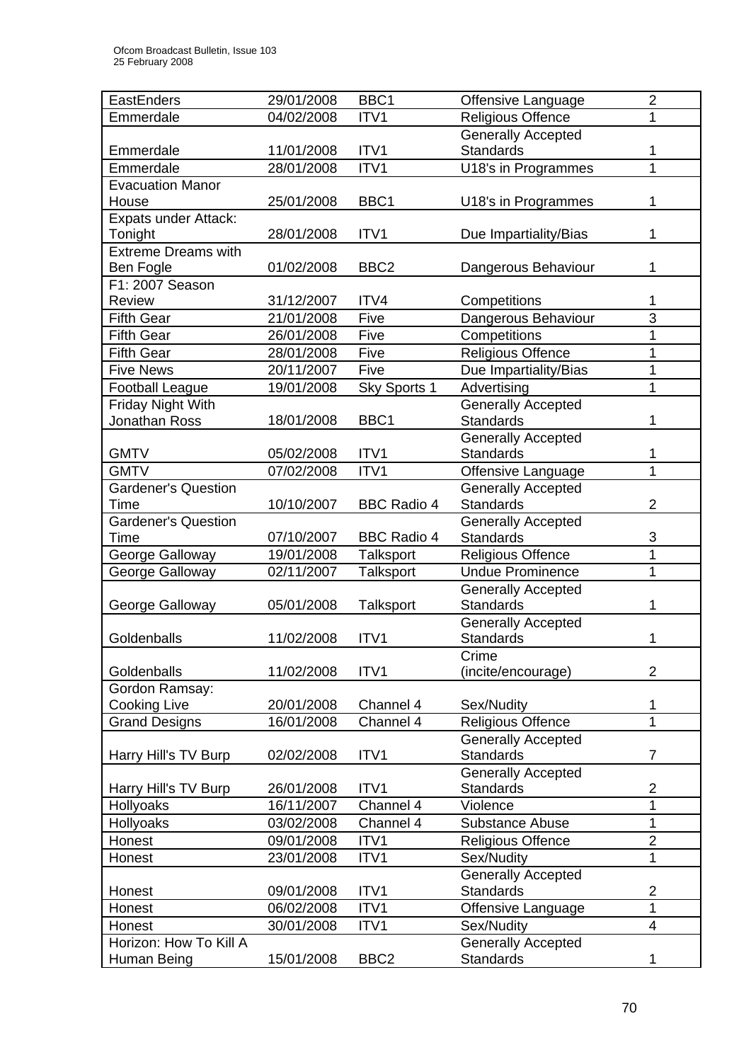| EastEnders | 29/01/2008 | BBC1 | Offensive Language | 2 |
|---|---|---|---|---|
| Emmerdale | 04/02/2008 | ITV1 | Religious Offence | 1 |
| Emmerdale | 11/01/2008 | ITV1 | Generally Accepted Standards | 1 |
| Emmerdale | 28/01/2008 | ITV1 | U18's in Programmes | 1 |
| Evacuation Manor House | 25/01/2008 | BBC1 | U18's in Programmes | 1 |
| Expats under Attack: Tonight | 28/01/2008 | ITV1 | Due Impartiality/Bias | 1 |
| Extreme Dreams with Ben Fogle | 01/02/2008 | BBC2 | Dangerous Behaviour | 1 |
| F1: 2007 Season Review | 31/12/2007 | ITV4 | Competitions | 1 |
| Fifth Gear | 21/01/2008 | Five | Dangerous Behaviour | 3 |
| Fifth Gear | 26/01/2008 | Five | Competitions | 1 |
| Fifth Gear | 28/01/2008 | Five | Religious Offence | 1 |
| Five News | 20/11/2007 | Five | Due Impartiality/Bias | 1 |
| Football League | 19/01/2008 | Sky Sports 1 | Advertising | 1 |
| Friday Night With Jonathan Ross | 18/01/2008 | BBC1 | Generally Accepted Standards | 1 |
| GMTV | 05/02/2008 | ITV1 | Generally Accepted Standards | 1 |
| GMTV | 07/02/2008 | ITV1 | Offensive Language | 1 |
| Gardener's Question Time | 10/10/2007 | BBC Radio 4 | Generally Accepted Standards | 2 |
| Gardener's Question Time | 07/10/2007 | BBC Radio 4 | Generally Accepted Standards | 3 |
| George Galloway | 19/01/2008 | Talksport | Religious Offence | 1 |
| George Galloway | 02/11/2007 | Talksport | Undue Prominence | 1 |
| George Galloway | 05/01/2008 | Talksport | Generally Accepted Standards | 1 |
| Goldenballs | 11/02/2008 | ITV1 | Generally Accepted Standards | 1 |
| Goldenballs | 11/02/2008 | ITV1 | Crime (incite/encourage) | 2 |
| Gordon Ramsay: Cooking Live | 20/01/2008 | Channel 4 | Sex/Nudity | 1 |
| Grand Designs | 16/01/2008 | Channel 4 | Religious Offence | 1 |
| Harry Hill's TV Burp | 02/02/2008 | ITV1 | Generally Accepted Standards | 7 |
| Harry Hill's TV Burp | 26/01/2008 | ITV1 | Generally Accepted Standards | 2 |
| Hollyoaks | 16/11/2007 | Channel 4 | Violence | 1 |
| Hollyoaks | 03/02/2008 | Channel 4 | Substance Abuse | 1 |
| Honest | 09/01/2008 | ITV1 | Religious Offence | 2 |
| Honest | 23/01/2008 | ITV1 | Sex/Nudity | 1 |
| Honest | 09/01/2008 | ITV1 | Generally Accepted Standards | 2 |
| Honest | 06/02/2008 | ITV1 | Offensive Language | 1 |
| Honest | 30/01/2008 | ITV1 | Sex/Nudity | 4 |
| Horizon: How To Kill A Human Being | 15/01/2008 | BBC2 | Generally Accepted Standards | 1 |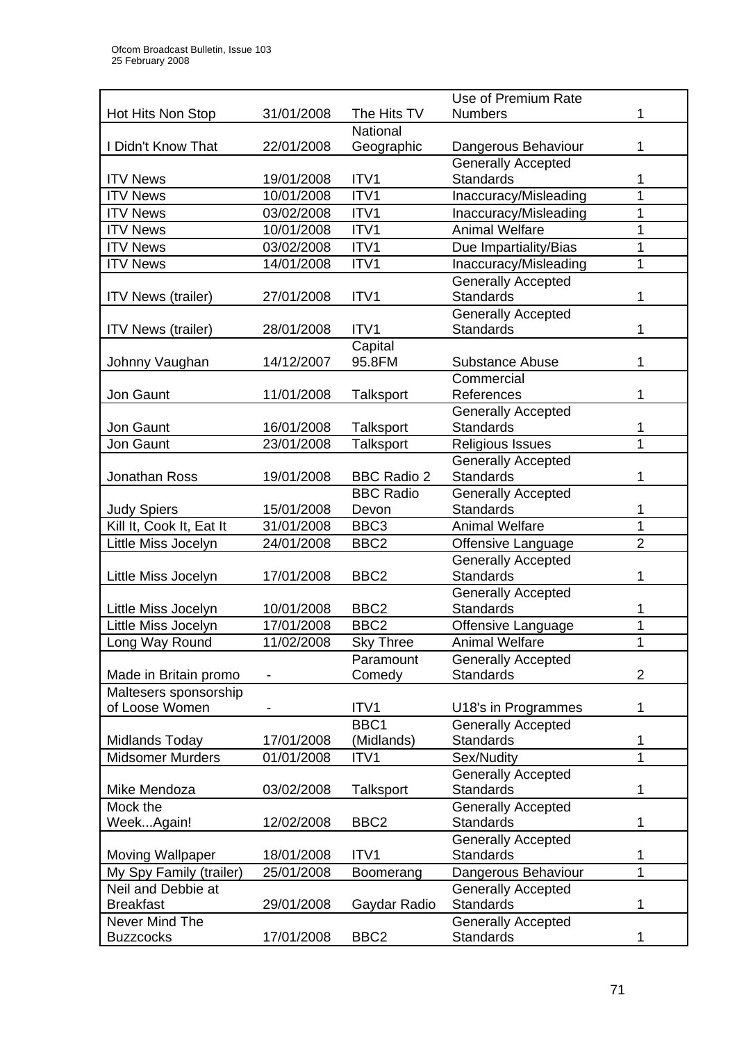| Hot Hits Non Stop | 31/01/2008 | The Hits TV | Use of Premium Rate Numbers | 1 |
|---|---|---|---|---|
| I Didn't Know That | 22/01/2008 | National Geographic | Dangerous Behaviour | 1 |
| ITV News | 19/01/2008 | ITV1 | Generally Accepted Standards | 1 |
| ITV News | 10/01/2008 | ITV1 | Inaccuracy/Misleading | 1 |
| ITV News | 03/02/2008 | ITV1 | Inaccuracy/Misleading | 1 |
| ITV News | 10/01/2008 | ITV1 | Animal Welfare | 1 |
| ITV News | 03/02/2008 | ITV1 | Due Impartiality/Bias | 1 |
| ITV News | 14/01/2008 | ITV1 | Inaccuracy/Misleading | 1 |
| ITV News (trailer) | 27/01/2008 | ITV1 | Generally Accepted Standards | 1 |
| ITV News (trailer) | 28/01/2008 | ITV1 | Generally Accepted Standards | 1 |
| Johnny Vaughan | 14/12/2007 | Capital 95.8FM | Substance Abuse | 1 |
| Jon Gaunt | 11/01/2008 | Talksport | Commercial References | 1 |
| Jon Gaunt | 16/01/2008 | Talksport | Generally Accepted Standards | 1 |
| Jon Gaunt | 23/01/2008 | Talksport | Religious Issues | 1 |
| Jonathan Ross | 19/01/2008 | BBC Radio 2 | Generally Accepted Standards | 1 |
| Judy Spiers | 15/01/2008 | BBC Radio Devon | Generally Accepted Standards | 1 |
| Kill It, Cook It, Eat It | 31/01/2008 | BBC3 | Animal Welfare | 1 |
| Little Miss Jocelyn | 24/01/2008 | BBC2 | Offensive Language | 2 |
| Little Miss Jocelyn | 17/01/2008 | BBC2 | Generally Accepted Standards | 1 |
| Little Miss Jocelyn | 10/01/2008 | BBC2 | Generally Accepted Standards | 1 |
| Little Miss Jocelyn | 17/01/2008 | BBC2 | Offensive Language | 1 |
| Long Way Round | 11/02/2008 | Sky Three | Animal Welfare | 1 |
| Made in Britain promo | - | Paramount Comedy | Generally Accepted Standards | 2 |
| Maltesers sponsorship of Loose Women | - | ITV1 | U18's in Programmes | 1 |
| Midlands Today | 17/01/2008 | BBC1 (Midlands) | Generally Accepted Standards | 1 |
| Midsomer Murders | 01/01/2008 | ITV1 | Sex/Nudity | 1 |
| Mike Mendoza | 03/02/2008 | Talksport | Generally Accepted Standards | 1 |
| Mock the Week...Again! | 12/02/2008 | BBC2 | Generally Accepted Standards | 1 |
| Moving Wallpaper | 18/01/2008 | ITV1 | Generally Accepted Standards | 1 |
| My Spy Family (trailer) | 25/01/2008 | Boomerang | Dangerous Behaviour | 1 |
| Neil and Debbie at Breakfast | 29/01/2008 | Gaydar Radio | Generally Accepted Standards | 1 |
| Never Mind The Buzzcocks | 17/01/2008 | BBC2 | Generally Accepted Standards | 1 |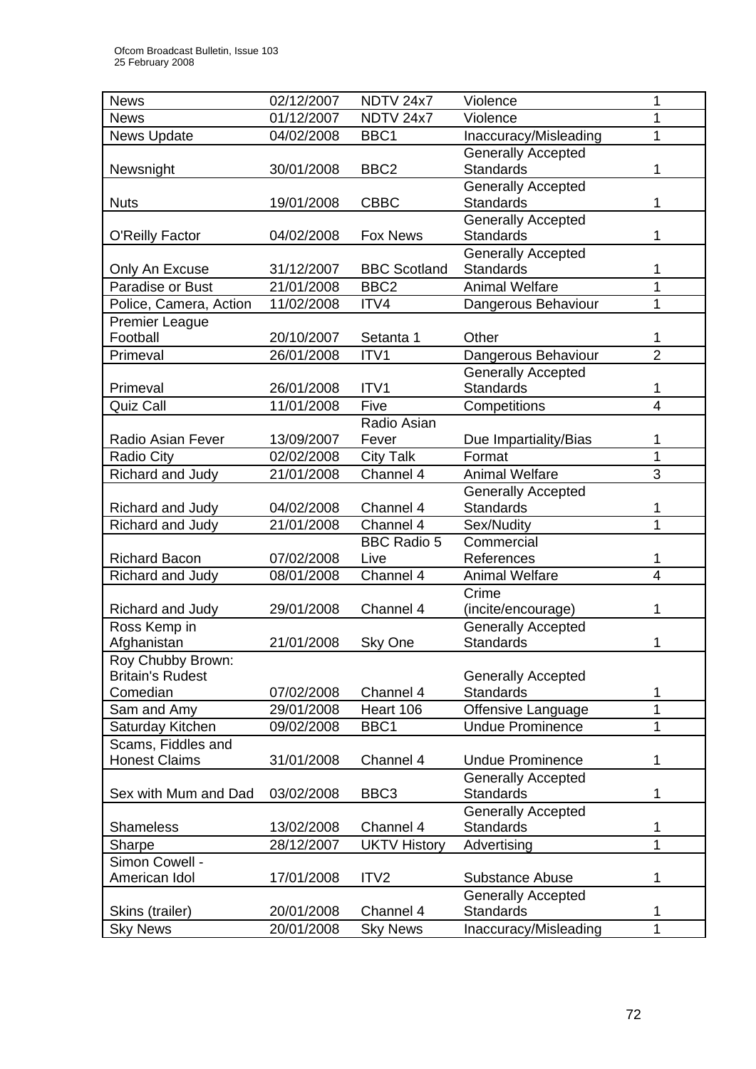| News | 02/12/2007 | NDTV 24x7 | Violence | 1 |
|---|---|---|---|---|
| News | 01/12/2007 | NDTV 24x7 | Violence | 1 |
| News Update | 04/02/2008 | BBC1 | Inaccuracy/Misleading | 1 |
| Newsnight | 30/01/2008 | BBC2 | Generally Accepted Standards | 1 |
| Nuts | 19/01/2008 | CBBC | Generally Accepted Standards | 1 |
| O'Reilly Factor | 04/02/2008 | Fox News | Generally Accepted Standards | 1 |
| Only An Excuse | 31/12/2007 | BBC Scotland | Generally Accepted Standards | 1 |
| Paradise or Bust | 21/01/2008 | BBC2 | Animal Welfare | 1 |
| Police, Camera, Action | 11/02/2008 | ITV4 | Dangerous Behaviour | 1 |
| Premier League Football | 20/10/2007 | Setanta 1 | Other | 1 |
| Primeval | 26/01/2008 | ITV1 | Dangerous Behaviour | 2 |
| Primeval | 26/01/2008 | ITV1 | Generally Accepted Standards | 1 |
| Quiz Call | 11/01/2008 | Five | Competitions | 4 |
| Radio Asian Fever | 13/09/2007 | Radio Asian Fever | Due Impartiality/Bias | 1 |
| Radio City | 02/02/2008 | City Talk | Format | 1 |
| Richard and Judy | 21/01/2008 | Channel 4 | Animal Welfare | 3 |
| Richard and Judy | 04/02/2008 | Channel 4 | Generally Accepted Standards | 1 |
| Richard and Judy | 21/01/2008 | Channel 4 | Sex/Nudity | 1 |
| Richard Bacon | 07/02/2008 | BBC Radio 5 Live | Commercial References | 1 |
| Richard and Judy | 08/01/2008 | Channel 4 | Animal Welfare | 4 |
| Richard and Judy | 29/01/2008 | Channel 4 | Crime (incite/encourage) | 1 |
| Ross Kemp in Afghanistan | 21/01/2008 | Sky One | Generally Accepted Standards | 1 |
| Roy Chubby Brown: Britain's Rudest Comedian | 07/02/2008 | Channel 4 | Generally Accepted Standards | 1 |
| Sam and Amy | 29/01/2008 | Heart 106 | Offensive Language | 1 |
| Saturday Kitchen | 09/02/2008 | BBC1 | Undue Prominence | 1 |
| Scams, Fiddles and Honest Claims | 31/01/2008 | Channel 4 | Undue Prominence | 1 |
| Sex with Mum and Dad | 03/02/2008 | BBC3 | Generally Accepted Standards | 1 |
| Shameless | 13/02/2008 | Channel 4 | Generally Accepted Standards | 1 |
| Sharpe | 28/12/2007 | UKTV History | Advertising | 1 |
| Simon Cowell - American Idol | 17/01/2008 | ITV2 | Substance Abuse | 1 |
| Skins (trailer) | 20/01/2008 | Channel 4 | Generally Accepted Standards | 1 |
| Sky News | 20/01/2008 | Sky News | Inaccuracy/Misleading | 1 |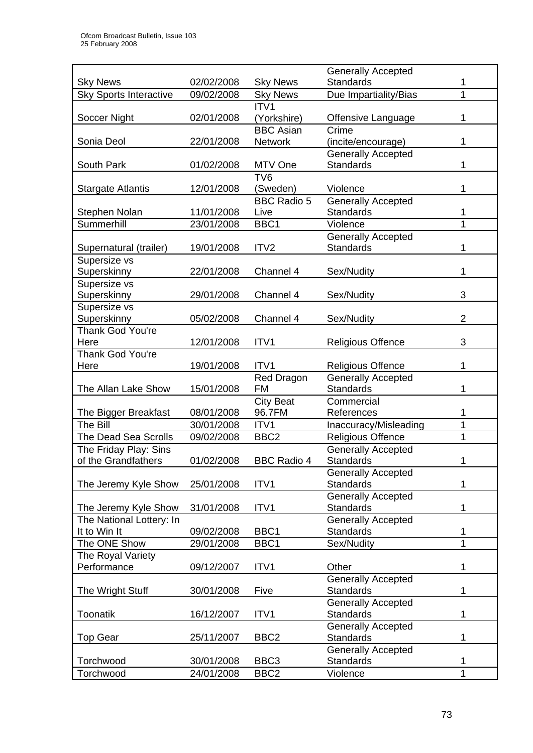| | | | | |
|---|---|---|---|---|
| Sky News | 02/02/2008 | Sky News | Generally Accepted Standards | 1 |
| Sky Sports Interactive | 09/02/2008 | Sky News | Due Impartiality/Bias | 1 |
| Soccer Night | 02/01/2008 | ITV1 (Yorkshire) | Offensive Language | 1 |
| Sonia Deol | 22/01/2008 | BBC Asian Network | Crime (incite/encourage) | 1 |
| South Park | 01/02/2008 | MTV One | Generally Accepted Standards | 1 |
| Stargate Atlantis | 12/01/2008 | TV6 (Sweden) | Violence | 1 |
| Stephen Nolan | 11/01/2008 | BBC Radio 5 Live | Generally Accepted Standards | 1 |
| Summerhill | 23/01/2008 | BBC1 | Violence | 1 |
| Supernatural (trailer) | 19/01/2008 | ITV2 | Generally Accepted Standards | 1 |
| Supersize vs Superskinny | 22/01/2008 | Channel 4 | Sex/Nudity | 1 |
| Supersize vs Superskinny | 29/01/2008 | Channel 4 | Sex/Nudity | 3 |
| Supersize vs Superskinny | 05/02/2008 | Channel 4 | Sex/Nudity | 2 |
| Thank God You're Here | 12/01/2008 | ITV1 | Religious Offence | 3 |
| Thank God You're Here | 19/01/2008 | ITV1 | Religious Offence | 1 |
| The Allan Lake Show | 15/01/2008 | Red Dragon FM | Generally Accepted Standards | 1 |
| The Bigger Breakfast | 08/01/2008 | City Beat 96.7FM | Commercial References | 1 |
| The Bill | 30/01/2008 | ITV1 | Inaccuracy/Misleading | 1 |
| The Dead Sea Scrolls | 09/02/2008 | BBC2 | Religious Offence | 1 |
| The Friday Play: Sins of the Grandfathers | 01/02/2008 | BBC Radio 4 | Generally Accepted Standards | 1 |
| The Jeremy Kyle Show | 25/01/2008 | ITV1 | Generally Accepted Standards | 1 |
| The Jeremy Kyle Show | 31/01/2008 | ITV1 | Generally Accepted Standards | 1 |
| The National Lottery: In It to Win It | 09/02/2008 | BBC1 | Generally Accepted Standards | 1 |
| The ONE Show | 29/01/2008 | BBC1 | Sex/Nudity | 1 |
| The Royal Variety Performance | 09/12/2007 | ITV1 | Other | 1 |
| The Wright Stuff | 30/01/2008 | Five | Generally Accepted Standards | 1 |
| Toonatik | 16/12/2007 | ITV1 | Generally Accepted Standards | 1 |
| Top Gear | 25/11/2007 | BBC2 | Generally Accepted Standards | 1 |
| Torchwood | 30/01/2008 | BBC3 | Generally Accepted Standards | 1 |
| Torchwood | 24/01/2008 | BBC2 | Violence | 1 |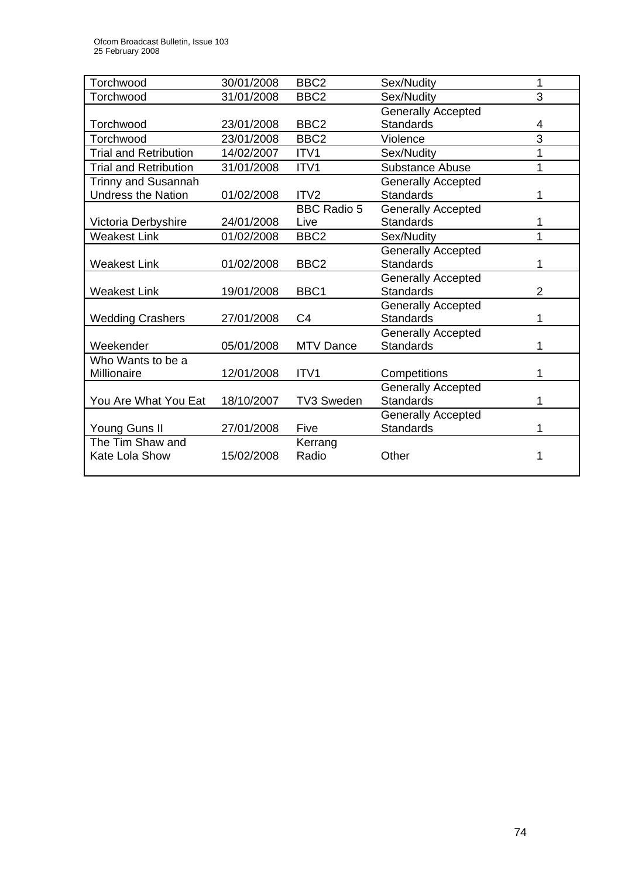| | | | | |
|---|---|---|---|---|
| Torchwood | 30/01/2008 | BBC2 | Sex/Nudity | 1 |
| Torchwood | 31/01/2008 | BBC2 | Sex/Nudity | 3 |
| Torchwood | 23/01/2008 | BBC2 | Generally Accepted Standards | 4 |
| Torchwood | 23/01/2008 | BBC2 | Violence | 3 |
| Trial and Retribution | 14/02/2007 | ITV1 | Sex/Nudity | 1 |
| Trial and Retribution | 31/01/2008 | ITV1 | Substance Abuse | 1 |
| Trinny and Susannah Undress the Nation | 01/02/2008 | ITV2 | Generally Accepted Standards | 1 |
| Victoria Derbyshire | 24/01/2008 | BBC Radio 5 Live | Generally Accepted Standards | 1 |
| Weakest Link | 01/02/2008 | BBC2 | Sex/Nudity | 1 |
| Weakest Link | 01/02/2008 | BBC2 | Generally Accepted Standards | 1 |
| Weakest Link | 19/01/2008 | BBC1 | Generally Accepted Standards | 2 |
| Wedding Crashers | 27/01/2008 | C4 | Generally Accepted Standards | 1 |
| Weekender | 05/01/2008 | MTV Dance | Generally Accepted Standards | 1 |
| Who Wants to be a Millionaire | 12/01/2008 | ITV1 | Competitions | 1 |
| You Are What You Eat | 18/10/2007 | TV3 Sweden | Generally Accepted Standards | 1 |
| Young Guns II | 27/01/2008 | Five | Generally Accepted Standards | 1 |
| The Tim Shaw and Kate Lola Show | 15/02/2008 | Kerrang Radio | Other | 1 |